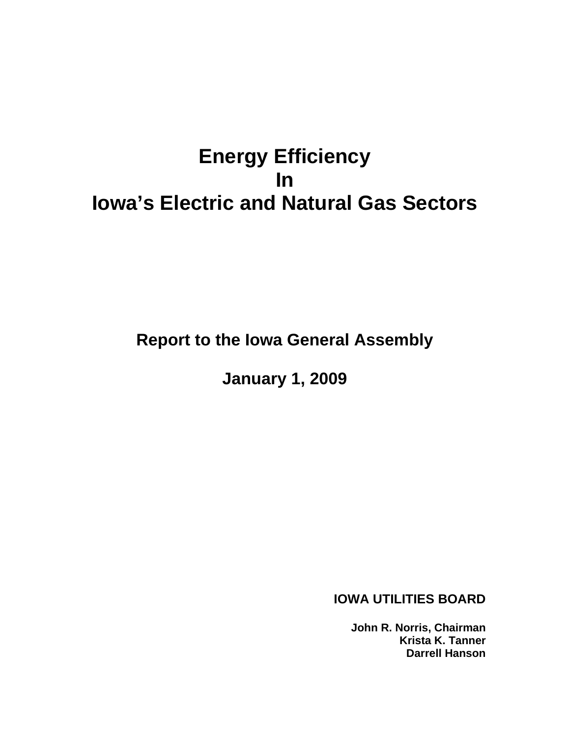# Energy Efficiency
# In
# Iowa's Electric and Natural Gas Sectors

**Report to the Iowa General Assembly**

**January 1, 2009**

**IOWA UTILITIES BOARD**

**John R. Norris, Chairman**
**Krista K. Tanner**
**Darrell Hanson**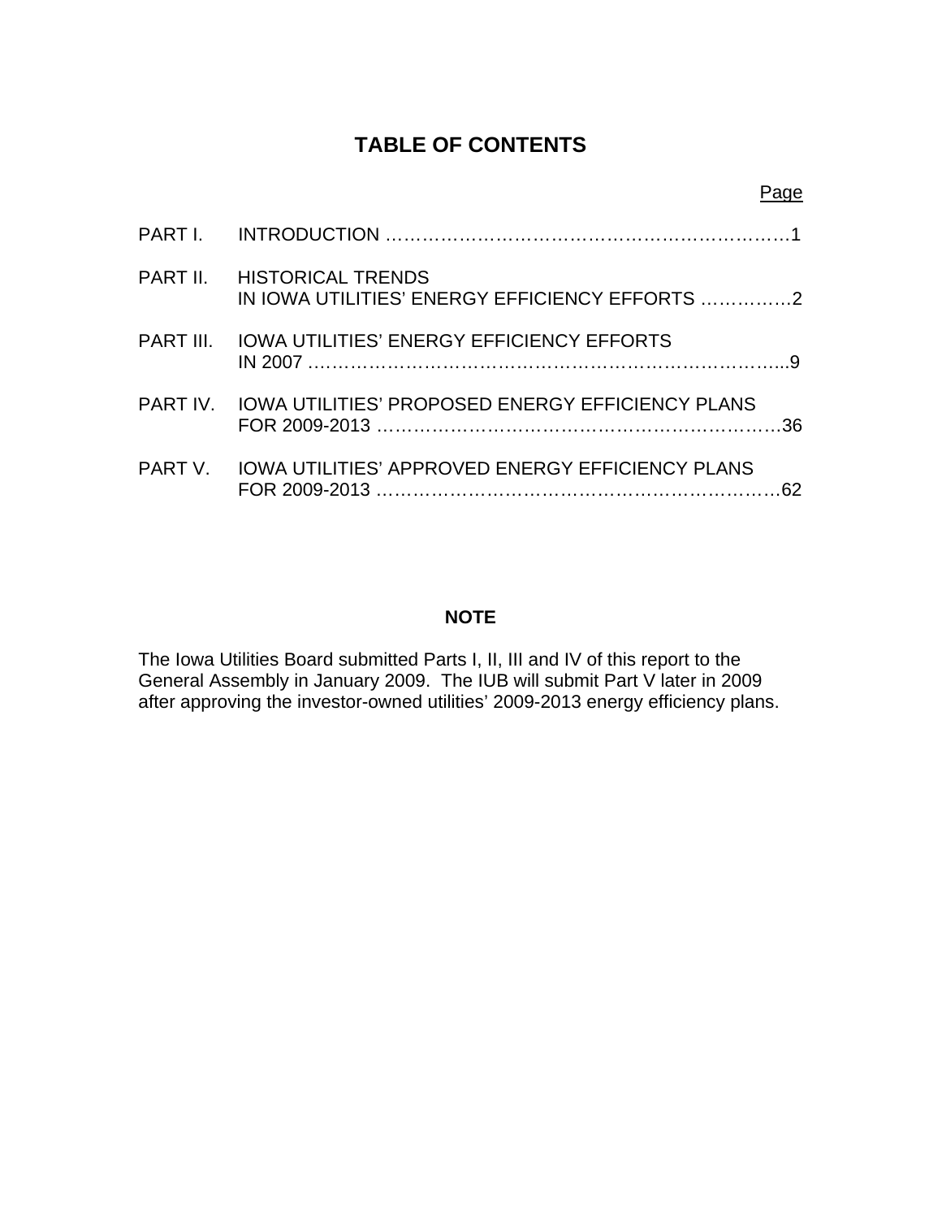# TABLE OF CONTENTS

| | | Page |
|---|---|---|
| PART I. | INTRODUCTION | 1 |
| PART II. | HISTORICAL TRENDS IN IOWA UTILITIES' ENERGY EFFICIENCY EFFORTS | 2 |
| PART III. | IOWA UTILITIES' ENERGY EFFICIENCY EFFORTS IN 2007 | 9 |
| PART IV. | IOWA UTILITIES' PROPOSED ENERGY EFFICIENCY PLANS FOR 2009-2013 | 36 |
| PART V. | IOWA UTILITIES' APPROVED ENERGY EFFICIENCY PLANS FOR 2009-2013 | 62 |

## NOTE

The Iowa Utilities Board submitted Parts I, II, III and IV of this report to the General Assembly in January 2009. The IUB will submit Part V later in 2009 after approving the investor-owned utilities' 2009-2013 energy efficiency plans.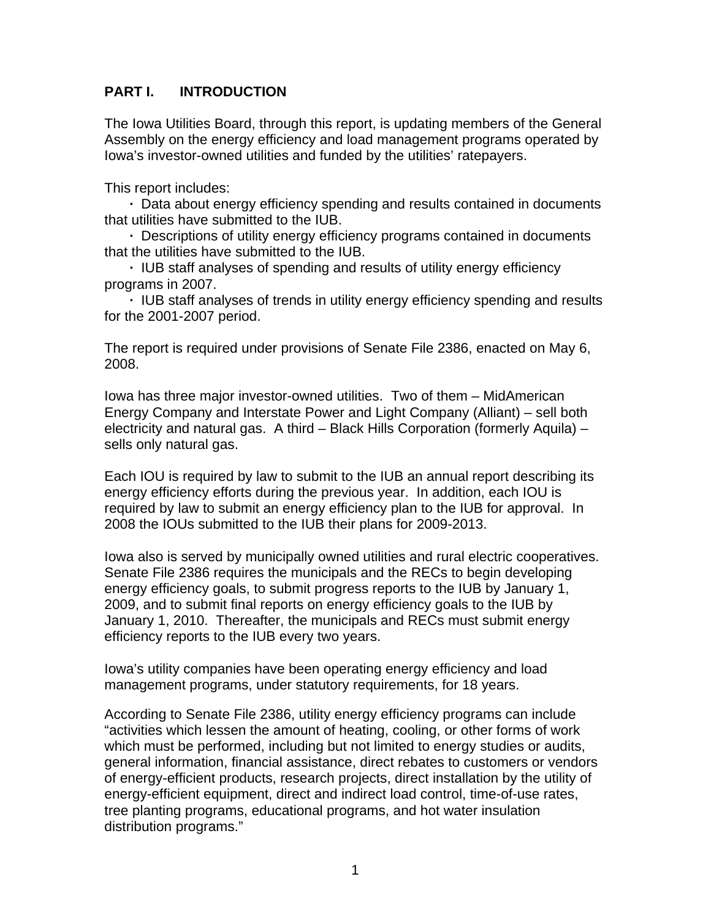## PART I. INTRODUCTION

The Iowa Utilities Board, through this report, is updating members of the General Assembly on the energy efficiency and load management programs operated by Iowa's investor-owned utilities and funded by the utilities' ratepayers.

This report includes:

- Data about energy efficiency spending and results contained in documents that utilities have submitted to the IUB.
- Descriptions of utility energy efficiency programs contained in documents that the utilities have submitted to the IUB.
- IUB staff analyses of spending and results of utility energy efficiency programs in 2007.
- IUB staff analyses of trends in utility energy efficiency spending and results for the 2001-2007 period.

The report is required under provisions of Senate File 2386, enacted on May 6, 2008.

Iowa has three major investor-owned utilities. Two of them – MidAmerican Energy Company and Interstate Power and Light Company (Alliant) – sell both electricity and natural gas. A third – Black Hills Corporation (formerly Aquila) – sells only natural gas.

Each IOU is required by law to submit to the IUB an annual report describing its energy efficiency efforts during the previous year. In addition, each IOU is required by law to submit an energy efficiency plan to the IUB for approval. In 2008 the IOUs submitted to the IUB their plans for 2009-2013.

Iowa also is served by municipally owned utilities and rural electric cooperatives. Senate File 2386 requires the municipals and the RECs to begin developing energy efficiency goals, to submit progress reports to the IUB by January 1, 2009, and to submit final reports on energy efficiency goals to the IUB by January 1, 2010. Thereafter, the municipals and RECs must submit energy efficiency reports to the IUB every two years.

Iowa's utility companies have been operating energy efficiency and load management programs, under statutory requirements, for 18 years.

According to Senate File 2386, utility energy efficiency programs can include "activities which lessen the amount of heating, cooling, or other forms of work which must be performed, including but not limited to energy studies or audits, general information, financial assistance, direct rebates to customers or vendors of energy-efficient products, research projects, direct installation by the utility of energy-efficient equipment, direct and indirect load control, time-of-use rates, tree planting programs, educational programs, and hot water insulation distribution programs."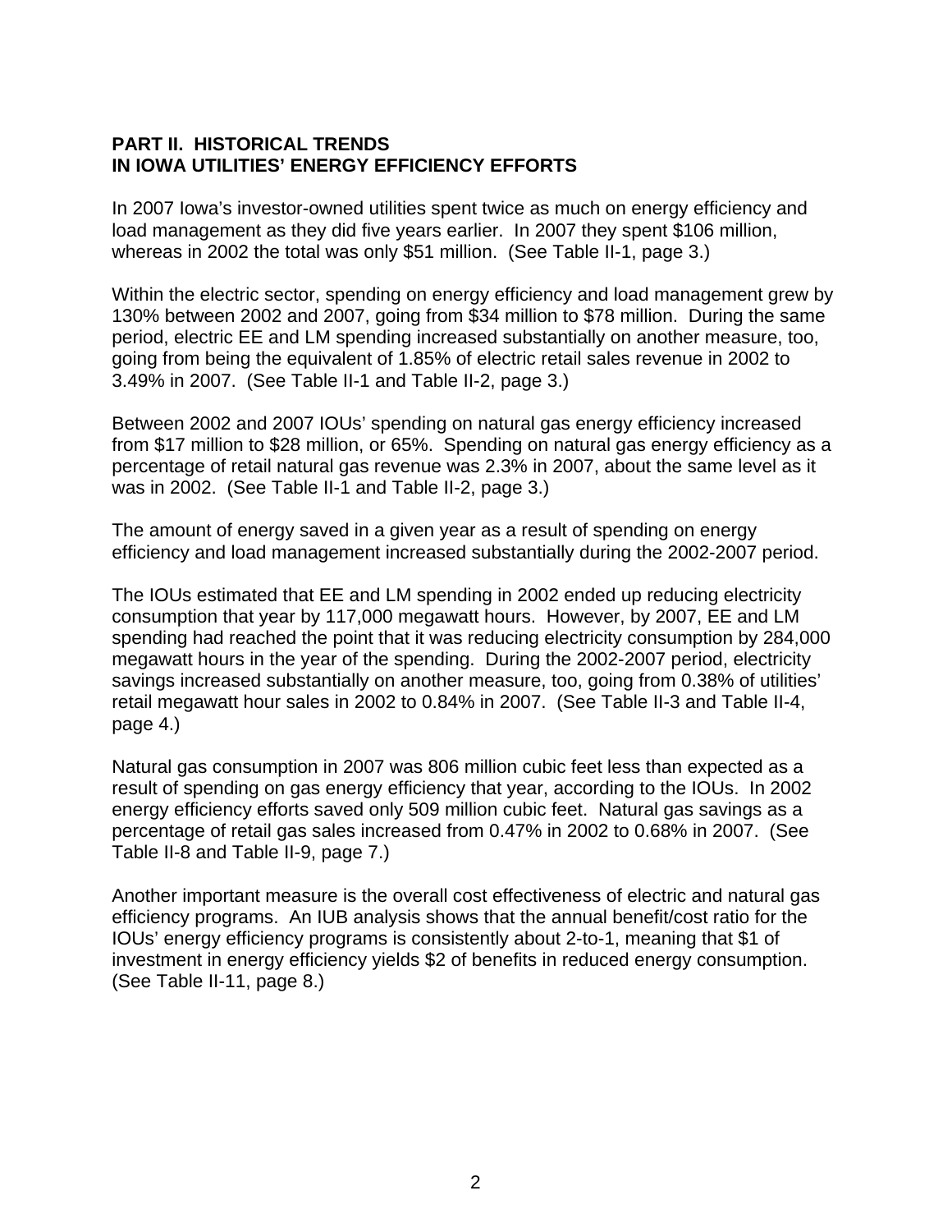## PART II. HISTORICAL TRENDS IN IOWA UTILITIES' ENERGY EFFICIENCY EFFORTS

In 2007 Iowa's investor-owned utilities spent twice as much on energy efficiency and load management as they did five years earlier. In 2007 they spent $106 million, whereas in 2002 the total was only $51 million. (See Table II-1, page 3.)

Within the electric sector, spending on energy efficiency and load management grew by 130% between 2002 and 2007, going from $34 million to $78 million. During the same period, electric EE and LM spending increased substantially on another measure, too, going from being the equivalent of 1.85% of electric retail sales revenue in 2002 to 3.49% in 2007. (See Table II-1 and Table II-2, page 3.)

Between 2002 and 2007 IOUs' spending on natural gas energy efficiency increased from $17 million to $28 million, or 65%. Spending on natural gas energy efficiency as a percentage of retail natural gas revenue was 2.3% in 2007, about the same level as it was in 2002. (See Table II-1 and Table II-2, page 3.)

The amount of energy saved in a given year as a result of spending on energy efficiency and load management increased substantially during the 2002-2007 period.

The IOUs estimated that EE and LM spending in 2002 ended up reducing electricity consumption that year by 117,000 megawatt hours. However, by 2007, EE and LM spending had reached the point that it was reducing electricity consumption by 284,000 megawatt hours in the year of the spending. During the 2002-2007 period, electricity savings increased substantially on another measure, too, going from 0.38% of utilities' retail megawatt hour sales in 2002 to 0.84% in 2007. (See Table II-3 and Table II-4, page 4.)

Natural gas consumption in 2007 was 806 million cubic feet less than expected as a result of spending on gas energy efficiency that year, according to the IOUs. In 2002 energy efficiency efforts saved only 509 million cubic feet. Natural gas savings as a percentage of retail gas sales increased from 0.47% in 2002 to 0.68% in 2007. (See Table II-8 and Table II-9, page 7.)

Another important measure is the overall cost effectiveness of electric and natural gas efficiency programs. An IUB analysis shows that the annual benefit/cost ratio for the IOUs' energy efficiency programs is consistently about 2-to-1, meaning that $1 of investment in energy efficiency yields $2 of benefits in reduced energy consumption. (See Table II-11, page 8.)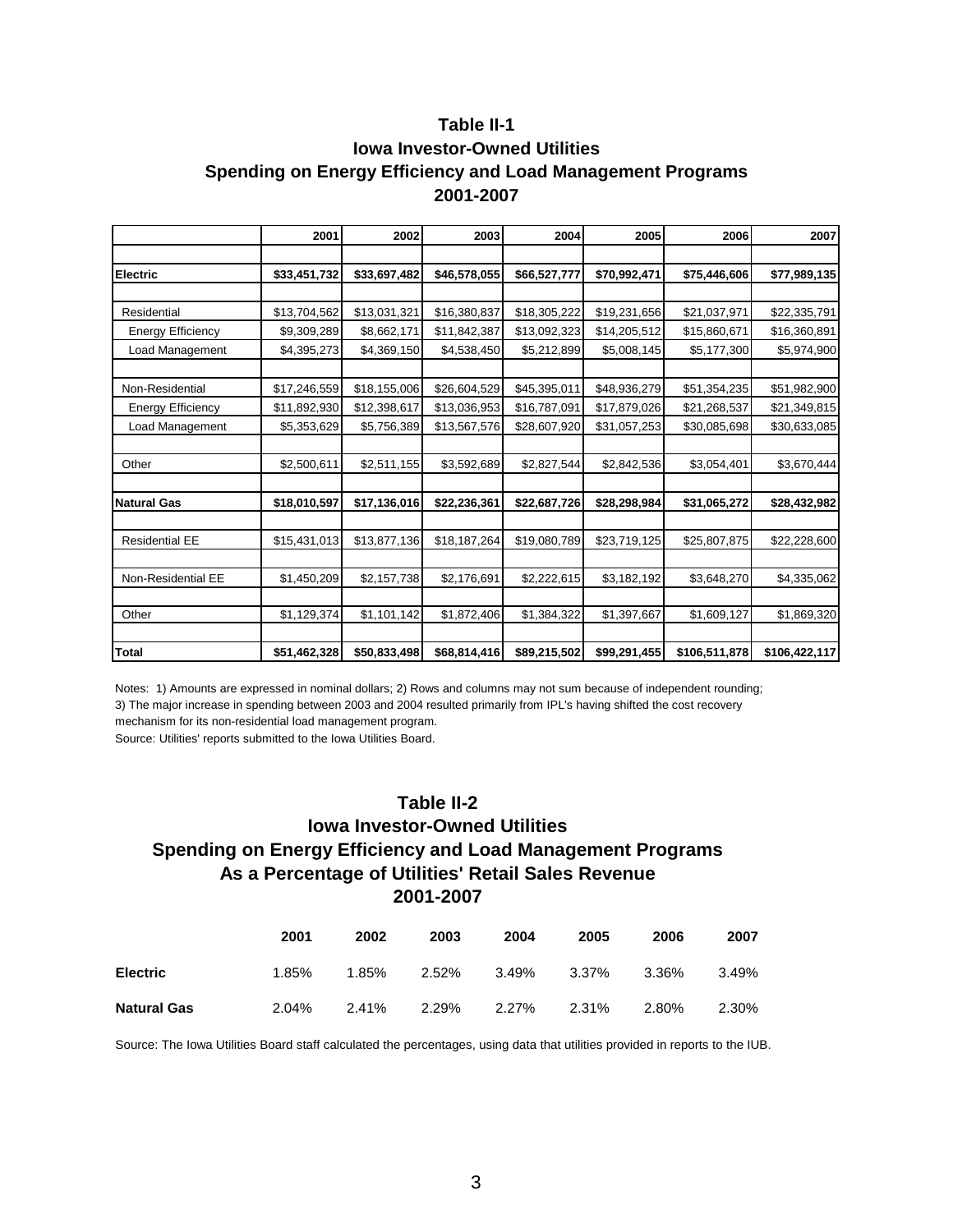## Table II-1
## Iowa Investor-Owned Utilities
## Spending on Energy Efficiency and Load Management Programs
## 2001-2007

| | 2001 | 2002 | 2003 | 2004 | 2005 | 2006 | 2007 |
|---|---|---|---|---|---|---|---|
| **Electric** | **$33,451,732** | **$33,697,482** | **$46,578,055** | **$66,527,777** | **$70,992,471** | **$75,446,606** | **$77,989,135** |
| Residential | $13,704,562 | $13,031,321 | $16,380,837 | $18,305,222 | $19,231,656 | $21,037,971 | $22,335,791 |
| Energy Efficiency | $9,309,289 | $8,662,171 | $11,842,387 | $13,092,323 | $14,205,512 | $15,860,671 | $16,360,891 |
| Load Management | $4,395,273 | $4,369,150 | $4,538,450 | $5,212,899 | $5,008,145 | $5,177,300 | $5,974,900 |
| Non-Residential | $17,246,559 | $18,155,006 | $26,604,529 | $45,395,011 | $48,936,279 | $51,354,235 | $51,982,900 |
| Energy Efficiency | $11,892,930 | $12,398,617 | $13,036,953 | $16,787,091 | $17,879,026 | $21,268,537 | $21,349,815 |
| Load Management | $5,353,629 | $5,756,389 | $13,567,576 | $28,607,920 | $31,057,253 | $30,085,698 | $30,633,085 |
| Other | $2,500,611 | $2,511,155 | $3,592,689 | $2,827,544 | $2,842,536 | $3,054,401 | $3,670,444 |
| **Natural Gas** | **$18,010,597** | **$17,136,016** | **$22,236,361** | **$22,687,726** | **$28,298,984** | **$31,065,272** | **$28,432,982** |
| Residential EE | $15,431,013 | $13,877,136 | $18,187,264 | $19,080,789 | $23,719,125 | $25,807,875 | $22,228,600 |
| Non-Residential EE | $1,450,209 | $2,157,738 | $2,176,691 | $2,222,615 | $3,182,192 | $3,648,270 | $4,335,062 |
| Other | $1,129,374 | $1,101,142 | $1,872,406 | $1,384,322 | $1,397,667 | $1,609,127 | $1,869,320 |
| **Total** | **$51,462,328** | **$50,833,498** | **$68,814,416** | **$89,215,502** | **$99,291,455** | **$106,511,878** | **$106,422,117** |

Notes: 1) Amounts are expressed in nominal dollars; 2) Rows and columns may not sum because of independent rounding; 3) The major increase in spending between 2003 and 2004 resulted primarily from IPL's having shifted the cost recovery mechanism for its non-residential load management program.

Source: Utilities' reports submitted to the Iowa Utilities Board.

## Table II-2
## Iowa Investor-Owned Utilities
## Spending on Energy Efficiency and Load Management Programs
## As a Percentage of Utilities' Retail Sales Revenue
## 2001-2007

| | 2001 | 2002 | 2003 | 2004 | 2005 | 2006 | 2007 |
|---|---|---|---|---|---|---|---|
| **Electric** | 1.85% | 1.85% | 2.52% | 3.49% | 3.37% | 3.36% | 3.49% |
| **Natural Gas** | 2.04% | 2.41% | 2.29% | 2.27% | 2.31% | 2.80% | 2.30% |

Source: The Iowa Utilities Board staff calculated the percentages, using data that utilities provided in reports to the IUB.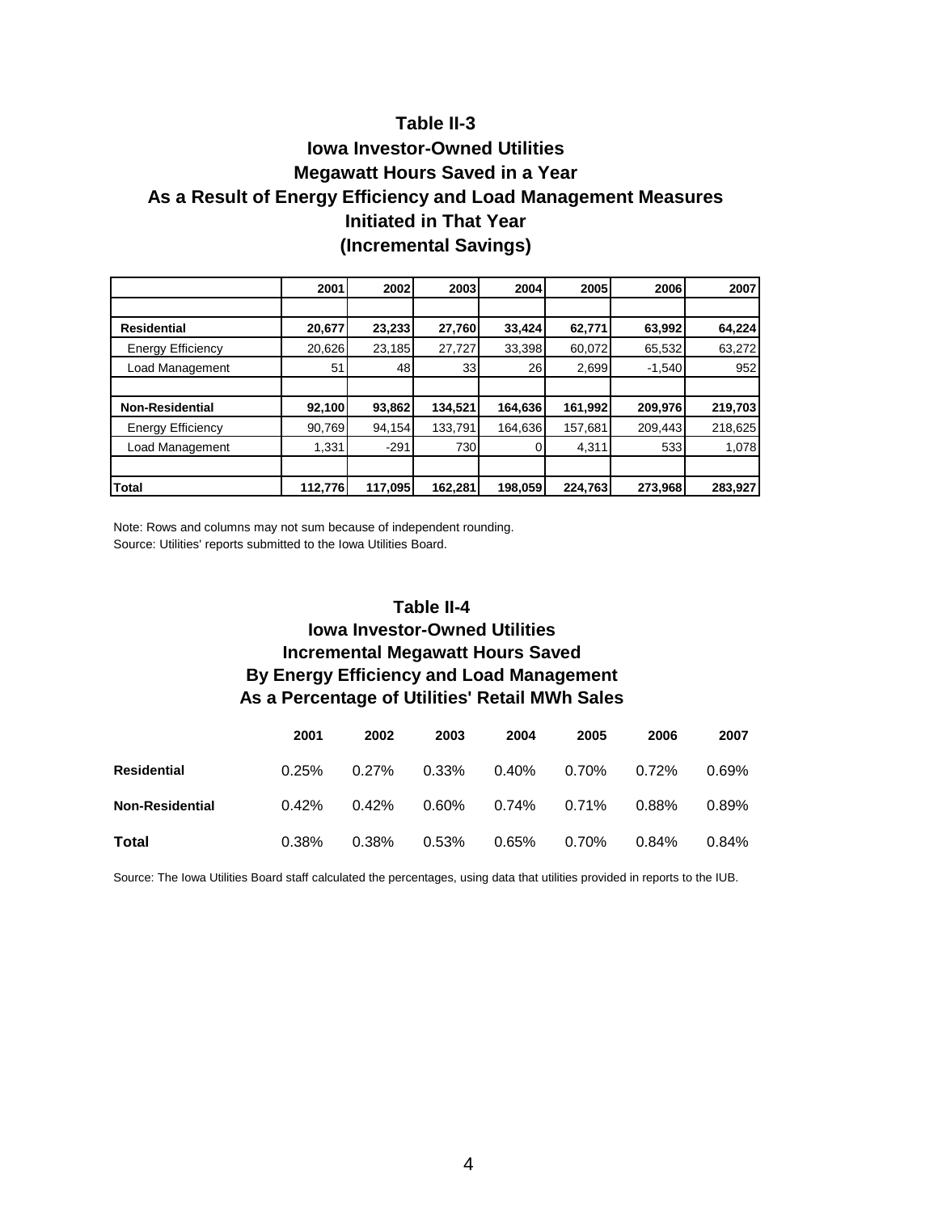## Table II-3
## Iowa Investor-Owned Utilities
## Megawatt Hours Saved in a Year
## As a Result of Energy Efficiency and Load Management Measures
## Initiated in That Year
## (Incremental Savings)

| | 2001 | 2002 | 2003 | 2004 | 2005 | 2006 | 2007 |
|---|---|---|---|---|---|---|---|
| | | | | | | | |
| **Residential** | **20,677** | **23,233** | **27,760** | **33,424** | **62,771** | **63,992** | **64,224** |
| Energy Efficiency | 20,626 | 23,185 | 27,727 | 33,398 | 60,072 | 65,532 | 63,272 |
| Load Management | 51 | 48 | 33 | 26 | 2,699 | -1,540 | 952 |
| | | | | | | | |
| **Non-Residential** | **92,100** | **93,862** | **134,521** | **164,636** | **161,992** | **209,976** | **219,703** |
| Energy Efficiency | 90,769 | 94,154 | 133,791 | 164,636 | 157,681 | 209,443 | 218,625 |
| Load Management | 1,331 | -291 | 730 | 0 | 4,311 | 533 | 1,078 |
| | | | | | | | |
| **Total** | **112,776** | **117,095** | **162,281** | **198,059** | **224,763** | **273,968** | **283,927** |

Note: Rows and columns may not sum because of independent rounding.
Source: Utilities' reports submitted to the Iowa Utilities Board.

## Table II-4
## Iowa Investor-Owned Utilities
## Incremental Megawatt Hours Saved
## By Energy Efficiency and Load Management
## As a Percentage of Utilities' Retail MWh Sales

| | 2001 | 2002 | 2003 | 2004 | 2005 | 2006 | 2007 |
|---|---|---|---|---|---|---|---|
| **Residential** | 0.25% | 0.27% | 0.33% | 0.40% | 0.70% | 0.72% | 0.69% |
| **Non-Residential** | 0.42% | 0.42% | 0.60% | 0.74% | 0.71% | 0.88% | 0.89% |
| **Total** | 0.38% | 0.38% | 0.53% | 0.65% | 0.70% | 0.84% | 0.84% |

Source: The Iowa Utilities Board staff calculated the percentages, using data that utilities provided in reports to the IUB.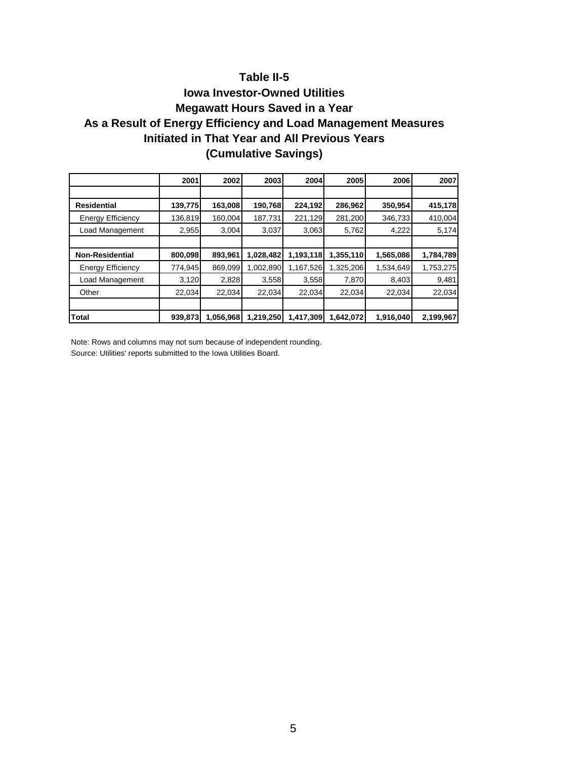**Table II-5**
**Iowa Investor-Owned Utilities**
**Megawatt Hours Saved in a Year**
**As a Result of Energy Efficiency and Load Management Measures**
**Initiated in That Year and All Previous Years**
**(Cumulative Savings)**

| | 2001 | 2002 | 2003 | 2004 | 2005 | 2006 | 2007 |
|---|---|---|---|---|---|---|---|
| | | | | | | | |
| **Residential** | **139,775** | **163,008** | **190,768** | **224,192** | **286,962** | **350,954** | **415,178** |
| Energy Efficiency | 136,819 | 160,004 | 187,731 | 221,129 | 281,200 | 346,733 | 410,004 |
| Load Management | 2,955 | 3,004 | 3,037 | 3,063 | 5,762 | 4,222 | 5,174 |
| | | | | | | | |
| **Non-Residential** | **800,098** | **893,961** | **1,028,482** | **1,193,118** | **1,355,110** | **1,565,086** | **1,784,789** |
| Energy Efficiency | 774,945 | 869,099 | 1,002,890 | 1,167,526 | 1,325,206 | 1,534,649 | 1,753,275 |
| Load Management | 3,120 | 2,828 | 3,558 | 3,558 | 7,870 | 8,403 | 9,481 |
| Other | 22,034 | 22,034 | 22,034 | 22,034 | 22,034 | 22,034 | 22,034 |
| | | | | | | | |
| **Total** | **939,873** | **1,056,968** | **1,219,250** | **1,417,309** | **1,642,072** | **1,916,040** | **2,199,967** |

Note: Rows and columns may not sum because of independent rounding.

Source: Utilities' reports submitted to the Iowa Utilities Board.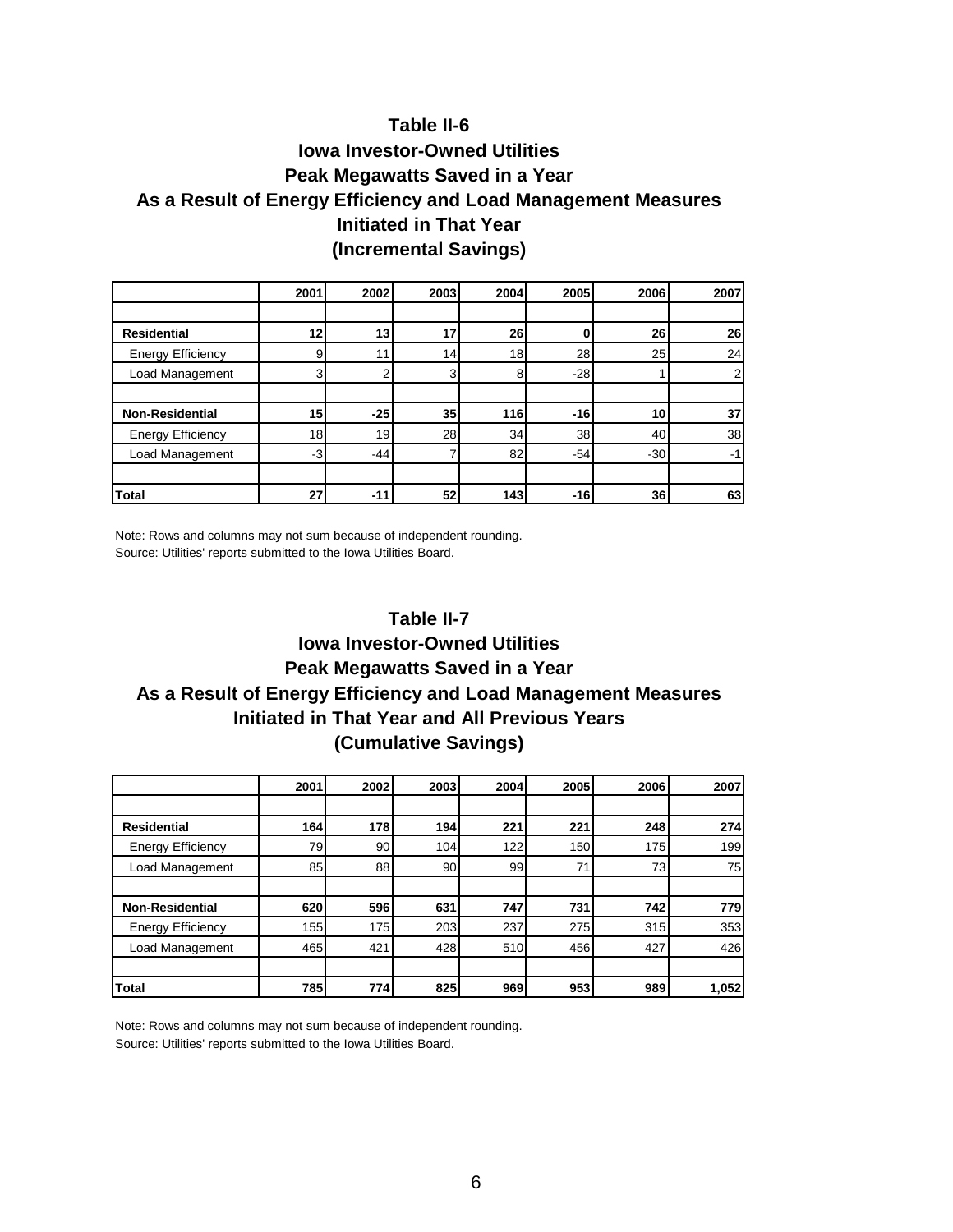## Table II-6
## Iowa Investor-Owned Utilities
## Peak Megawatts Saved in a Year
## As a Result of Energy Efficiency and Load Management Measures
## Initiated in That Year
## (Incremental Savings)

| | 2001 | 2002 | 2003 | 2004 | 2005 | 2006 | 2007 |
|---|---|---|---|---|---|---|---|
| **Residential** | **12** | **13** | **17** | **26** | **0** | **26** | **26** |
| Energy Efficiency | 9 | 11 | 14 | 18 | 28 | 25 | 24 |
| Load Management | 3 | 2 | 3 | 8 | -28 | 1 | 2 |
| **Non-Residential** | **15** | **-25** | **35** | **116** | **-16** | **10** | **37** |
| Energy Efficiency | 18 | 19 | 28 | 34 | 38 | 40 | 38 |
| Load Management | -3 | -44 | 7 | 82 | -54 | -30 | -1 |
| **Total** | **27** | **-11** | **52** | **143** | **-16** | **36** | **63** |

Note: Rows and columns may not sum because of independent rounding.
Source: Utilities' reports submitted to the Iowa Utilities Board.

## Table II-7
## Iowa Investor-Owned Utilities
## Peak Megawatts Saved in a Year
## As a Result of Energy Efficiency and Load Management Measures
## Initiated in That Year and All Previous Years
## (Cumulative Savings)

| | 2001 | 2002 | 2003 | 2004 | 2005 | 2006 | 2007 |
|---|---|---|---|---|---|---|---|
| **Residential** | **164** | **178** | **194** | **221** | **221** | **248** | **274** |
| Energy Efficiency | 79 | 90 | 104 | 122 | 150 | 175 | 199 |
| Load Management | 85 | 88 | 90 | 99 | 71 | 73 | 75 |
| **Non-Residential** | **620** | **596** | **631** | **747** | **731** | **742** | **779** |
| Energy Efficiency | 155 | 175 | 203 | 237 | 275 | 315 | 353 |
| Load Management | 465 | 421 | 428 | 510 | 456 | 427 | 426 |
| **Total** | **785** | **774** | **825** | **969** | **953** | **989** | **1,052** |

Note: Rows and columns may not sum because of independent rounding.
Source: Utilities' reports submitted to the Iowa Utilities Board.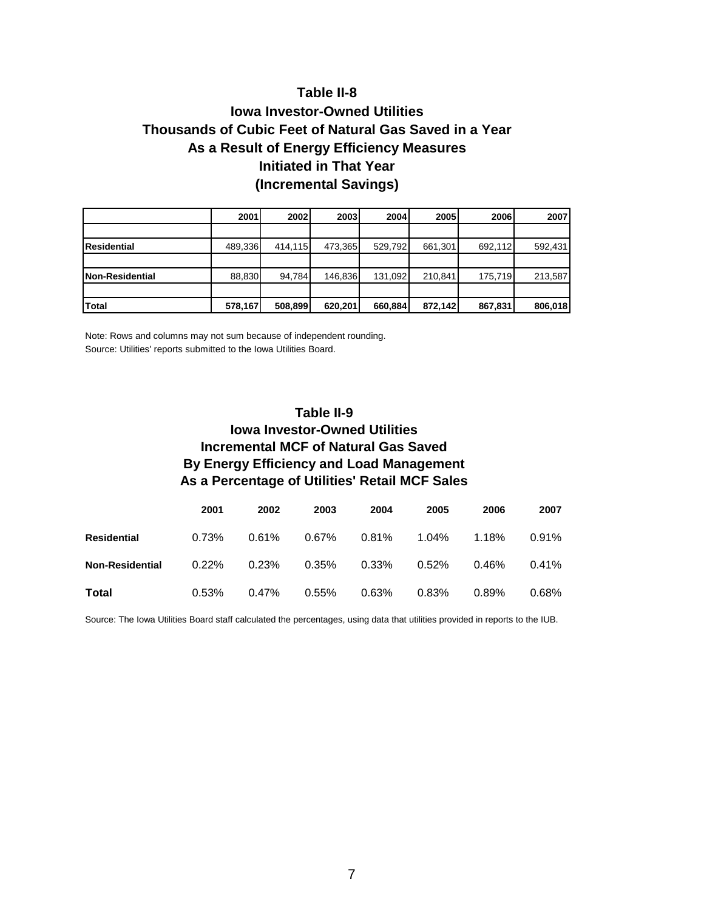## Table II-8
## Iowa Investor-Owned Utilities
## Thousands of Cubic Feet of Natural Gas Saved in a Year
## As a Result of Energy Efficiency Measures
## Initiated in That Year
## (Incremental Savings)

| | 2001 | 2002 | 2003 | 2004 | 2005 | 2006 | 2007 |
|---|---|---|---|---|---|---|---|
| **Residential** | 489,336 | 414,115 | 473,365 | 529,792 | 661,301 | 692,112 | 592,431 |
| **Non-Residential** | 88,830 | 94,784 | 146,836 | 131,092 | 210,841 | 175,719 | 213,587 |
| **Total** | **578,167** | **508,899** | **620,201** | **660,884** | **872,142** | **867,831** | **806,018** |

Note: Rows and columns may not sum because of independent rounding.

Source: Utilities' reports submitted to the Iowa Utilities Board.

## Table II-9
## Iowa Investor-Owned Utilities
## Incremental MCF of Natural Gas Saved
## By Energy Efficiency and Load Management
## As a Percentage of Utilities' Retail MCF Sales

| | 2001 | 2002 | 2003 | 2004 | 2005 | 2006 | 2007 |
|---|---|---|---|---|---|---|---|
| **Residential** | 0.73% | 0.61% | 0.67% | 0.81% | 1.04% | 1.18% | 0.91% |
| **Non-Residential** | 0.22% | 0.23% | 0.35% | 0.33% | 0.52% | 0.46% | 0.41% |
| **Total** | 0.53% | 0.47% | 0.55% | 0.63% | 0.83% | 0.89% | 0.68% |

Source: The Iowa Utilities Board staff calculated the percentages, using data that utilities provided in reports to the IUB.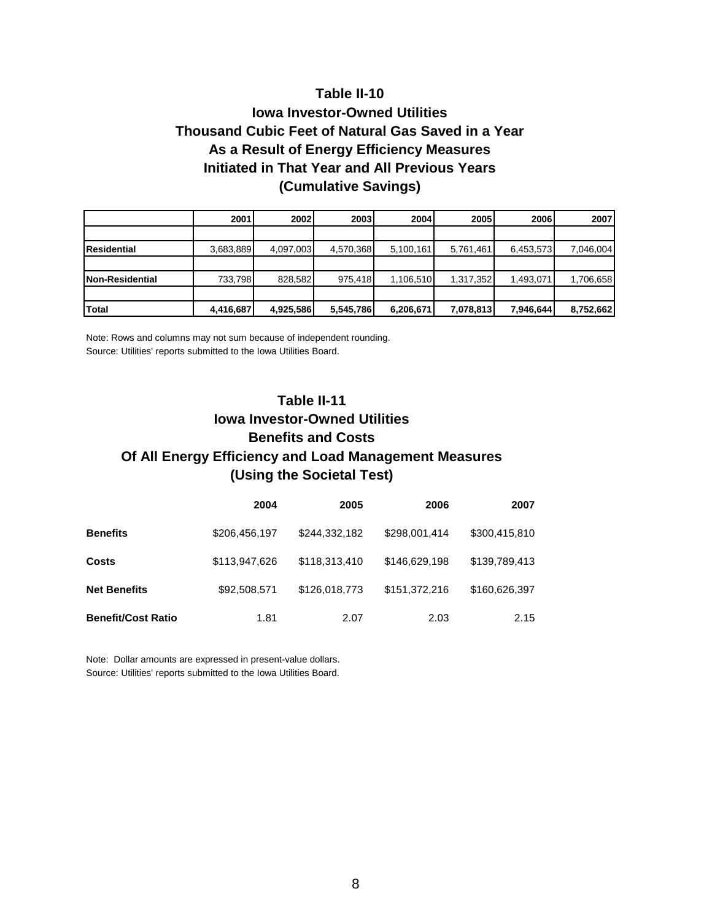## Table II-10
## Iowa Investor-Owned Utilities
## Thousand Cubic Feet of Natural Gas Saved in a Year
## As a Result of Energy Efficiency Measures
## Initiated in That Year and All Previous Years
## (Cumulative Savings)

| | 2001 | 2002 | 2003 | 2004 | 2005 | 2006 | 2007 |
|---|---|---|---|---|---|---|---|
| **Residential** | 3,683,889 | 4,097,003 | 4,570,368 | 5,100,161 | 5,761,461 | 6,453,573 | 7,046,004 |
| **Non-Residential** | 733,798 | 828,582 | 975,418 | 1,106,510 | 1,317,352 | 1,493,071 | 1,706,658 |
| **Total** | **4,416,687** | **4,925,586** | **5,545,786** | **6,206,671** | **7,078,813** | **7,946,644** | **8,752,662** |

Note: Rows and columns may not sum because of independent rounding.
Source: Utilities' reports submitted to the Iowa Utilities Board.

## Table II-11
## Iowa Investor-Owned Utilities
## Benefits and Costs
## Of All Energy Efficiency and Load Management Measures
## (Using the Societal Test)

| | 2004 | 2005 | 2006 | 2007 |
|---|---|---|---|---|
| **Benefits** | $206,456,197 | $244,332,182 | $298,001,414 | $300,415,810 |
| **Costs** | $113,947,626 | $118,313,410 | $146,629,198 | $139,789,413 |
| **Net Benefits** | $92,508,571 | $126,018,773 | $151,372,216 | $160,626,397 |
| **Benefit/Cost Ratio** | 1.81 | 2.07 | 2.03 | 2.15 |

Note: Dollar amounts are expressed in present-value dollars.
Source: Utilities' reports submitted to the Iowa Utilities Board.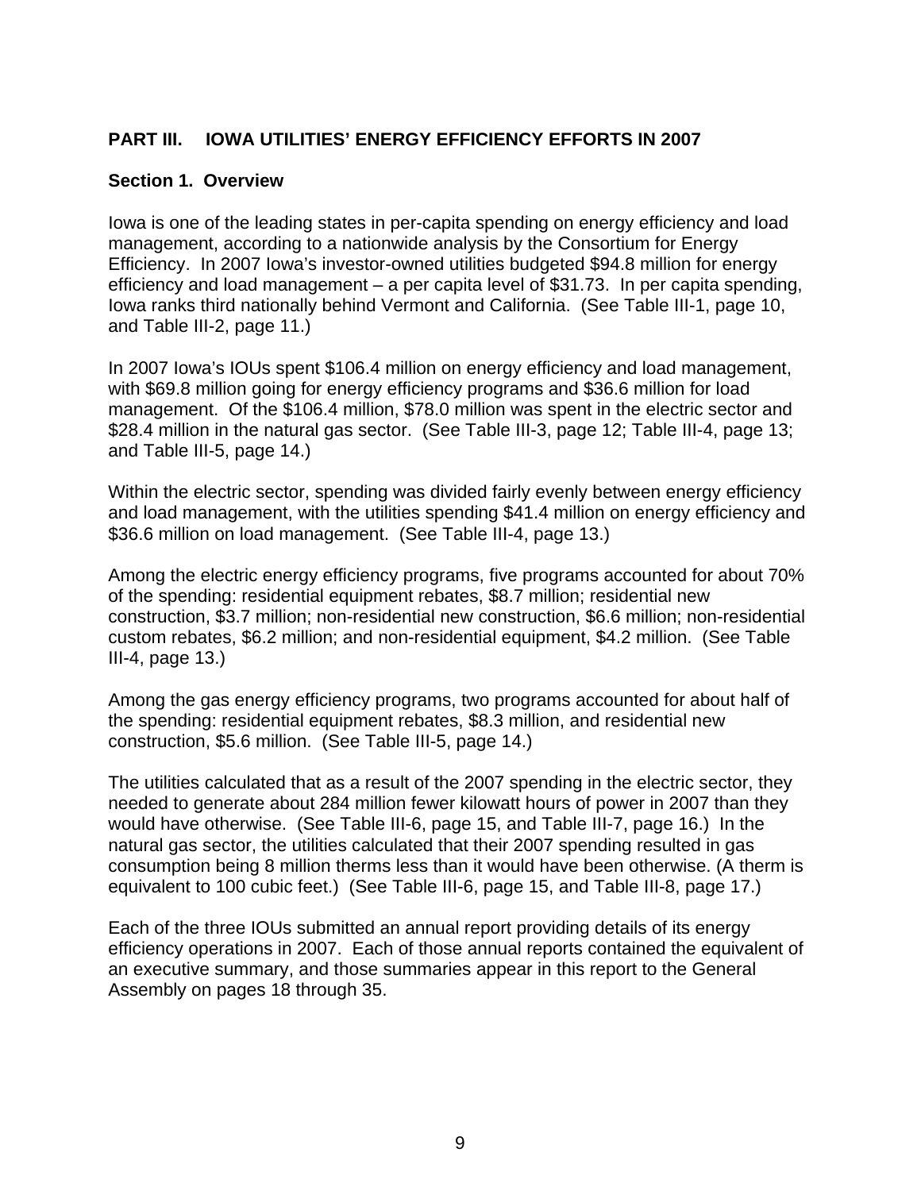# PART III. IOWA UTILITIES' ENERGY EFFICIENCY EFFORTS IN 2007

## Section 1. Overview

Iowa is one of the leading states in per-capita spending on energy efficiency and load management, according to a nationwide analysis by the Consortium for Energy Efficiency. In 2007 Iowa's investor-owned utilities budgeted $94.8 million for energy efficiency and load management – a per capita level of $31.73. In per capita spending, Iowa ranks third nationally behind Vermont and California. (See Table III-1, page 10, and Table III-2, page 11.)

In 2007 Iowa's IOUs spent $106.4 million on energy efficiency and load management, with $69.8 million going for energy efficiency programs and $36.6 million for load management. Of the $106.4 million, $78.0 million was spent in the electric sector and $28.4 million in the natural gas sector. (See Table III-3, page 12; Table III-4, page 13; and Table III-5, page 14.)

Within the electric sector, spending was divided fairly evenly between energy efficiency and load management, with the utilities spending $41.4 million on energy efficiency and $36.6 million on load management. (See Table III-4, page 13.)

Among the electric energy efficiency programs, five programs accounted for about 70% of the spending: residential equipment rebates, $8.7 million; residential new construction, $3.7 million; non-residential new construction, $6.6 million; non-residential custom rebates, $6.2 million; and non-residential equipment, $4.2 million. (See Table III-4, page 13.)

Among the gas energy efficiency programs, two programs accounted for about half of the spending: residential equipment rebates, $8.3 million, and residential new construction, $5.6 million. (See Table III-5, page 14.)

The utilities calculated that as a result of the 2007 spending in the electric sector, they needed to generate about 284 million fewer kilowatt hours of power in 2007 than they would have otherwise. (See Table III-6, page 15, and Table III-7, page 16.) In the natural gas sector, the utilities calculated that their 2007 spending resulted in gas consumption being 8 million therms less than it would have been otherwise. (A therm is equivalent to 100 cubic feet.) (See Table III-6, page 15, and Table III-8, page 17.)

Each of the three IOUs submitted an annual report providing details of its energy efficiency operations in 2007. Each of those annual reports contained the equivalent of an executive summary, and those summaries appear in this report to the General Assembly on pages 18 through 35.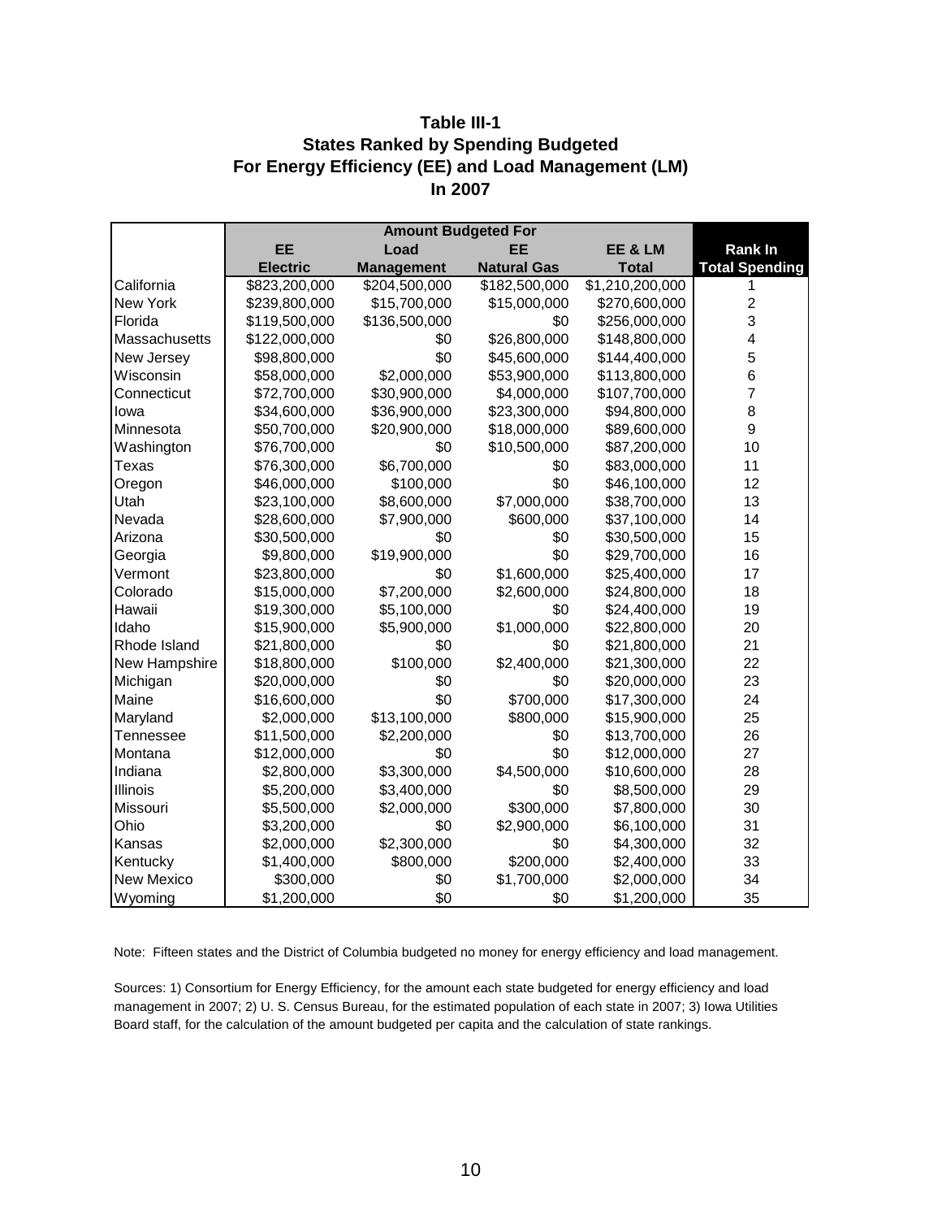# Table III-1
## States Ranked by Spending Budgeted For Energy Efficiency (EE) and Load Management (LM) In 2007

| | Amount Budgeted For | | | | |
|---|---|---|---|---|---|
| | EE Electric | Load Management | EE Natural Gas | EE & LM Total | Rank In Total Spending |
| California | $823,200,000 | $204,500,000 | $182,500,000 | $1,210,200,000 | 1 |
| New York | $239,800,000 | $15,700,000 | $15,000,000 | $270,600,000 | 2 |
| Florida | $119,500,000 | $136,500,000 | $0 | $256,000,000 | 3 |
| Massachusetts | $122,000,000 | $0 | $26,800,000 | $148,800,000 | 4 |
| New Jersey | $98,800,000 | $0 | $45,600,000 | $144,400,000 | 5 |
| Wisconsin | $58,000,000 | $2,000,000 | $53,900,000 | $113,800,000 | 6 |
| Connecticut | $72,700,000 | $30,900,000 | $4,000,000 | $107,700,000 | 7 |
| Iowa | $34,600,000 | $36,900,000 | $23,300,000 | $94,800,000 | 8 |
| Minnesota | $50,700,000 | $20,900,000 | $18,000,000 | $89,600,000 | 9 |
| Washington | $76,700,000 | $0 | $10,500,000 | $87,200,000 | 10 |
| Texas | $76,300,000 | $6,700,000 | $0 | $83,000,000 | 11 |
| Oregon | $46,000,000 | $100,000 | $0 | $46,100,000 | 12 |
| Utah | $23,100,000 | $8,600,000 | $7,000,000 | $38,700,000 | 13 |
| Nevada | $28,600,000 | $7,900,000 | $600,000 | $37,100,000 | 14 |
| Arizona | $30,500,000 | $0 | $0 | $30,500,000 | 15 |
| Georgia | $9,800,000 | $19,900,000 | $0 | $29,700,000 | 16 |
| Vermont | $23,800,000 | $0 | $1,600,000 | $25,400,000 | 17 |
| Colorado | $15,000,000 | $7,200,000 | $2,600,000 | $24,800,000 | 18 |
| Hawaii | $19,300,000 | $5,100,000 | $0 | $24,400,000 | 19 |
| Idaho | $15,900,000 | $5,900,000 | $1,000,000 | $22,800,000 | 20 |
| Rhode Island | $21,800,000 | $0 | $0 | $21,800,000 | 21 |
| New Hampshire | $18,800,000 | $100,000 | $2,400,000 | $21,300,000 | 22 |
| Michigan | $20,000,000 | $0 | $0 | $20,000,000 | 23 |
| Maine | $16,600,000 | $0 | $700,000 | $17,300,000 | 24 |
| Maryland | $2,000,000 | $13,100,000 | $800,000 | $15,900,000 | 25 |
| Tennessee | $11,500,000 | $2,200,000 | $0 | $13,700,000 | 26 |
| Montana | $12,000,000 | $0 | $0 | $12,000,000 | 27 |
| Indiana | $2,800,000 | $3,300,000 | $4,500,000 | $10,600,000 | 28 |
| Illinois | $5,200,000 | $3,400,000 | $0 | $8,500,000 | 29 |
| Missouri | $5,500,000 | $2,000,000 | $300,000 | $7,800,000 | 30 |
| Ohio | $3,200,000 | $0 | $2,900,000 | $6,100,000 | 31 |
| Kansas | $2,000,000 | $2,300,000 | $0 | $4,300,000 | 32 |
| Kentucky | $1,400,000 | $800,000 | $200,000 | $2,400,000 | 33 |
| New Mexico | $300,000 | $0 | $1,700,000 | $2,000,000 | 34 |
| Wyoming | $1,200,000 | $0 | $0 | $1,200,000 | 35 |

Note: Fifteen states and the District of Columbia budgeted no money for energy efficiency and load management.

Sources: 1) Consortium for Energy Efficiency, for the amount each state budgeted for energy efficiency and load management in 2007; 2) U. S. Census Bureau, for the estimated population of each state in 2007; 3) Iowa Utilities Board staff, for the calculation of the amount budgeted per capita and the calculation of state rankings.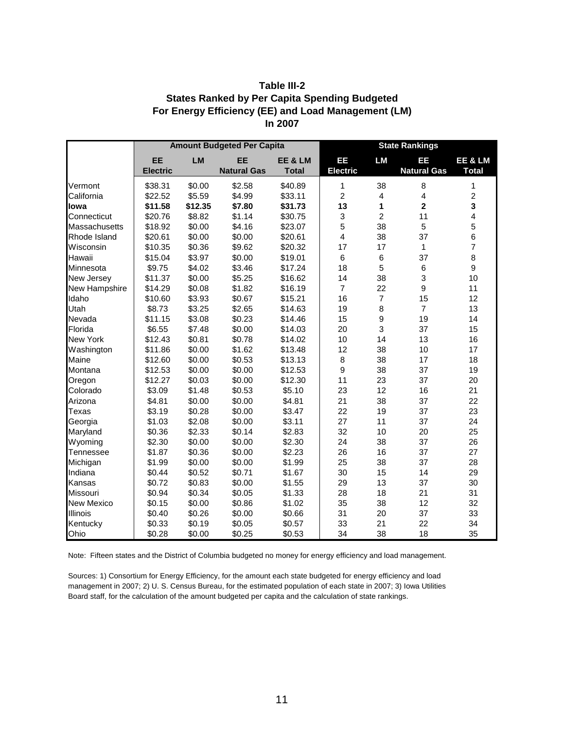**Table III-2**
**States Ranked by Per Capita Spending Budgeted**
**For Energy Efficiency (EE) and Load Management (LM)**
**In 2007**

| | Amount Budgeted Per Capita | | | | State Rankings | | | |
|---|---|---|---|---|---|---|---|---|
| | EE Electric | LM | EE Natural Gas | EE & LM Total | EE Electric | LM | EE Natural Gas | EE & LM Total |
| Vermont | $38.31 | $0.00 | $2.58 | $40.89 | 1 | 38 | 8 | 1 |
| California | $22.52 | $5.59 | $4.99 | $33.11 | 2 | 4 | 4 | 2 |
| **Iowa** | **$11.58** | **$12.35** | **$7.80** | **$31.73** | **13** | **1** | **2** | **3** |
| Connecticut | $20.76 | $8.82 | $1.14 | $30.75 | 3 | 2 | 11 | 4 |
| Massachusetts | $18.92 | $0.00 | $4.16 | $23.07 | 5 | 38 | 5 | 5 |
| Rhode Island | $20.61 | $0.00 | $0.00 | $20.61 | 4 | 38 | 37 | 6 |
| Wisconsin | $10.35 | $0.36 | $9.62 | $20.32 | 17 | 17 | 1 | 7 |
| Hawaii | $15.04 | $3.97 | $0.00 | $19.01 | 6 | 6 | 37 | 8 |
| Minnesota | $9.75 | $4.02 | $3.46 | $17.24 | 18 | 5 | 6 | 9 |
| New Jersey | $11.37 | $0.00 | $5.25 | $16.62 | 14 | 38 | 3 | 10 |
| New Hampshire | $14.29 | $0.08 | $1.82 | $16.19 | 7 | 22 | 9 | 11 |
| Idaho | $10.60 | $3.93 | $0.67 | $15.21 | 16 | 7 | 15 | 12 |
| Utah | $8.73 | $3.25 | $2.65 | $14.63 | 19 | 8 | 7 | 13 |
| Nevada | $11.15 | $3.08 | $0.23 | $14.46 | 15 | 9 | 19 | 14 |
| Florida | $6.55 | $7.48 | $0.00 | $14.03 | 20 | 3 | 37 | 15 |
| New York | $12.43 | $0.81 | $0.78 | $14.02 | 10 | 14 | 13 | 16 |
| Washington | $11.86 | $0.00 | $1.62 | $13.48 | 12 | 38 | 10 | 17 |
| Maine | $12.60 | $0.00 | $0.53 | $13.13 | 8 | 38 | 17 | 18 |
| Montana | $12.53 | $0.00 | $0.00 | $12.53 | 9 | 38 | 37 | 19 |
| Oregon | $12.27 | $0.03 | $0.00 | $12.30 | 11 | 23 | 37 | 20 |
| Colorado | $3.09 | $1.48 | $0.53 | $5.10 | 23 | 12 | 16 | 21 |
| Arizona | $4.81 | $0.00 | $0.00 | $4.81 | 21 | 38 | 37 | 22 |
| Texas | $3.19 | $0.28 | $0.00 | $3.47 | 22 | 19 | 37 | 23 |
| Georgia | $1.03 | $2.08 | $0.00 | $3.11 | 27 | 11 | 37 | 24 |
| Maryland | $0.36 | $2.33 | $0.14 | $2.83 | 32 | 10 | 20 | 25 |
| Wyoming | $2.30 | $0.00 | $0.00 | $2.30 | 24 | 38 | 37 | 26 |
| Tennessee | $1.87 | $0.36 | $0.00 | $2.23 | 26 | 16 | 37 | 27 |
| Michigan | $1.99 | $0.00 | $0.00 | $1.99 | 25 | 38 | 37 | 28 |
| Indiana | $0.44 | $0.52 | $0.71 | $1.67 | 30 | 15 | 14 | 29 |
| Kansas | $0.72 | $0.83 | $0.00 | $1.55 | 29 | 13 | 37 | 30 |
| Missouri | $0.94 | $0.34 | $0.05 | $1.33 | 28 | 18 | 21 | 31 |
| New Mexico | $0.15 | $0.00 | $0.86 | $1.02 | 35 | 38 | 12 | 32 |
| Illinois | $0.40 | $0.26 | $0.00 | $0.66 | 31 | 20 | 37 | 33 |
| Kentucky | $0.33 | $0.19 | $0.05 | $0.57 | 33 | 21 | 22 | 34 |
| Ohio | $0.28 | $0.00 | $0.25 | $0.53 | 34 | 38 | 18 | 35 |

Note: Fifteen states and the District of Columbia budgeted no money for energy efficiency and load management.

Sources: 1) Consortium for Energy Efficiency, for the amount each state budgeted for energy efficiency and load management in 2007; 2) U. S. Census Bureau, for the estimated population of each state in 2007; 3) Iowa Utilities Board staff, for the calculation of the amount budgeted per capita and the calculation of state rankings.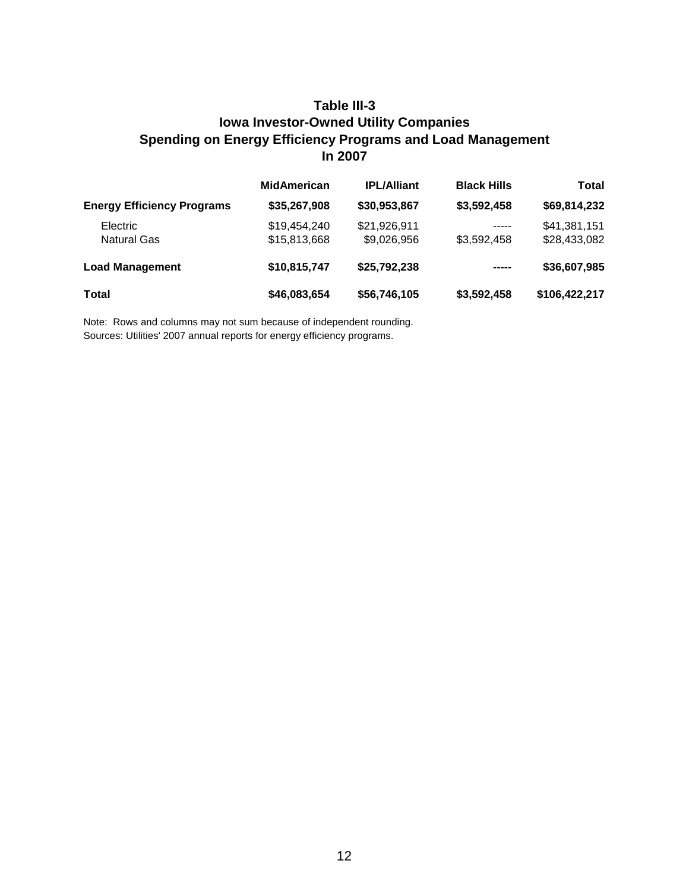## Table III-3
## Iowa Investor-Owned Utility Companies
## Spending on Energy Efficiency Programs and Load Management
## In 2007

| | MidAmerican | IPL/Alliant | Black Hills | Total |
|---|---|---|---|---|
| **Energy Efficiency Programs** | **$35,267,908** | **$30,953,867** | **$3,592,458** | **$69,814,232** |
| Electric | $19,454,240 | $21,926,911 | ----- | $41,381,151 |
| Natural Gas | $15,813,668 | $9,026,956 | $3,592,458 | $28,433,082 |
| **Load Management** | **$10,815,747** | **$25,792,238** | **-----** | **$36,607,985** |
| **Total** | **$46,083,654** | **$56,746,105** | **$3,592,458** | **$106,422,217** |

Note: Rows and columns may not sum because of independent rounding.
Sources: Utilities' 2007 annual reports for energy efficiency programs.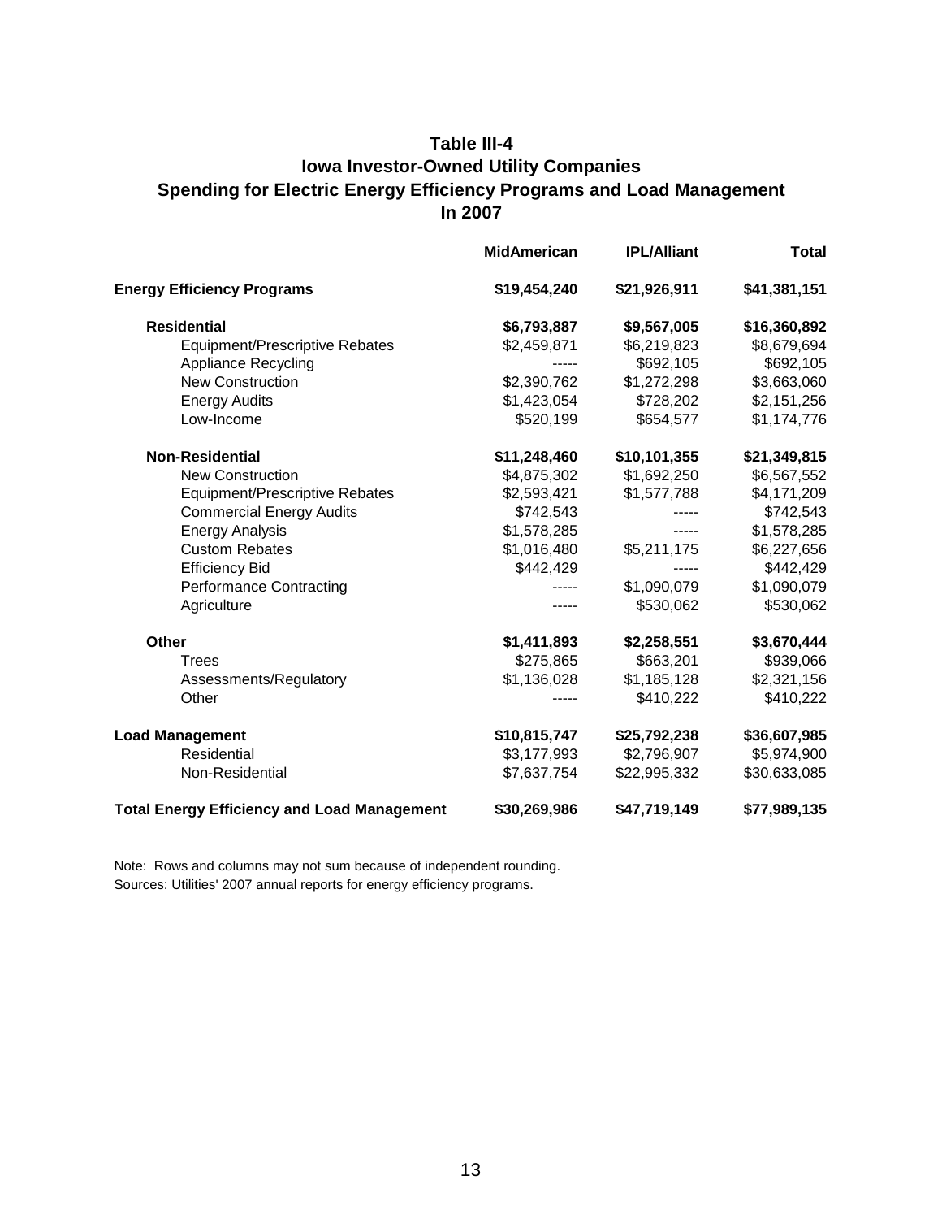## Table III-4
## Iowa Investor-Owned Utility Companies
## Spending for Electric Energy Efficiency Programs and Load Management
## In 2007

| | MidAmerican | IPL/Alliant | Total |
|---|---|---|---|
| **Energy Efficiency Programs** | **$19,454,240** | **$21,926,911** | **$41,381,151** |
| **Residential** | **$6,793,887** | **$9,567,005** | **$16,360,892** |
| Equipment/Prescriptive Rebates | $2,459,871 | $6,219,823 | $8,679,694 |
| Appliance Recycling | ----- | $692,105 | $692,105 |
| New Construction | $2,390,762 | $1,272,298 | $3,663,060 |
| Energy Audits | $1,423,054 | $728,202 | $2,151,256 |
| Low-Income | $520,199 | $654,577 | $1,174,776 |
| **Non-Residential** | **$11,248,460** | **$10,101,355** | **$21,349,815** |
| New Construction | $4,875,302 | $1,692,250 | $6,567,552 |
| Equipment/Prescriptive Rebates | $2,593,421 | $1,577,788 | $4,171,209 |
| Commercial Energy Audits | $742,543 | ----- | $742,543 |
| Energy Analysis | $1,578,285 | ----- | $1,578,285 |
| Custom Rebates | $1,016,480 | $5,211,175 | $6,227,656 |
| Efficiency Bid | $442,429 | ----- | $442,429 |
| Performance Contracting | ----- | $1,090,079 | $1,090,079 |
| Agriculture | ----- | $530,062 | $530,062 |
| **Other** | **$1,411,893** | **$2,258,551** | **$3,670,444** |
| Trees | $275,865 | $663,201 | $939,066 |
| Assessments/Regulatory | $1,136,028 | $1,185,128 | $2,321,156 |
| Other | ----- | $410,222 | $410,222 |
| **Load Management** | **$10,815,747** | **$25,792,238** | **$36,607,985** |
| Residential | $3,177,993 | $2,796,907 | $5,974,900 |
| Non-Residential | $7,637,754 | $22,995,332 | $30,633,085 |
| **Total Energy Efficiency and Load Management** | **$30,269,986** | **$47,719,149** | **$77,989,135** |

Note: Rows and columns may not sum because of independent rounding.
Sources: Utilities' 2007 annual reports for energy efficiency programs.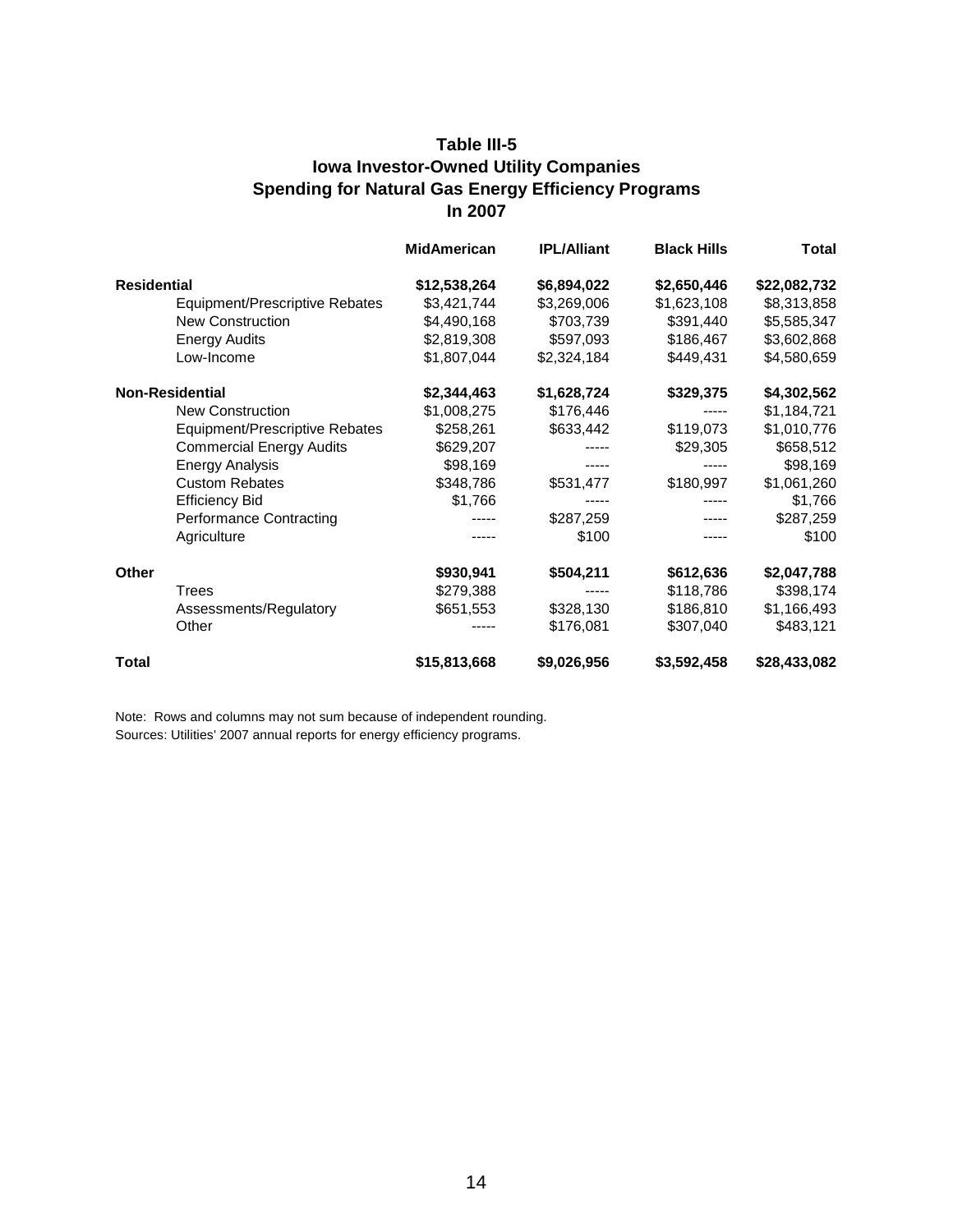**Table III-5**
**Iowa Investor-Owned Utility Companies**
**Spending for Natural Gas Energy Efficiency Programs**
**In 2007**

| | MidAmerican | IPL/Alliant | Black Hills | Total |
|---|---|---|---|---|
| **Residential** | **$12,538,264** | **$6,894,022** | **$2,650,446** | **$22,082,732** |
| Equipment/Prescriptive Rebates | $3,421,744 | $3,269,006 | $1,623,108 | $8,313,858 |
| New Construction | $4,490,168 | $703,739 | $391,440 | $5,585,347 |
| Energy Audits | $2,819,308 | $597,093 | $186,467 | $3,602,868 |
| Low-Income | $1,807,044 | $2,324,184 | $449,431 | $4,580,659 |
| **Non-Residential** | **$2,344,463** | **$1,628,724** | **$329,375** | **$4,302,562** |
| New Construction | $1,008,275 | $176,446 | ----- | $1,184,721 |
| Equipment/Prescriptive Rebates | $258,261 | $633,442 | $119,073 | $1,010,776 |
| Commercial Energy Audits | $629,207 | ----- | $29,305 | $658,512 |
| Energy Analysis | $98,169 | ----- | ----- | $98,169 |
| Custom Rebates | $348,786 | $531,477 | $180,997 | $1,061,260 |
| Efficiency Bid | $1,766 | ----- | ----- | $1,766 |
| Performance Contracting | ----- | $287,259 | ----- | $287,259 |
| Agriculture | ----- | $100 | ----- | $100 |
| **Other** | **$930,941** | **$504,211** | **$612,636** | **$2,047,788** |
| Trees | $279,388 | ----- | $118,786 | $398,174 |
| Assessments/Regulatory | $651,553 | $328,130 | $186,810 | $1,166,493 |
| Other | ----- | $176,081 | $307,040 | $483,121 |
| **Total** | **$15,813,668** | **$9,026,956** | **$3,592,458** | **$28,433,082** |

Note: Rows and columns may not sum because of independent rounding.
Sources: Utilities' 2007 annual reports for energy efficiency programs.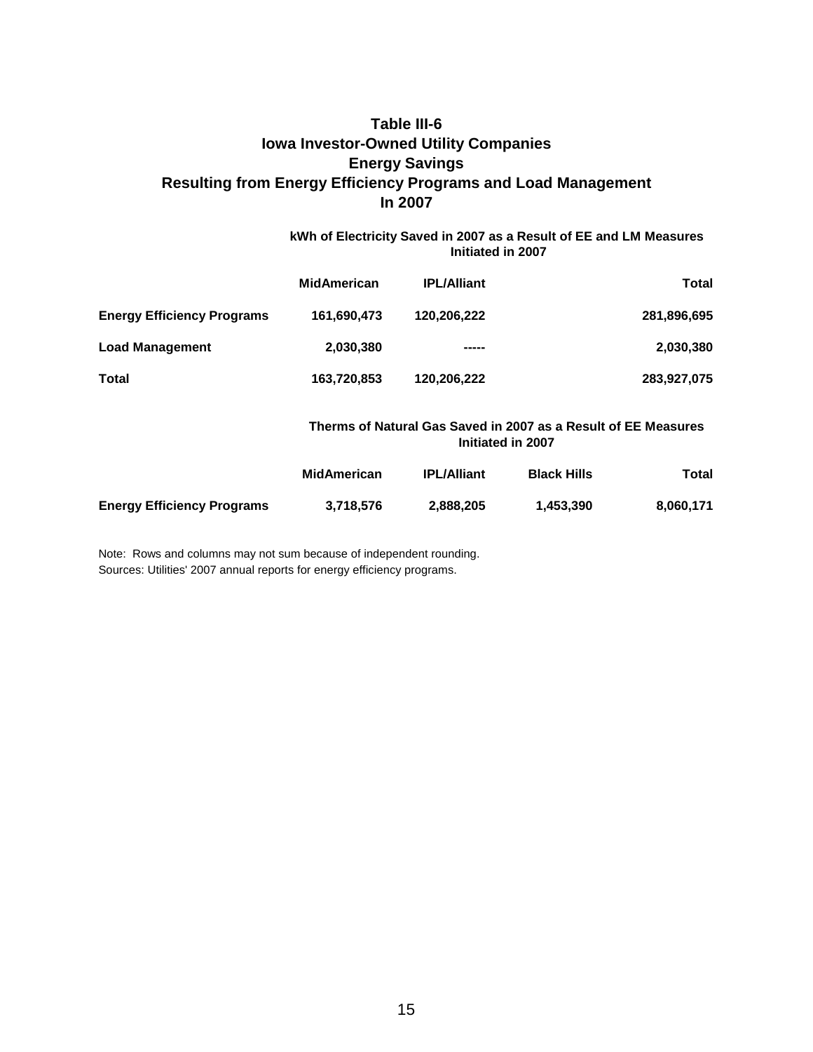# Table III-6
## Iowa Investor-Owned Utility Companies
## Energy Savings
## Resulting from Energy Efficiency Programs and Load Management
## In 2007

**kWh of Electricity Saved in 2007 as a Result of EE and LM Measures Initiated in 2007**

| | MidAmerican | IPL/Alliant | Total |
|---|---|---|---|
| **Energy Efficiency Programs** | 161,690,473 | 120,206,222 | 281,896,695 |
| **Load Management** | 2,030,380 | ----- | 2,030,380 |
| **Total** | 163,720,853 | 120,206,222 | 283,927,075 |

**Therms of Natural Gas Saved in 2007 as a Result of EE Measures Initiated in 2007**

| | MidAmerican | IPL/Alliant | Black Hills | Total |
|---|---|---|---|---|
| **Energy Efficiency Programs** | 3,718,576 | 2,888,205 | 1,453,390 | 8,060,171 |

Note: Rows and columns may not sum because of independent rounding.
Sources: Utilities' 2007 annual reports for energy efficiency programs.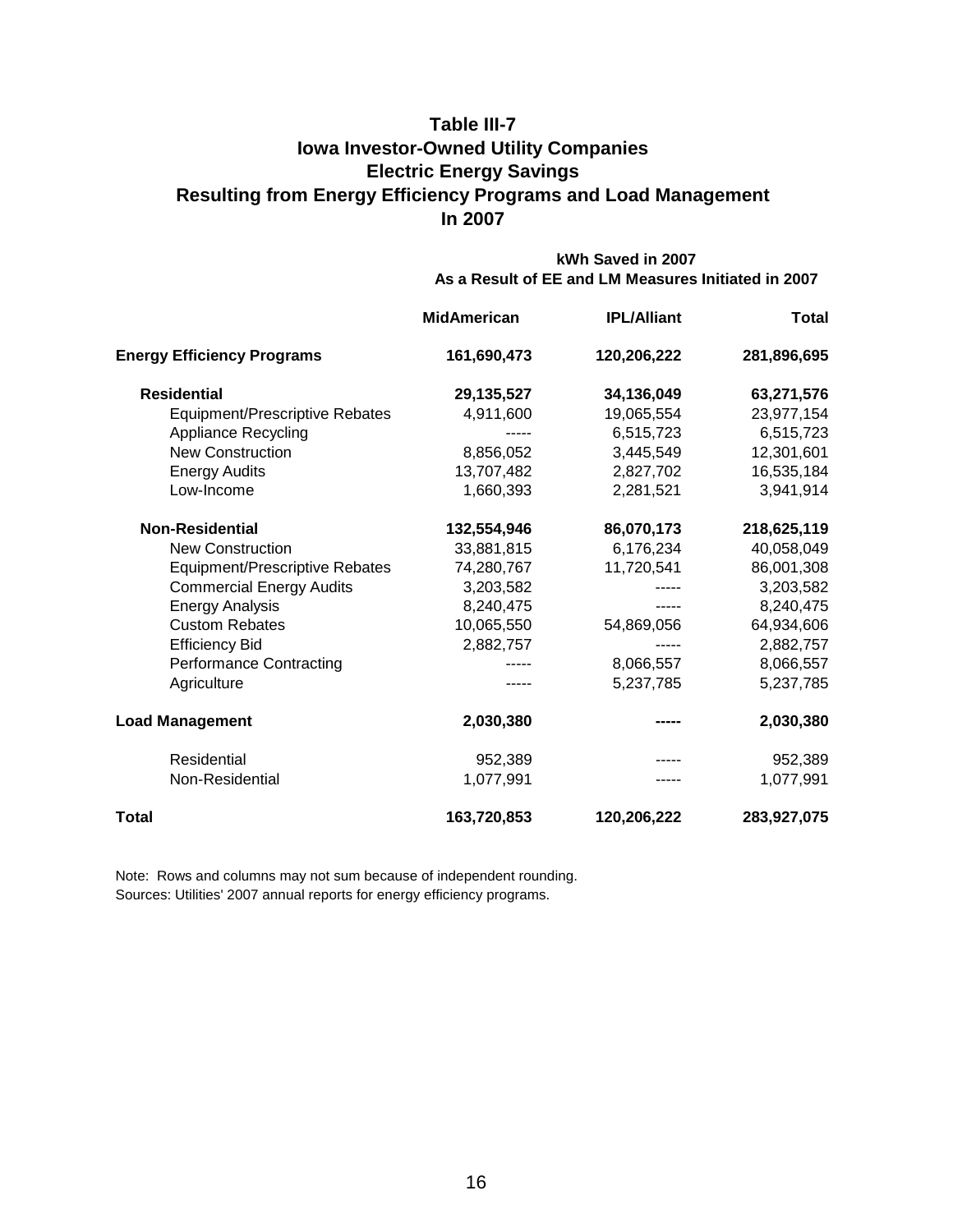# Table III-7
## Iowa Investor-Owned Utility Companies
## Electric Energy Savings
## Resulting from Energy Efficiency Programs and Load Management
## In 2007

| | kWh Saved in 2007 As a Result of EE and LM Measures Initiated in 2007 | | |
|---|---|---|---|
| | **MidAmerican** | **IPL/Alliant** | **Total** |
| **Energy Efficiency Programs** | **161,690,473** | **120,206,222** | **281,896,695** |
| **Residential** | **29,135,527** | **34,136,049** | **63,271,576** |
| Equipment/Prescriptive Rebates | 4,911,600 | 19,065,554 | 23,977,154 |
| Appliance Recycling | ----- | 6,515,723 | 6,515,723 |
| New Construction | 8,856,052 | 3,445,549 | 12,301,601 |
| Energy Audits | 13,707,482 | 2,827,702 | 16,535,184 |
| Low-Income | 1,660,393 | 2,281,521 | 3,941,914 |
| **Non-Residential** | **132,554,946** | **86,070,173** | **218,625,119** |
| New Construction | 33,881,815 | 6,176,234 | 40,058,049 |
| Equipment/Prescriptive Rebates | 74,280,767 | 11,720,541 | 86,001,308 |
| Commercial Energy Audits | 3,203,582 | ----- | 3,203,582 |
| Energy Analysis | 8,240,475 | ----- | 8,240,475 |
| Custom Rebates | 10,065,550 | 54,869,056 | 64,934,606 |
| Efficiency Bid | 2,882,757 | ----- | 2,882,757 |
| Performance Contracting | ----- | 8,066,557 | 8,066,557 |
| Agriculture | ----- | 5,237,785 | 5,237,785 |
| **Load Management** | **2,030,380** | **-----** | **2,030,380** |
| Residential | 952,389 | ----- | 952,389 |
| Non-Residential | 1,077,991 | ----- | 1,077,991 |
| **Total** | **163,720,853** | **120,206,222** | **283,927,075** |

Note: Rows and columns may not sum because of independent rounding.
Sources: Utilities' 2007 annual reports for energy efficiency programs.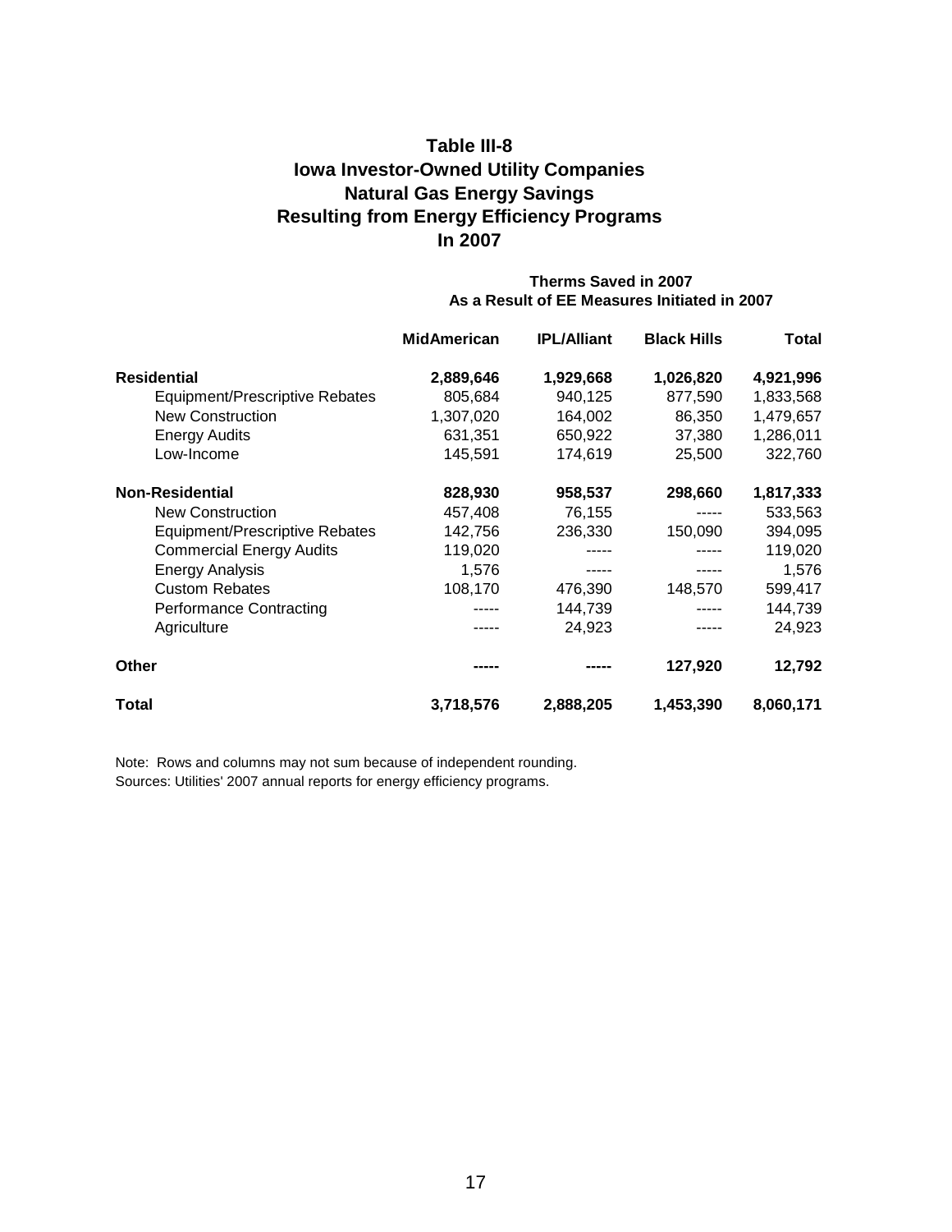## Table III-8
## Iowa Investor-Owned Utility Companies
## Natural Gas Energy Savings
## Resulting from Energy Efficiency Programs
## In 2007

| | Therms Saved in 2007 As a Result of EE Measures Initiated in 2007 | | | |
|---|---|---|---|---|
| | **MidAmerican** | **IPL/Alliant** | **Black Hills** | **Total** |
| **Residential** | **2,889,646** | **1,929,668** | **1,026,820** | **4,921,996** |
| Equipment/Prescriptive Rebates | 805,684 | 940,125 | 877,590 | 1,833,568 |
| New Construction | 1,307,020 | 164,002 | 86,350 | 1,479,657 |
| Energy Audits | 631,351 | 650,922 | 37,380 | 1,286,011 |
| Low-Income | 145,591 | 174,619 | 25,500 | 322,760 |
| **Non-Residential** | **828,930** | **958,537** | **298,660** | **1,817,333** |
| New Construction | 457,408 | 76,155 | ----- | 533,563 |
| Equipment/Prescriptive Rebates | 142,756 | 236,330 | 150,090 | 394,095 |
| Commercial Energy Audits | 119,020 | ----- | ----- | 119,020 |
| Energy Analysis | 1,576 | ----- | ----- | 1,576 |
| Custom Rebates | 108,170 | 476,390 | 148,570 | 599,417 |
| Performance Contracting | ----- | 144,739 | ----- | 144,739 |
| Agriculture | ----- | 24,923 | ----- | 24,923 |
| **Other** | **-----** | **-----** | **127,920** | **12,792** |
| **Total** | **3,718,576** | **2,888,205** | **1,453,390** | **8,060,171** |

Note: Rows and columns may not sum because of independent rounding.
Sources: Utilities' 2007 annual reports for energy efficiency programs.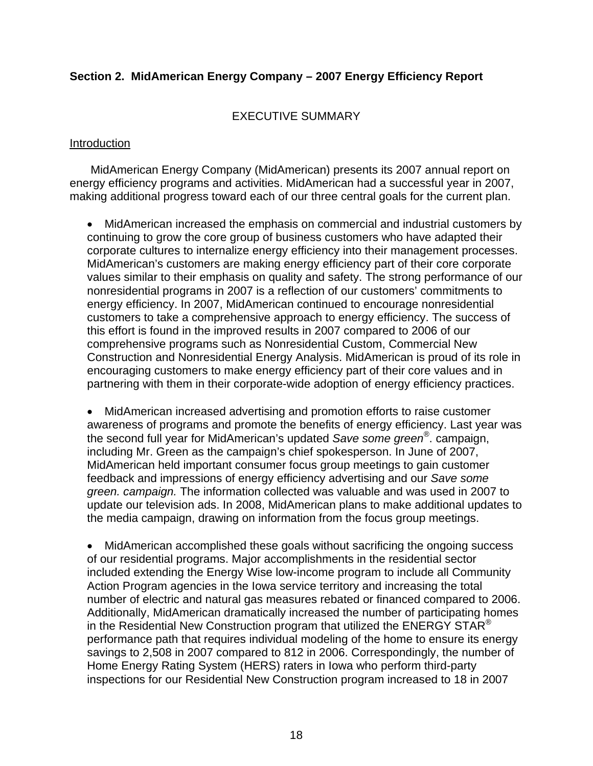**Section 2. MidAmerican Energy Company – 2007 Energy Efficiency Report**

EXECUTIVE SUMMARY

Introduction

MidAmerican Energy Company (MidAmerican) presents its 2007 annual report on energy efficiency programs and activities. MidAmerican had a successful year in 2007, making additional progress toward each of our three central goals for the current plan.

- MidAmerican increased the emphasis on commercial and industrial customers by continuing to grow the core group of business customers who have adapted their corporate cultures to internalize energy efficiency into their management processes. MidAmerican's customers are making energy efficiency part of their core corporate values similar to their emphasis on quality and safety. The strong performance of our nonresidential programs in 2007 is a reflection of our customers' commitments to energy efficiency. In 2007, MidAmerican continued to encourage nonresidential customers to take a comprehensive approach to energy efficiency. The success of this effort is found in the improved results in 2007 compared to 2006 of our comprehensive programs such as Nonresidential Custom, Commercial New Construction and Nonresidential Energy Analysis. MidAmerican is proud of its role in encouraging customers to make energy efficiency part of their core values and in partnering with them in their corporate-wide adoption of energy efficiency practices.

- MidAmerican increased advertising and promotion efforts to raise customer awareness of programs and promote the benefits of energy efficiency. Last year was the second full year for MidAmerican's updated *Save some green®*. campaign, including Mr. Green as the campaign's chief spokesperson. In June of 2007, MidAmerican held important consumer focus group meetings to gain customer feedback and impressions of energy efficiency advertising and our *Save some green. campaign.* The information collected was valuable and was used in 2007 to update our television ads. In 2008, MidAmerican plans to make additional updates to the media campaign, drawing on information from the focus group meetings.

- MidAmerican accomplished these goals without sacrificing the ongoing success of our residential programs. Major accomplishments in the residential sector included extending the Energy Wise low-income program to include all Community Action Program agencies in the Iowa service territory and increasing the total number of electric and natural gas measures rebated or financed compared to 2006. Additionally, MidAmerican dramatically increased the number of participating homes in the Residential New Construction program that utilized the ENERGY STAR® performance path that requires individual modeling of the home to ensure its energy savings to 2,508 in 2007 compared to 812 in 2006. Correspondingly, the number of Home Energy Rating System (HERS) raters in Iowa who perform third-party inspections for our Residential New Construction program increased to 18 in 2007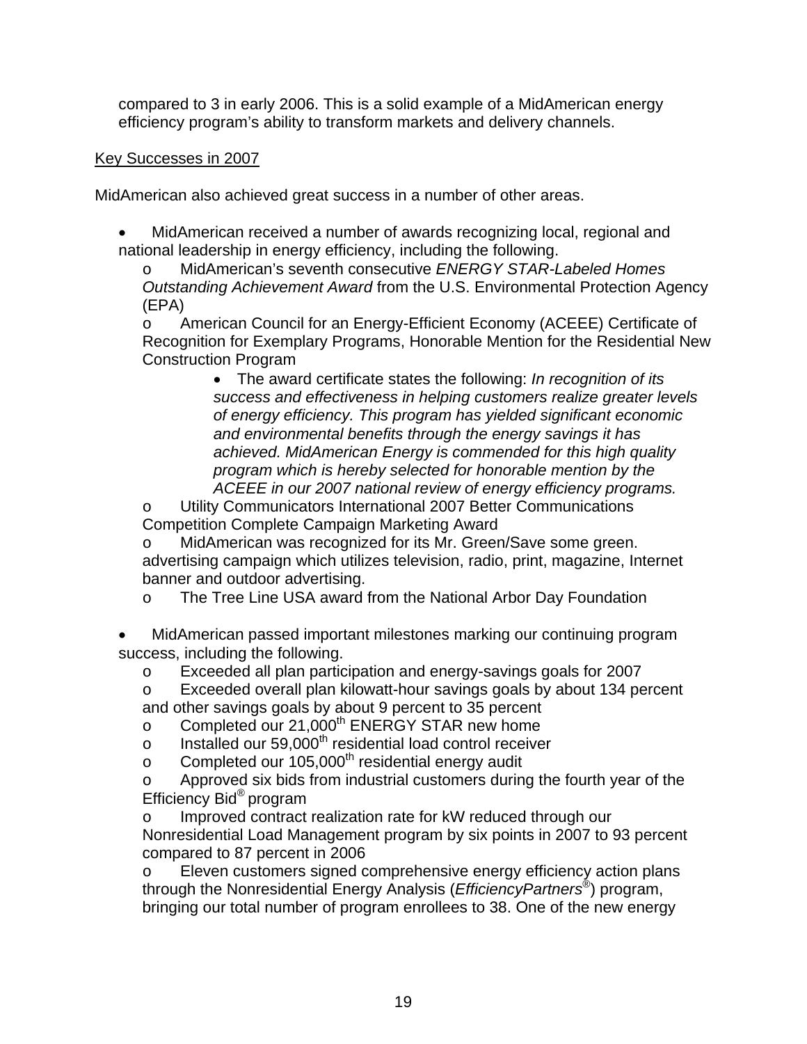compared to 3 in early 2006. This is a solid example of a MidAmerican energy efficiency program's ability to transform markets and delivery channels.

<u>Key Successes in 2007</u>

MidAmerican also achieved great success in a number of other areas.

- MidAmerican received a number of awards recognizing local, regional and national leadership in energy efficiency, including the following.
  - MidAmerican's seventh consecutive *ENERGY STAR-Labeled Homes Outstanding Achievement Award* from the U.S. Environmental Protection Agency (EPA)
  - American Council for an Energy-Efficient Economy (ACEEE) Certificate of Recognition for Exemplary Programs, Honorable Mention for the Residential New Construction Program
    - The award certificate states the following: *In recognition of its success and effectiveness in helping customers realize greater levels of energy efficiency. This program has yielded significant economic and environmental benefits through the energy savings it has achieved. MidAmerican Energy is commended for this high quality program which is hereby selected for honorable mention by the ACEEE in our 2007 national review of energy efficiency programs.*
  - Utility Communicators International 2007 Better Communications Competition Complete Campaign Marketing Award
  - MidAmerican was recognized for its Mr. Green/Save some green. advertising campaign which utilizes television, radio, print, magazine, Internet banner and outdoor advertising.
  - The Tree Line USA award from the National Arbor Day Foundation

- MidAmerican passed important milestones marking our continuing program success, including the following.
  - Exceeded all plan participation and energy-savings goals for 2007
  - Exceeded overall plan kilowatt-hour savings goals by about 134 percent and other savings goals by about 9 percent to 35 percent
  - Completed our 21,000th ENERGY STAR new home
  - Installed our 59,000th residential load control receiver
  - Completed our 105,000th residential energy audit
  - Approved six bids from industrial customers during the fourth year of the Efficiency Bid® program
  - Improved contract realization rate for kW reduced through our Nonresidential Load Management program by six points in 2007 to 93 percent compared to 87 percent in 2006
  - Eleven customers signed comprehensive energy efficiency action plans through the Nonresidential Energy Analysis (*EfficiencyPartners®*) program, bringing our total number of program enrollees to 38. One of the new energy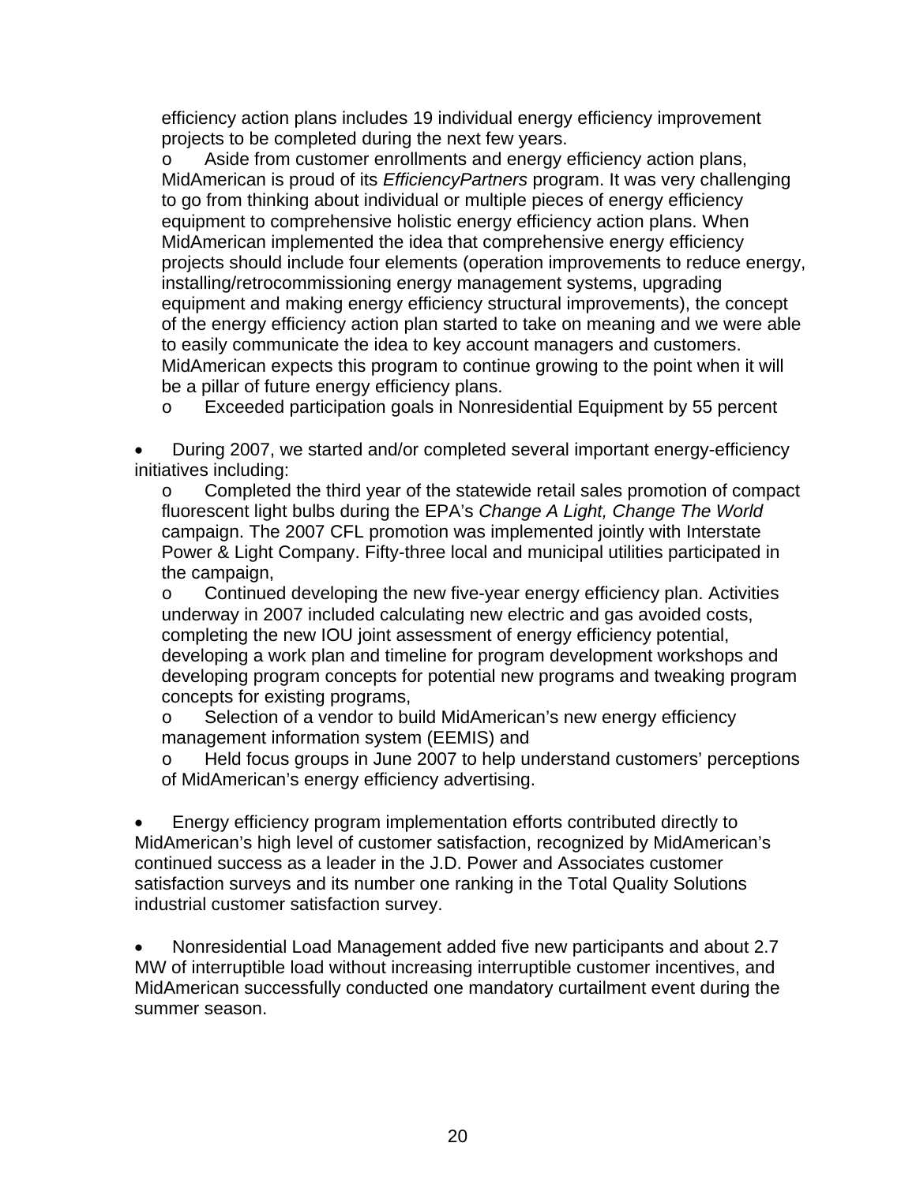efficiency action plans includes 19 individual energy efficiency improvement projects to be completed during the next few years.

  - Aside from customer enrollments and energy efficiency action plans, MidAmerican is proud of its *EfficiencyPartners* program. It was very challenging to go from thinking about individual or multiple pieces of energy efficiency equipment to comprehensive holistic energy efficiency action plans. When MidAmerican implemented the idea that comprehensive energy efficiency projects should include four elements (operation improvements to reduce energy, installing/retrocommissioning energy management systems, upgrading equipment and making energy efficiency structural improvements), the concept of the energy efficiency action plan started to take on meaning and we were able to easily communicate the idea to key account managers and customers. MidAmerican expects this program to continue growing to the point when it will be a pillar of future energy efficiency plans.
  - Exceeded participation goals in Nonresidential Equipment by 55 percent

- During 2007, we started and/or completed several important energy-efficiency initiatives including:
  - Completed the third year of the statewide retail sales promotion of compact fluorescent light bulbs during the EPA's *Change A Light, Change The World* campaign. The 2007 CFL promotion was implemented jointly with Interstate Power & Light Company. Fifty-three local and municipal utilities participated in the campaign,
  - Continued developing the new five-year energy efficiency plan. Activities underway in 2007 included calculating new electric and gas avoided costs, completing the new IOU joint assessment of energy efficiency potential, developing a work plan and timeline for program development workshops and developing program concepts for potential new programs and tweaking program concepts for existing programs,
  - Selection of a vendor to build MidAmerican's new energy efficiency management information system (EEMIS) and
  - Held focus groups in June 2007 to help understand customers' perceptions of MidAmerican's energy efficiency advertising.

- Energy efficiency program implementation efforts contributed directly to MidAmerican's high level of customer satisfaction, recognized by MidAmerican's continued success as a leader in the J.D. Power and Associates customer satisfaction surveys and its number one ranking in the Total Quality Solutions industrial customer satisfaction survey.

- Nonresidential Load Management added five new participants and about 2.7 MW of interruptible load without increasing interruptible customer incentives, and MidAmerican successfully conducted one mandatory curtailment event during the summer season.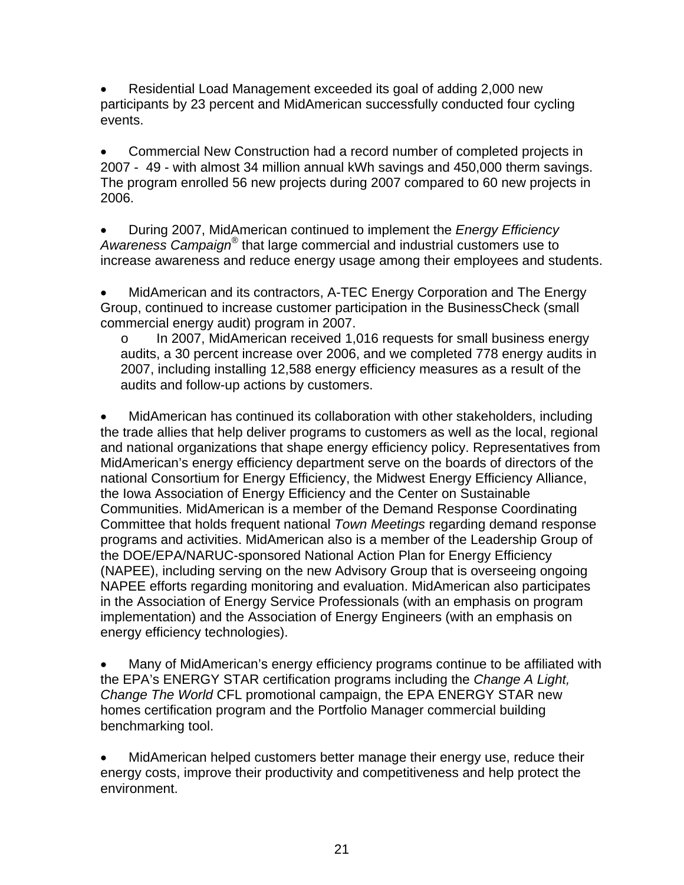- Residential Load Management exceeded its goal of adding 2,000 new participants by 23 percent and MidAmerican successfully conducted four cycling events.

- Commercial New Construction had a record number of completed projects in 2007 - 49 - with almost 34 million annual kWh savings and 450,000 therm savings. The program enrolled 56 new projects during 2007 compared to 60 new projects in 2006.

- During 2007, MidAmerican continued to implement the *Energy Efficiency Awareness Campaign*® that large commercial and industrial customers use to increase awareness and reduce energy usage among their employees and students.

- MidAmerican and its contractors, A-TEC Energy Corporation and The Energy Group, continued to increase customer participation in the BusinessCheck (small commercial energy audit) program in 2007.
    - In 2007, MidAmerican received 1,016 requests for small business energy audits, a 30 percent increase over 2006, and we completed 778 energy audits in 2007, including installing 12,588 energy efficiency measures as a result of the audits and follow-up actions by customers.

- MidAmerican has continued its collaboration with other stakeholders, including the trade allies that help deliver programs to customers as well as the local, regional and national organizations that shape energy efficiency policy. Representatives from MidAmerican's energy efficiency department serve on the boards of directors of the national Consortium for Energy Efficiency, the Midwest Energy Efficiency Alliance, the Iowa Association of Energy Efficiency and the Center on Sustainable Communities. MidAmerican is a member of the Demand Response Coordinating Committee that holds frequent national *Town Meetings* regarding demand response programs and activities. MidAmerican also is a member of the Leadership Group of the DOE/EPA/NARUC-sponsored National Action Plan for Energy Efficiency (NAPEE), including serving on the new Advisory Group that is overseeing ongoing NAPEE efforts regarding monitoring and evaluation. MidAmerican also participates in the Association of Energy Service Professionals (with an emphasis on program implementation) and the Association of Energy Engineers (with an emphasis on energy efficiency technologies).

- Many of MidAmerican's energy efficiency programs continue to be affiliated with the EPA's ENERGY STAR certification programs including the *Change A Light, Change The World* CFL promotional campaign, the EPA ENERGY STAR new homes certification program and the Portfolio Manager commercial building benchmarking tool.

- MidAmerican helped customers better manage their energy use, reduce their energy costs, improve their productivity and competitiveness and help protect the environment.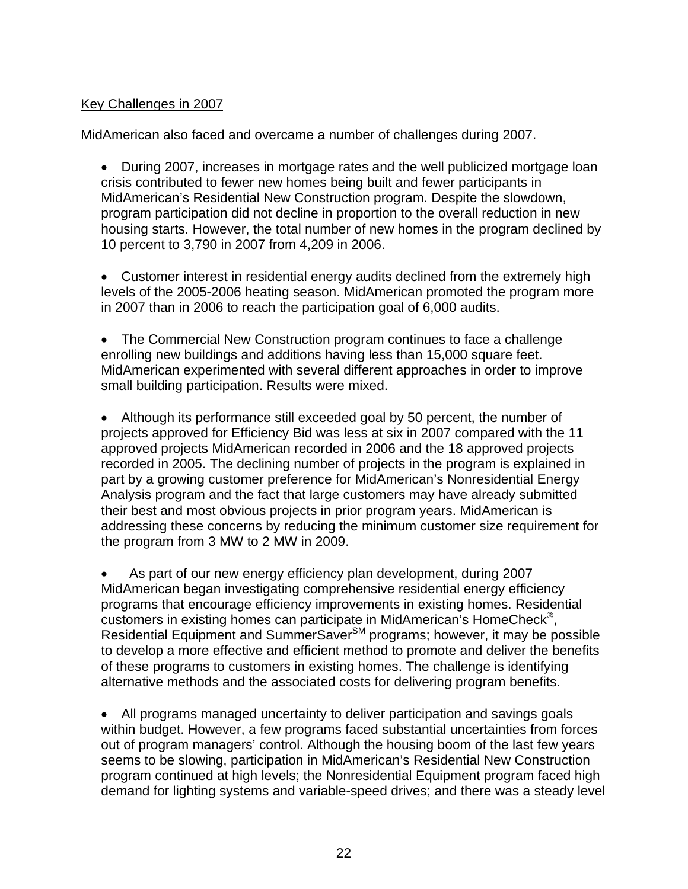Key Challenges in 2007

MidAmerican also faced and overcame a number of challenges during 2007.

- During 2007, increases in mortgage rates and the well publicized mortgage loan crisis contributed to fewer new homes being built and fewer participants in MidAmerican's Residential New Construction program. Despite the slowdown, program participation did not decline in proportion to the overall reduction in new housing starts. However, the total number of new homes in the program declined by 10 percent to 3,790 in 2007 from 4,209 in 2006.

- Customer interest in residential energy audits declined from the extremely high levels of the 2005-2006 heating season. MidAmerican promoted the program more in 2007 than in 2006 to reach the participation goal of 6,000 audits.

- The Commercial New Construction program continues to face a challenge enrolling new buildings and additions having less than 15,000 square feet. MidAmerican experimented with several different approaches in order to improve small building participation. Results were mixed.

- Although its performance still exceeded goal by 50 percent, the number of projects approved for Efficiency Bid was less at six in 2007 compared with the 11 approved projects MidAmerican recorded in 2006 and the 18 approved projects recorded in 2005. The declining number of projects in the program is explained in part by a growing customer preference for MidAmerican's Nonresidential Energy Analysis program and the fact that large customers may have already submitted their best and most obvious projects in prior program years. MidAmerican is addressing these concerns by reducing the minimum customer size requirement for the program from 3 MW to 2 MW in 2009.

- As part of our new energy efficiency plan development, during 2007 MidAmerican began investigating comprehensive residential energy efficiency programs that encourage efficiency improvements in existing homes. Residential customers in existing homes can participate in MidAmerican's HomeCheck®, Residential Equipment and SummerSaver℠ programs; however, it may be possible to develop a more effective and efficient method to promote and deliver the benefits of these programs to customers in existing homes. The challenge is identifying alternative methods and the associated costs for delivering program benefits.

- All programs managed uncertainty to deliver participation and savings goals within budget. However, a few programs faced substantial uncertainties from forces out of program managers' control. Although the housing boom of the last few years seems to be slowing, participation in MidAmerican's Residential New Construction program continued at high levels; the Nonresidential Equipment program faced high demand for lighting systems and variable-speed drives; and there was a steady level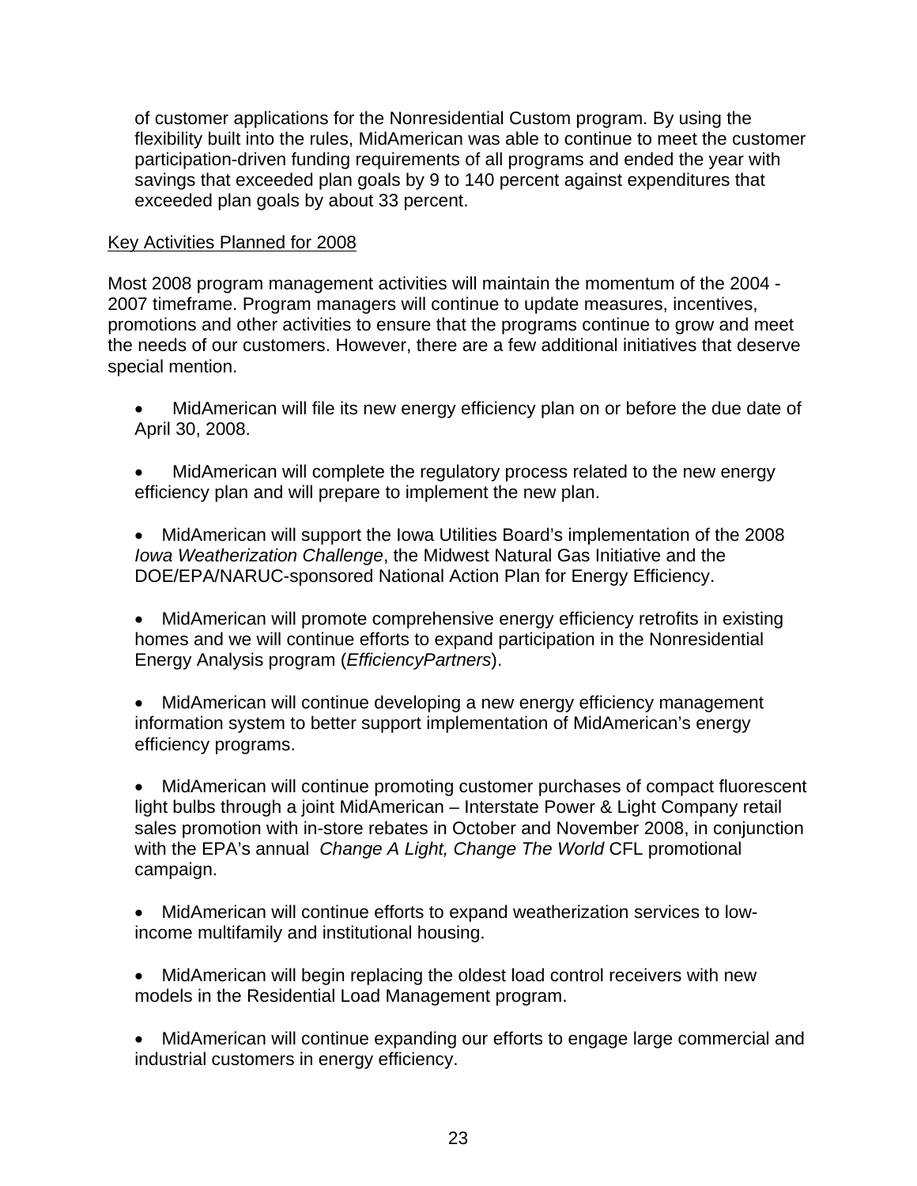of customer applications for the Nonresidential Custom program. By using the flexibility built into the rules, MidAmerican was able to continue to meet the customer participation-driven funding requirements of all programs and ended the year with savings that exceeded plan goals by 9 to 140 percent against expenditures that exceeded plan goals by about 33 percent.

<u>Key Activities Planned for 2008</u>

Most 2008 program management activities will maintain the momentum of the 2004 - 2007 timeframe. Program managers will continue to update measures, incentives, promotions and other activities to ensure that the programs continue to grow and meet the needs of our customers. However, there are a few additional initiatives that deserve special mention.

- MidAmerican will file its new energy efficiency plan on or before the due date of April 30, 2008.
- MidAmerican will complete the regulatory process related to the new energy efficiency plan and will prepare to implement the new plan.
- MidAmerican will support the Iowa Utilities Board's implementation of the 2008 *Iowa Weatherization Challenge*, the Midwest Natural Gas Initiative and the DOE/EPA/NARUC-sponsored National Action Plan for Energy Efficiency.
- MidAmerican will promote comprehensive energy efficiency retrofits in existing homes and we will continue efforts to expand participation in the Nonresidential Energy Analysis program (*EfficiencyPartners*).
- MidAmerican will continue developing a new energy efficiency management information system to better support implementation of MidAmerican's energy efficiency programs.
- MidAmerican will continue promoting customer purchases of compact fluorescent light bulbs through a joint MidAmerican – Interstate Power & Light Company retail sales promotion with in-store rebates in October and November 2008, in conjunction with the EPA's annual *Change A Light, Change The World* CFL promotional campaign.
- MidAmerican will continue efforts to expand weatherization services to low-income multifamily and institutional housing.
- MidAmerican will begin replacing the oldest load control receivers with new models in the Residential Load Management program.
- MidAmerican will continue expanding our efforts to engage large commercial and industrial customers in energy efficiency.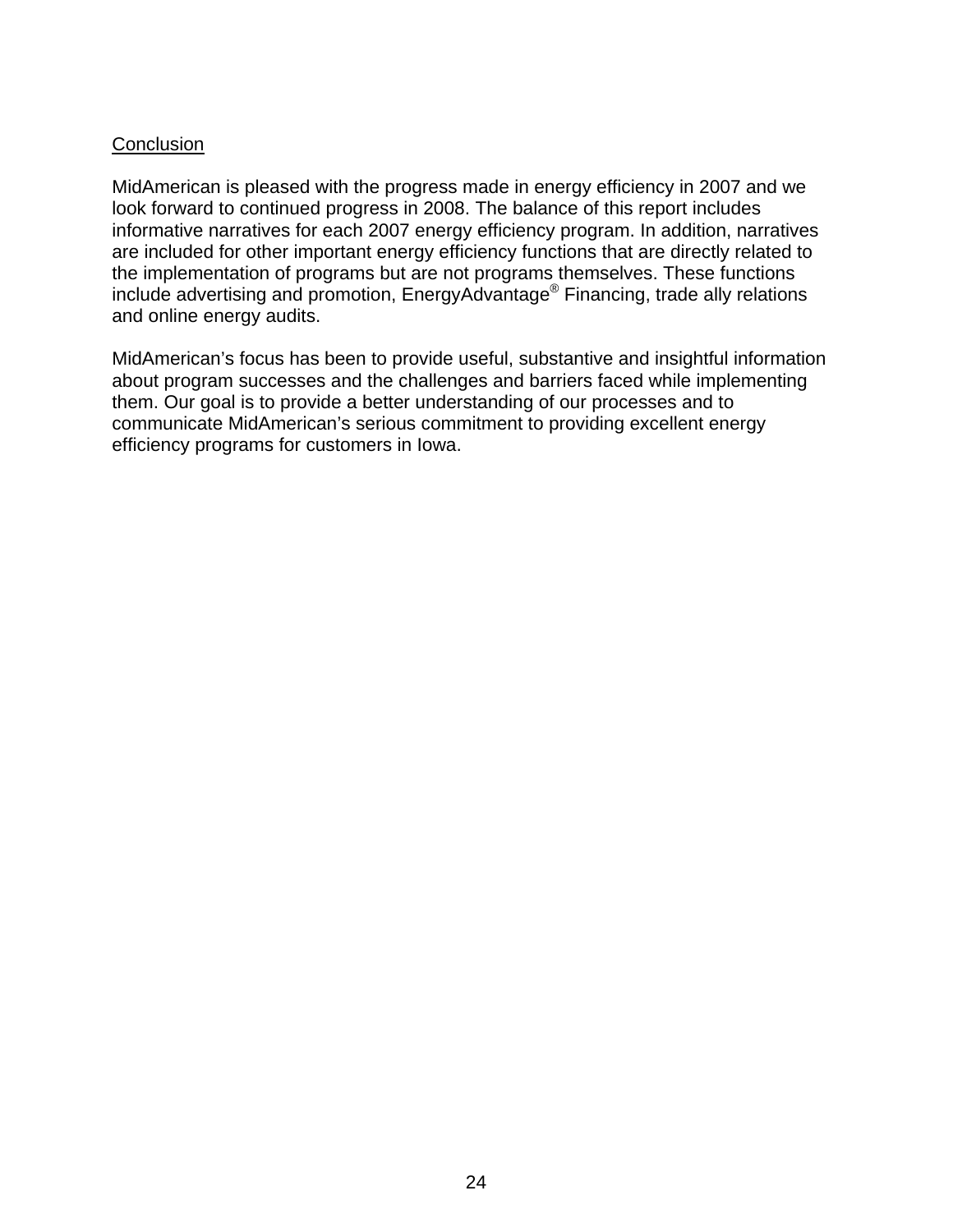## Conclusion

MidAmerican is pleased with the progress made in energy efficiency in 2007 and we look forward to continued progress in 2008. The balance of this report includes informative narratives for each 2007 energy efficiency program. In addition, narratives are included for other important energy efficiency functions that are directly related to the implementation of programs but are not programs themselves. These functions include advertising and promotion, EnergyAdvantage® Financing, trade ally relations and online energy audits.

MidAmerican's focus has been to provide useful, substantive and insightful information about program successes and the challenges and barriers faced while implementing them. Our goal is to provide a better understanding of our processes and to communicate MidAmerican's serious commitment to providing excellent energy efficiency programs for customers in Iowa.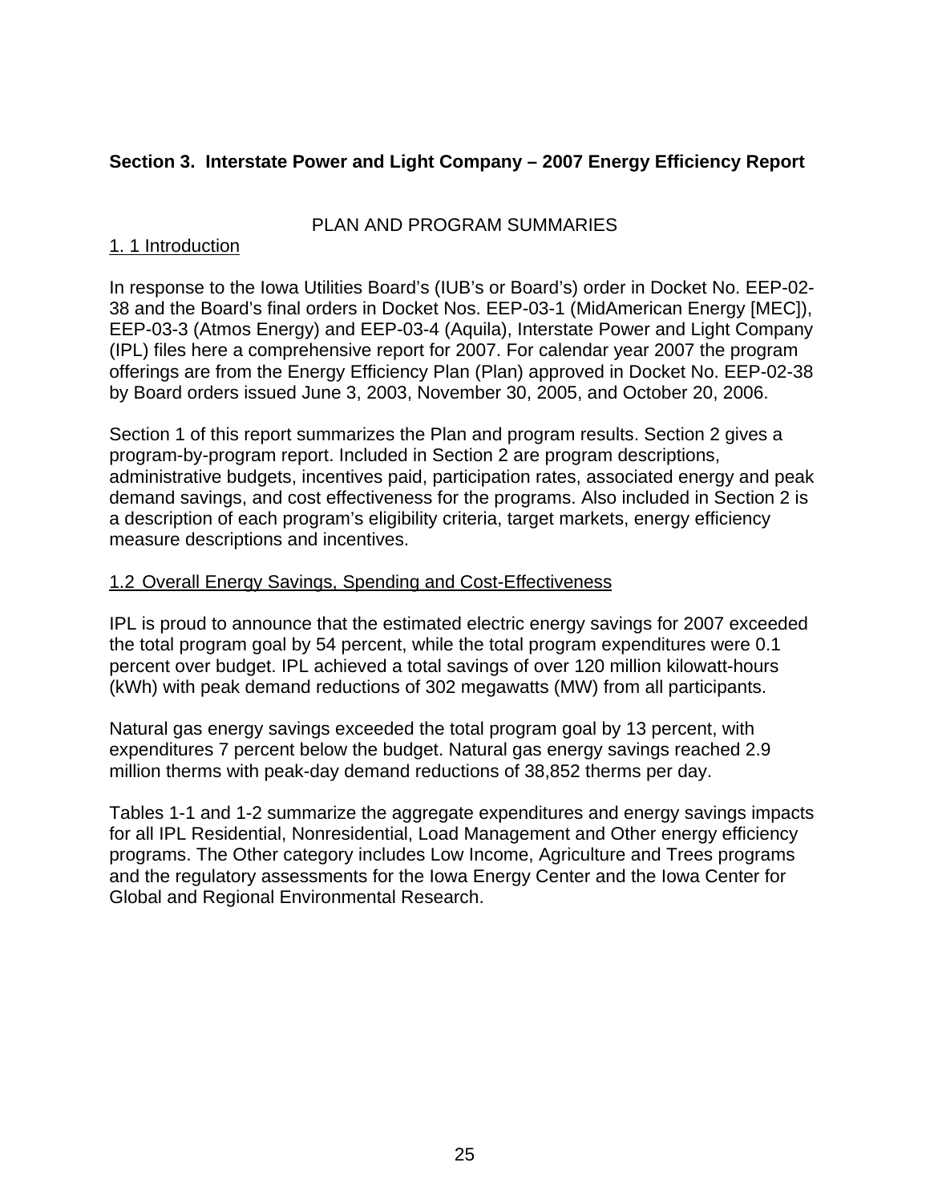## Section 3. Interstate Power and Light Company – 2007 Energy Efficiency Report

PLAN AND PROGRAM SUMMARIES

### 1. 1 Introduction

In response to the Iowa Utilities Board's (IUB's or Board's) order in Docket No. EEP-02-38 and the Board's final orders in Docket Nos. EEP-03-1 (MidAmerican Energy [MEC]), EEP-03-3 (Atmos Energy) and EEP-03-4 (Aquila), Interstate Power and Light Company (IPL) files here a comprehensive report for 2007. For calendar year 2007 the program offerings are from the Energy Efficiency Plan (Plan) approved in Docket No. EEP-02-38 by Board orders issued June 3, 2003, November 30, 2005, and October 20, 2006.

Section 1 of this report summarizes the Plan and program results. Section 2 gives a program-by-program report. Included in Section 2 are program descriptions, administrative budgets, incentives paid, participation rates, associated energy and peak demand savings, and cost effectiveness for the programs. Also included in Section 2 is a description of each program's eligibility criteria, target markets, energy efficiency measure descriptions and incentives.

### 1.2 Overall Energy Savings, Spending and Cost-Effectiveness

IPL is proud to announce that the estimated electric energy savings for 2007 exceeded the total program goal by 54 percent, while the total program expenditures were 0.1 percent over budget. IPL achieved a total savings of over 120 million kilowatt-hours (kWh) with peak demand reductions of 302 megawatts (MW) from all participants.

Natural gas energy savings exceeded the total program goal by 13 percent, with expenditures 7 percent below the budget. Natural gas energy savings reached 2.9 million therms with peak-day demand reductions of 38,852 therms per day.

Tables 1-1 and 1-2 summarize the aggregate expenditures and energy savings impacts for all IPL Residential, Nonresidential, Load Management and Other energy efficiency programs. The Other category includes Low Income, Agriculture and Trees programs and the regulatory assessments for the Iowa Energy Center and the Iowa Center for Global and Regional Environmental Research.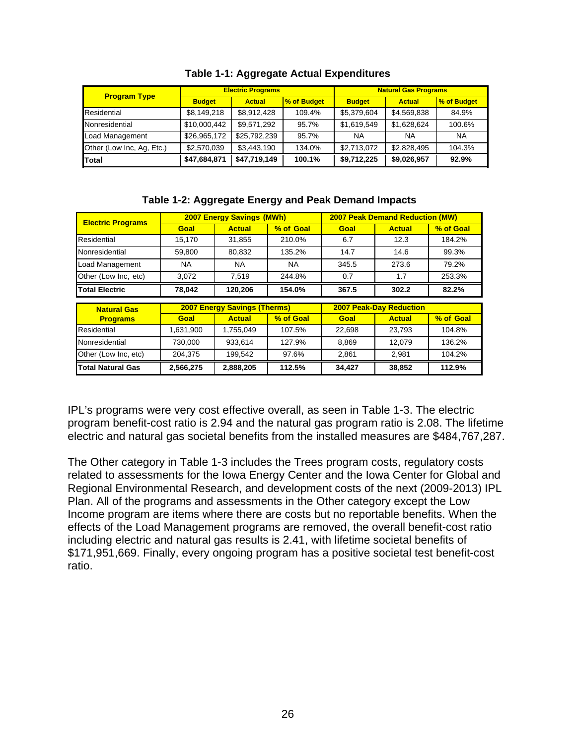**Table 1-1: Aggregate Actual Expenditures**

| Program Type | Electric Programs | | | Natural Gas Programs | | |
|---|---|---|---|---|---|---|
| | Budget | Actual | % of Budget | Budget | Actual | % of Budget |
| Residential | $8,149,218 | $8,912,428 | 109.4% | $5,379,604 | $4,569,838 | 84.9% |
| Nonresidential | $10,000,442 | $9,571,292 | 95.7% | $1,619,549 | $1,628,624 | 100.6% |
| Load Management | $26,965,172 | $25,792,239 | 95.7% | NA | NA | NA |
| Other (Low Inc, Ag, Etc.) | $2,570,039 | $3,443,190 | 134.0% | $2,713,072 | $2,828,495 | 104.3% |
| **Total** | **$47,684,871** | **$47,719,149** | **100.1%** | **$9,712,225** | **$9,026,957** | **92.9%** |

**Table 1-2: Aggregate Energy and Peak Demand Impacts**

| Electric Programs | 2007 Energy Savings (MWh) | | | 2007 Peak Demand Reduction (MW) | | |
|---|---|---|---|---|---|---|
| | Goal | Actual | % of Goal | Goal | Actual | % of Goal |
| Residential | 15,170 | 31,855 | 210.0% | 6.7 | 12.3 | 184.2% |
| Nonresidential | 59,800 | 80,832 | 135.2% | 14.7 | 14.6 | 99.3% |
| Load Management | NA | NA | NA | 345.5 | 273.6 | 79.2% |
| Other (Low Inc, etc) | 3,072 | 7,519 | 244.8% | 0.7 | 1.7 | 253.3% |
| **Total Electric** | **78,042** | **120,206** | **154.0%** | **367.5** | **302.2** | **82.2%** |

| Natural Gas Programs | 2007 Energy Savings (Therms) | | | 2007 Peak-Day Reduction | | |
|---|---|---|---|---|---|---|
| | Goal | Actual | % of Goal | Goal | Actual | % of Goal |
| Residential | 1,631,900 | 1,755,049 | 107.5% | 22,698 | 23,793 | 104.8% |
| Nonresidential | 730,000 | 933,614 | 127.9% | 8,869 | 12,079 | 136.2% |
| Other (Low Inc, etc) | 204,375 | 199,542 | 97.6% | 2,861 | 2,981 | 104.2% |
| **Total Natural Gas** | **2,566,275** | **2,888,205** | **112.5%** | **34,427** | **38,852** | **112.9%** |

IPL's programs were very cost effective overall, as seen in Table 1-3. The electric program benefit-cost ratio is 2.94 and the natural gas program ratio is 2.08. The lifetime electric and natural gas societal benefits from the installed measures are $484,767,287.

The Other category in Table 1-3 includes the Trees program costs, regulatory costs related to assessments for the Iowa Energy Center and the Iowa Center for Global and Regional Environmental Research, and development costs of the next (2009-2013) IPL Plan. All of the programs and assessments in the Other category except the Low Income program are items where there are costs but no reportable benefits. When the effects of the Load Management programs are removed, the overall benefit-cost ratio including electric and natural gas results is 2.41, with lifetime societal benefits of $171,951,669. Finally, every ongoing program has a positive societal test benefit-cost ratio.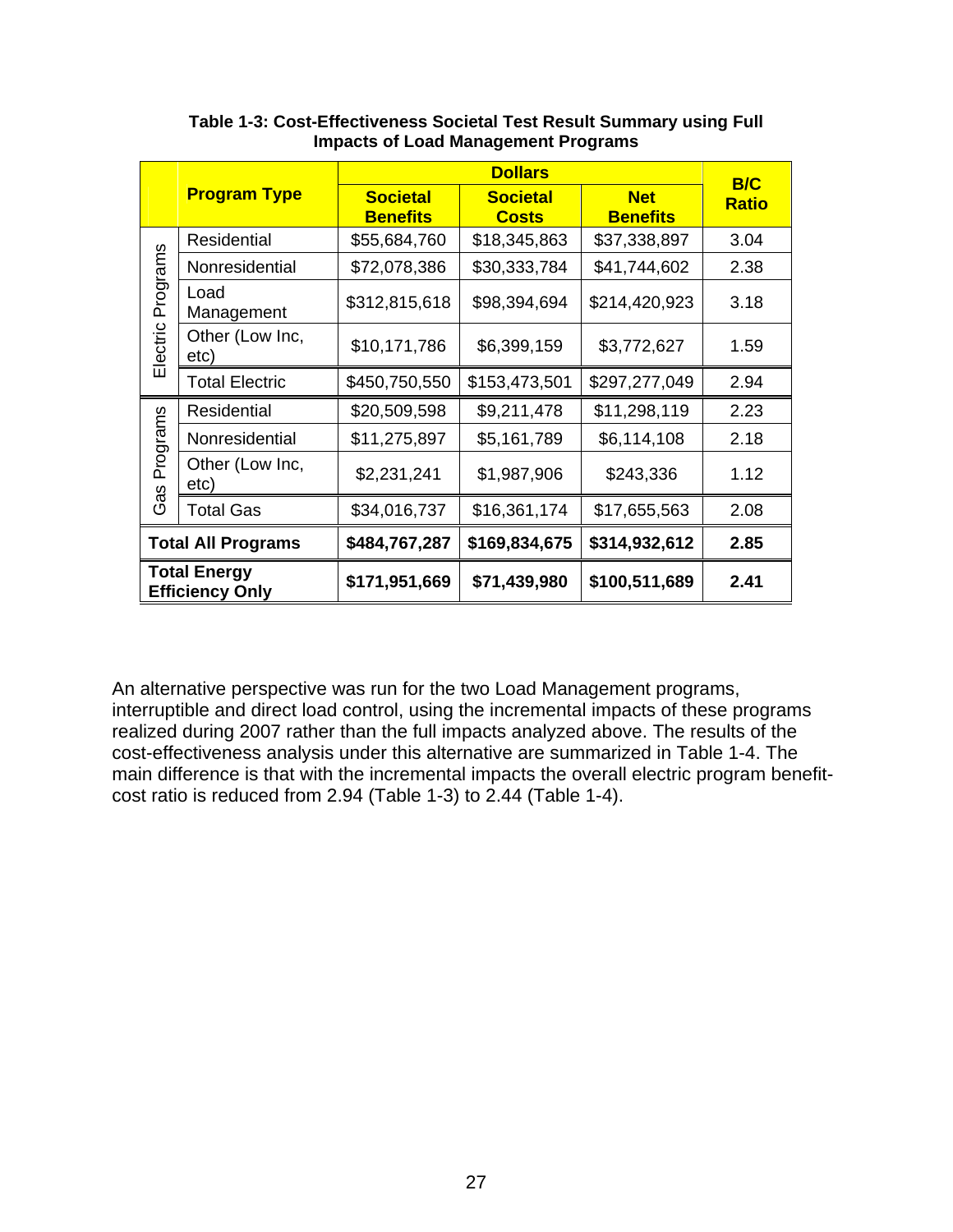**Table 1-3: Cost-Effectiveness Societal Test Result Summary using Full Impacts of Load Management Programs**

| | Program Type | Dollars | | | B/C Ratio |
|---|---|---|---|---|---|
| | | Societal Benefits | Societal Costs | Net Benefits | |
| Electric Programs | Residential | $55,684,760 | $18,345,863 | $37,338,897 | 3.04 |
| | Nonresidential | $72,078,386 | $30,333,784 | $41,744,602 | 2.38 |
| | Load Management | $312,815,618 | $98,394,694 | $214,420,923 | 3.18 |
| | Other (Low Inc, etc) | $10,171,786 | $6,399,159 | $3,772,627 | 1.59 |
| | Total Electric | $450,750,550 | $153,473,501 | $297,277,049 | 2.94 |
| Gas Programs | Residential | $20,509,598 | $9,211,478 | $11,298,119 | 2.23 |
| | Nonresidential | $11,275,897 | $5,161,789 | $6,114,108 | 2.18 |
| | Other (Low Inc, etc) | $2,231,241 | $1,987,906 | $243,336 | 1.12 |
| | Total Gas | $34,016,737 | $16,361,174 | $17,655,563 | 2.08 |
| **Total All Programs** | | **$484,767,287** | **$169,834,675** | **$314,932,612** | **2.85** |
| **Total Energy Efficiency Only** | | **$171,951,669** | **$71,439,980** | **$100,511,689** | **2.41** |

An alternative perspective was run for the two Load Management programs, interruptible and direct load control, using the incremental impacts of these programs realized during 2007 rather than the full impacts analyzed above. The results of the cost-effectiveness analysis under this alternative are summarized in Table 1-4. The main difference is that with the incremental impacts the overall electric program benefit-cost ratio is reduced from 2.94 (Table 1-3) to 2.44 (Table 1-4).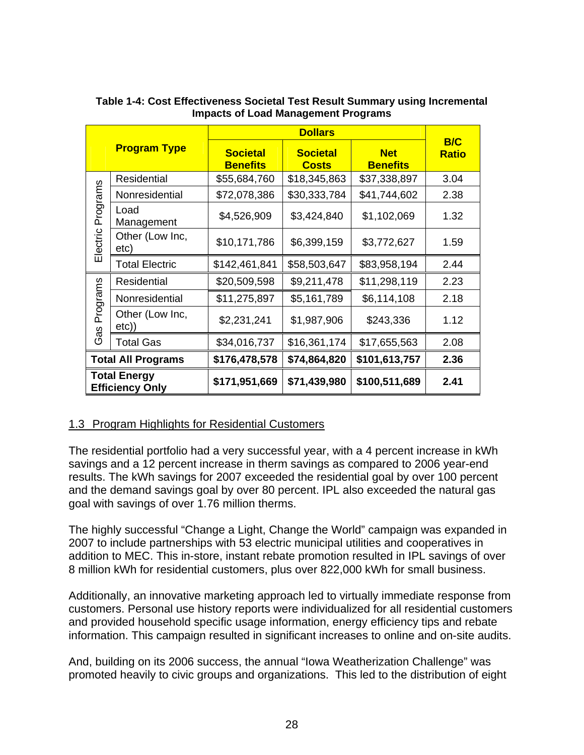**Table 1-4: Cost Effectiveness Societal Test Result Summary using Incremental Impacts of Load Management Programs**

| Program Type | | Dollars | | | B/C Ratio |
|---|---|---|---|---|---|
| | | Societal Benefits | Societal Costs | Net Benefits | |
| Electric Programs | Residential | $55,684,760 | $18,345,863 | $37,338,897 | 3.04 |
| | Nonresidential | $72,078,386 | $30,333,784 | $41,744,602 | 2.38 |
| | Load Management | $4,526,909 | $3,424,840 | $1,102,069 | 1.32 |
| | Other (Low Inc, etc) | $10,171,786 | $6,399,159 | $3,772,627 | 1.59 |
| | Total Electric | $142,461,841 | $58,503,647 | $83,958,194 | 2.44 |
| Gas Programs | Residential | $20,509,598 | $9,211,478 | $11,298,119 | 2.23 |
| | Nonresidential | $11,275,897 | $5,161,789 | $6,114,108 | 2.18 |
| | Other (Low Inc, etc)) | $2,231,241 | $1,987,906 | $243,336 | 1.12 |
| | Total Gas | $34,016,737 | $16,361,174 | $17,655,563 | 2.08 |
| **Total All Programs** | | **$176,478,578** | **$74,864,820** | **$101,613,757** | **2.36** |
| **Total Energy Efficiency Only** | | **$171,951,669** | **$71,439,980** | **$100,511,689** | **2.41** |

## 1.3 Program Highlights for Residential Customers

The residential portfolio had a very successful year, with a 4 percent increase in kWh savings and a 12 percent increase in therm savings as compared to 2006 year-end results. The kWh savings for 2007 exceeded the residential goal by over 100 percent and the demand savings goal by over 80 percent. IPL also exceeded the natural gas goal with savings of over 1.76 million therms.

The highly successful "Change a Light, Change the World" campaign was expanded in 2007 to include partnerships with 53 electric municipal utilities and cooperatives in addition to MEC. This in-store, instant rebate promotion resulted in IPL savings of over 8 million kWh for residential customers, plus over 822,000 kWh for small business.

Additionally, an innovative marketing approach led to virtually immediate response from customers. Personal use history reports were individualized for all residential customers and provided household specific usage information, energy efficiency tips and rebate information. This campaign resulted in significant increases to online and on-site audits.

And, building on its 2006 success, the annual "Iowa Weatherization Challenge" was promoted heavily to civic groups and organizations. This led to the distribution of eight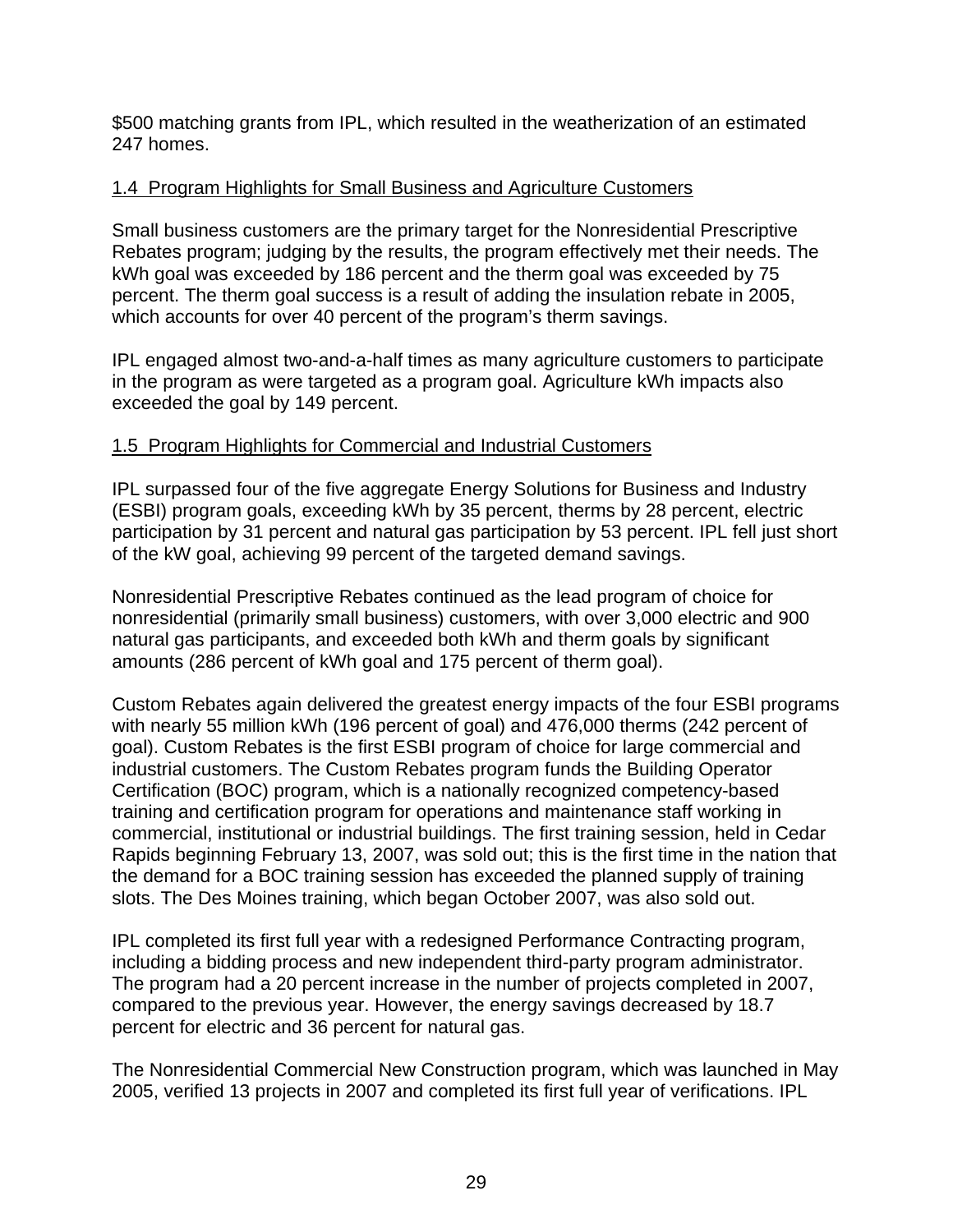$500 matching grants from IPL, which resulted in the weatherization of an estimated 247 homes.

## 1.4 Program Highlights for Small Business and Agriculture Customers

Small business customers are the primary target for the Nonresidential Prescriptive Rebates program; judging by the results, the program effectively met their needs. The kWh goal was exceeded by 186 percent and the therm goal was exceeded by 75 percent. The therm goal success is a result of adding the insulation rebate in 2005, which accounts for over 40 percent of the program's therm savings.

IPL engaged almost two-and-a-half times as many agriculture customers to participate in the program as were targeted as a program goal. Agriculture kWh impacts also exceeded the goal by 149 percent.

## 1.5 Program Highlights for Commercial and Industrial Customers

IPL surpassed four of the five aggregate Energy Solutions for Business and Industry (ESBI) program goals, exceeding kWh by 35 percent, therms by 28 percent, electric participation by 31 percent and natural gas participation by 53 percent. IPL fell just short of the kW goal, achieving 99 percent of the targeted demand savings.

Nonresidential Prescriptive Rebates continued as the lead program of choice for nonresidential (primarily small business) customers, with over 3,000 electric and 900 natural gas participants, and exceeded both kWh and therm goals by significant amounts (286 percent of kWh goal and 175 percent of therm goal).

Custom Rebates again delivered the greatest energy impacts of the four ESBI programs with nearly 55 million kWh (196 percent of goal) and 476,000 therms (242 percent of goal). Custom Rebates is the first ESBI program of choice for large commercial and industrial customers. The Custom Rebates program funds the Building Operator Certification (BOC) program, which is a nationally recognized competency-based training and certification program for operations and maintenance staff working in commercial, institutional or industrial buildings. The first training session, held in Cedar Rapids beginning February 13, 2007, was sold out; this is the first time in the nation that the demand for a BOC training session has exceeded the planned supply of training slots. The Des Moines training, which began October 2007, was also sold out.

IPL completed its first full year with a redesigned Performance Contracting program, including a bidding process and new independent third-party program administrator. The program had a 20 percent increase in the number of projects completed in 2007, compared to the previous year. However, the energy savings decreased by 18.7 percent for electric and 36 percent for natural gas.

The Nonresidential Commercial New Construction program, which was launched in May 2005, verified 13 projects in 2007 and completed its first full year of verifications. IPL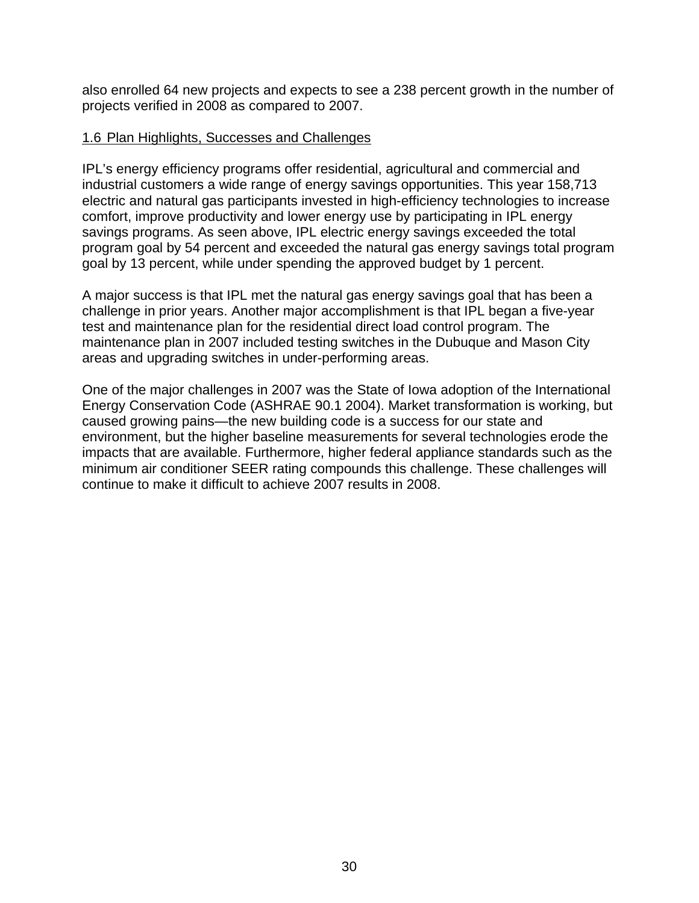also enrolled 64 new projects and expects to see a 238 percent growth in the number of projects verified in 2008 as compared to 2007.

## 1.6 Plan Highlights, Successes and Challenges

IPL's energy efficiency programs offer residential, agricultural and commercial and industrial customers a wide range of energy savings opportunities. This year 158,713 electric and natural gas participants invested in high-efficiency technologies to increase comfort, improve productivity and lower energy use by participating in IPL energy savings programs. As seen above, IPL electric energy savings exceeded the total program goal by 54 percent and exceeded the natural gas energy savings total program goal by 13 percent, while under spending the approved budget by 1 percent.

A major success is that IPL met the natural gas energy savings goal that has been a challenge in prior years. Another major accomplishment is that IPL began a five-year test and maintenance plan for the residential direct load control program. The maintenance plan in 2007 included testing switches in the Dubuque and Mason City areas and upgrading switches in under-performing areas.

One of the major challenges in 2007 was the State of Iowa adoption of the International Energy Conservation Code (ASHRAE 90.1 2004). Market transformation is working, but caused growing pains—the new building code is a success for our state and environment, but the higher baseline measurements for several technologies erode the impacts that are available. Furthermore, higher federal appliance standards such as the minimum air conditioner SEER rating compounds this challenge. These challenges will continue to make it difficult to achieve 2007 results in 2008.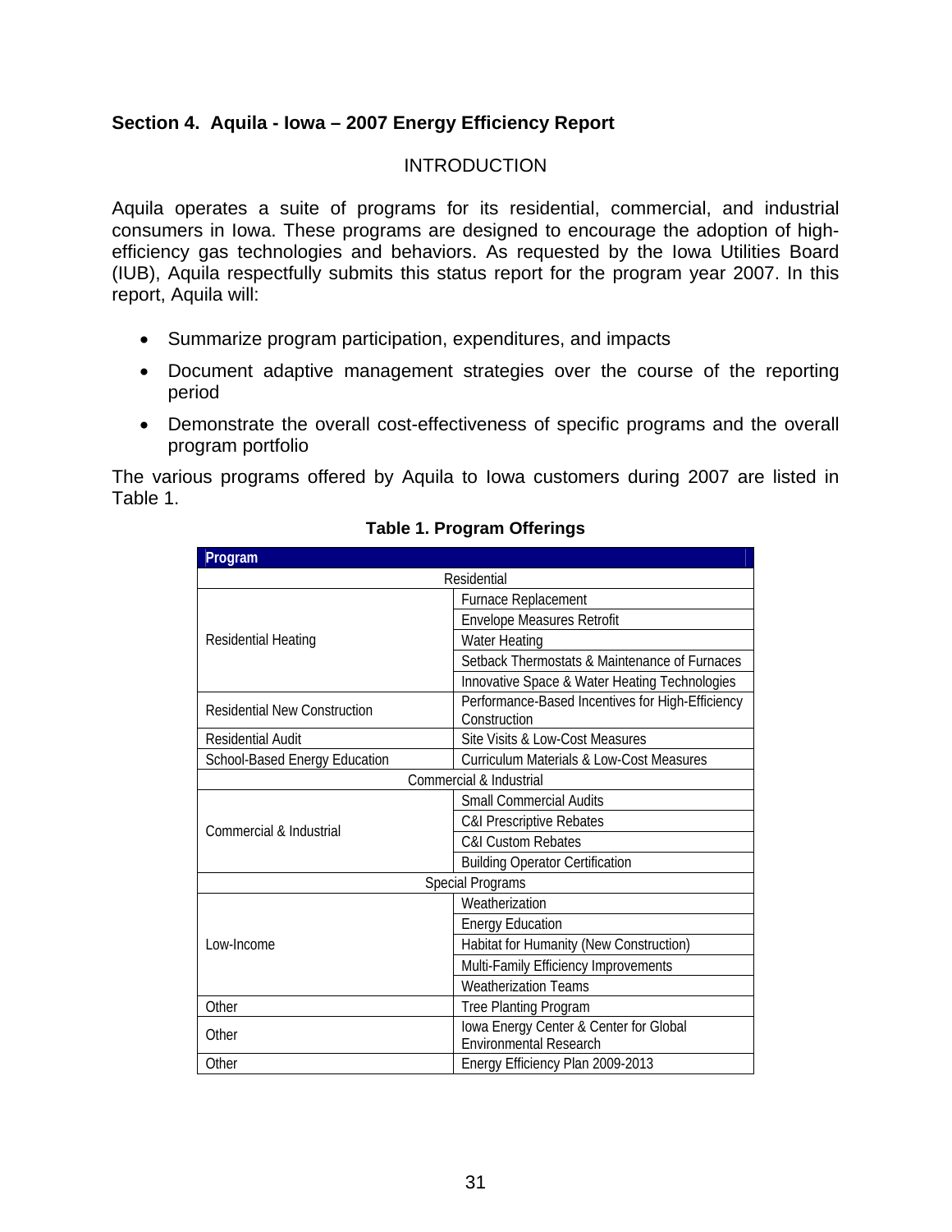### Section 4. Aquila - Iowa – 2007 Energy Efficiency Report

INTRODUCTION

Aquila operates a suite of programs for its residential, commercial, and industrial consumers in Iowa. These programs are designed to encourage the adoption of high-efficiency gas technologies and behaviors. As requested by the Iowa Utilities Board (IUB), Aquila respectfully submits this status report for the program year 2007. In this report, Aquila will:

- Summarize program participation, expenditures, and impacts
- Document adaptive management strategies over the course of the reporting period
- Demonstrate the overall cost-effectiveness of specific programs and the overall program portfolio

The various programs offered by Aquila to Iowa customers during 2007 are listed in Table 1.

**Table 1. Program Offerings**

| Program | |
|---|---|
| Residential | |
| Residential Heating | Furnace Replacement |
| | Envelope Measures Retrofit |
| | Water Heating |
| | Setback Thermostats & Maintenance of Furnaces |
| | Innovative Space & Water Heating Technologies |
| Residential New Construction | Performance-Based Incentives for High-Efficiency Construction |
| Residential Audit | Site Visits & Low-Cost Measures |
| School-Based Energy Education | Curriculum Materials & Low-Cost Measures |
| Commercial & Industrial | |
| Commercial & Industrial | Small Commercial Audits |
| | C&I Prescriptive Rebates |
| | C&I Custom Rebates |
| | Building Operator Certification |
| Special Programs | |
| Low-Income | Weatherization |
| | Energy Education |
| | Habitat for Humanity (New Construction) |
| | Multi-Family Efficiency Improvements |
| | Weatherization Teams |
| Other | Tree Planting Program |
| Other | Iowa Energy Center & Center for Global Environmental Research |
| Other | Energy Efficiency Plan 2009-2013 |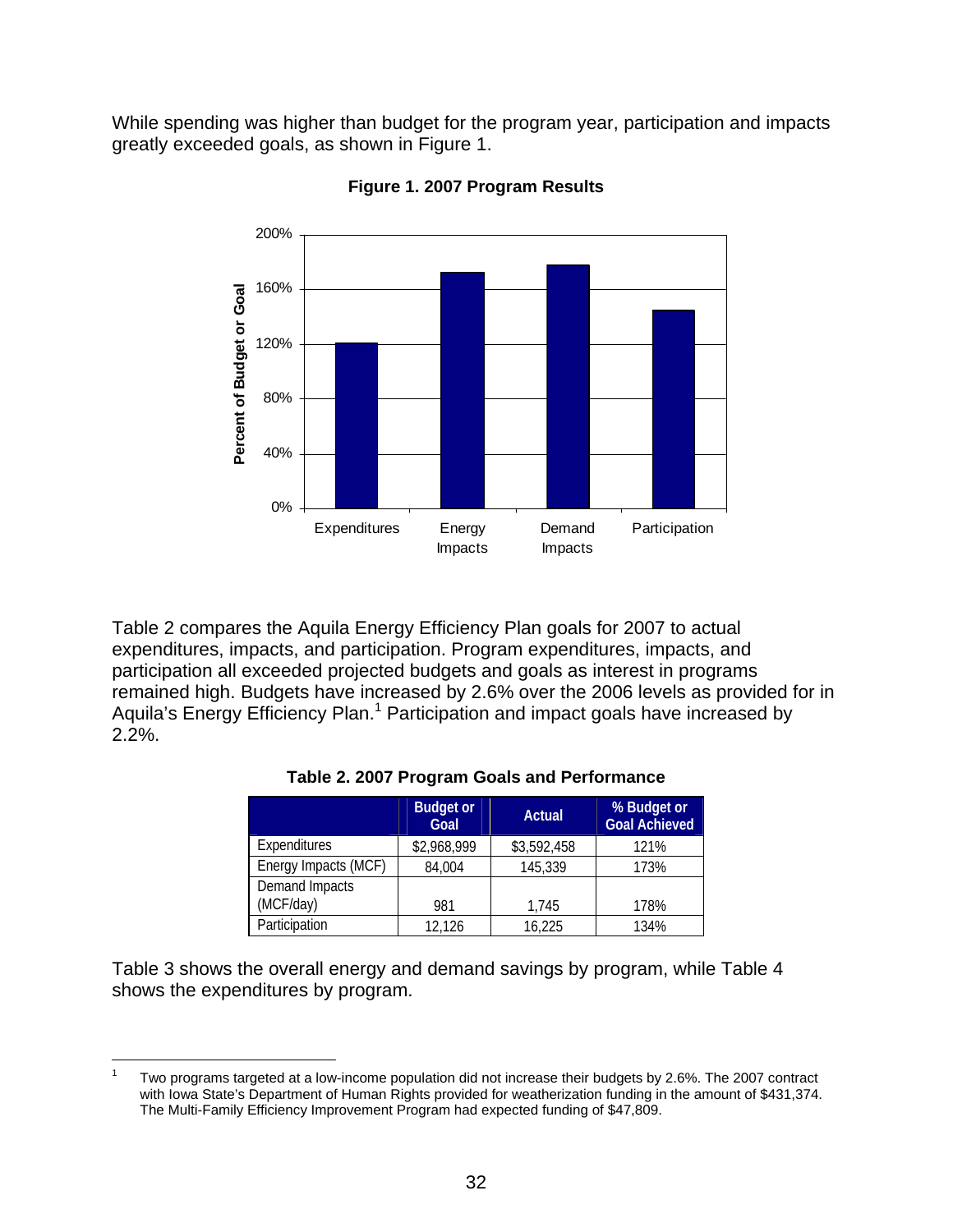While spending was higher than budget for the program year, participation and impacts greatly exceeded goals, as shown in Figure 1.

**Figure 1. 2007 Program Results**

Table 2 compares the Aquila Energy Efficiency Plan goals for 2007 to actual expenditures, impacts, and participation. Program expenditures, impacts, and participation all exceeded projected budgets and goals as interest in programs remained high. Budgets have increased by 2.6% over the 2006 levels as provided for in Aquila's Energy Efficiency Plan.[1] Participation and impact goals have increased by 2.2%.

**Table 2. 2007 Program Goals and Performance**

| | Budget or Goal | Actual | % Budget or Goal Achieved |
|---|---|---|---|
| Expenditures | $2,968,999 | $3,592,458 | 121% |
| Energy Impacts (MCF) | 84,004 | 145,339 | 173% |
| Demand Impacts (MCF/day) | 981 | 1,745 | 178% |
| Participation | 12,126 | 16,225 | 134% |

Table 3 shows the overall energy and demand savings by program, while Table 4 shows the expenditures by program.

[1] Two programs targeted at a low-income population did not increase their budgets by 2.6%. The 2007 contract with Iowa State's Department of Human Rights provided for weatherization funding in the amount of $431,374. The Multi-Family Efficiency Improvement Program had expected funding of $47,809.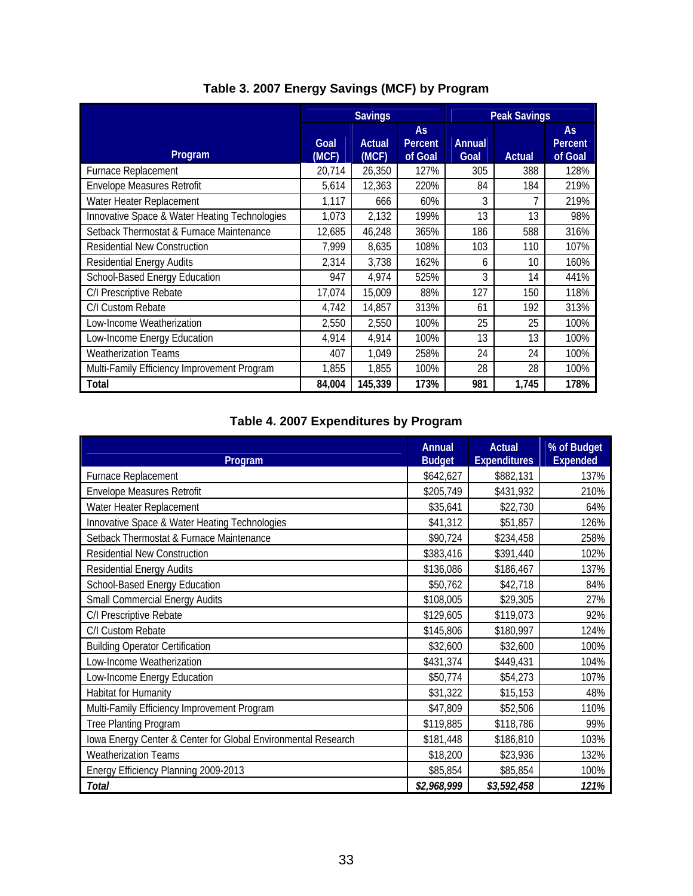### Table 3. 2007 Energy Savings (MCF) by Program

| Program | Savings | | | Peak Savings | | |
|---|---|---|---|---|---|---|
| | Goal (MCF) | Actual (MCF) | As Percent of Goal | Annual Goal | Actual | As Percent of Goal |
| Furnace Replacement | 20,714 | 26,350 | 127% | 305 | 388 | 128% |
| Envelope Measures Retrofit | 5,614 | 12,363 | 220% | 84 | 184 | 219% |
| Water Heater Replacement | 1,117 | 666 | 60% | 3 | 7 | 219% |
| Innovative Space & Water Heating Technologies | 1,073 | 2,132 | 199% | 13 | 13 | 98% |
| Setback Thermostat & Furnace Maintenance | 12,685 | 46,248 | 365% | 186 | 588 | 316% |
| Residential New Construction | 7,999 | 8,635 | 108% | 103 | 110 | 107% |
| Residential Energy Audits | 2,314 | 3,738 | 162% | 6 | 10 | 160% |
| School-Based Energy Education | 947 | 4,974 | 525% | 3 | 14 | 441% |
| C/I Prescriptive Rebate | 17,074 | 15,009 | 88% | 127 | 150 | 118% |
| C/I Custom Rebate | 4,742 | 14,857 | 313% | 61 | 192 | 313% |
| Low-Income Weatherization | 2,550 | 2,550 | 100% | 25 | 25 | 100% |
| Low-Income Energy Education | 4,914 | 4,914 | 100% | 13 | 13 | 100% |
| Weatherization Teams | 407 | 1,049 | 258% | 24 | 24 | 100% |
| Multi-Family Efficiency Improvement Program | 1,855 | 1,855 | 100% | 28 | 28 | 100% |
| **Total** | **84,004** | **145,339** | **173%** | **981** | **1,745** | **178%** |

### Table 4. 2007 Expenditures by Program

| Program | Annual Budget | Actual Expenditures | % of Budget Expended |
|---|---|---|---|
| Furnace Replacement | $642,627 | $882,131 | 137% |
| Envelope Measures Retrofit | $205,749 | $431,932 | 210% |
| Water Heater Replacement | $35,641 | $22,730 | 64% |
| Innovative Space & Water Heating Technologies | $41,312 | $51,857 | 126% |
| Setback Thermostat & Furnace Maintenance | $90,724 | $234,458 | 258% |
| Residential New Construction | $383,416 | $391,440 | 102% |
| Residential Energy Audits | $136,086 | $186,467 | 137% |
| School-Based Energy Education | $50,762 | $42,718 | 84% |
| Small Commercial Energy Audits | $108,005 | $29,305 | 27% |
| C/I Prescriptive Rebate | $129,605 | $119,073 | 92% |
| C/I Custom Rebate | $145,806 | $180,997 | 124% |
| Building Operator Certification | $32,600 | $32,600 | 100% |
| Low-Income Weatherization | $431,374 | $449,431 | 104% |
| Low-Income Energy Education | $50,774 | $54,273 | 107% |
| Habitat for Humanity | $31,322 | $15,153 | 48% |
| Multi-Family Efficiency Improvement Program | $47,809 | $52,506 | 110% |
| Tree Planting Program | $119,885 | $118,786 | 99% |
| Iowa Energy Center & Center for Global Environmental Research | $181,448 | $186,810 | 103% |
| Weatherization Teams | $18,200 | $23,936 | 132% |
| Energy Efficiency Planning 2009-2013 | $85,854 | $85,854 | 100% |
| ***Total*** | ***$2,968,999*** | ***$3,592,458*** | ***121%*** |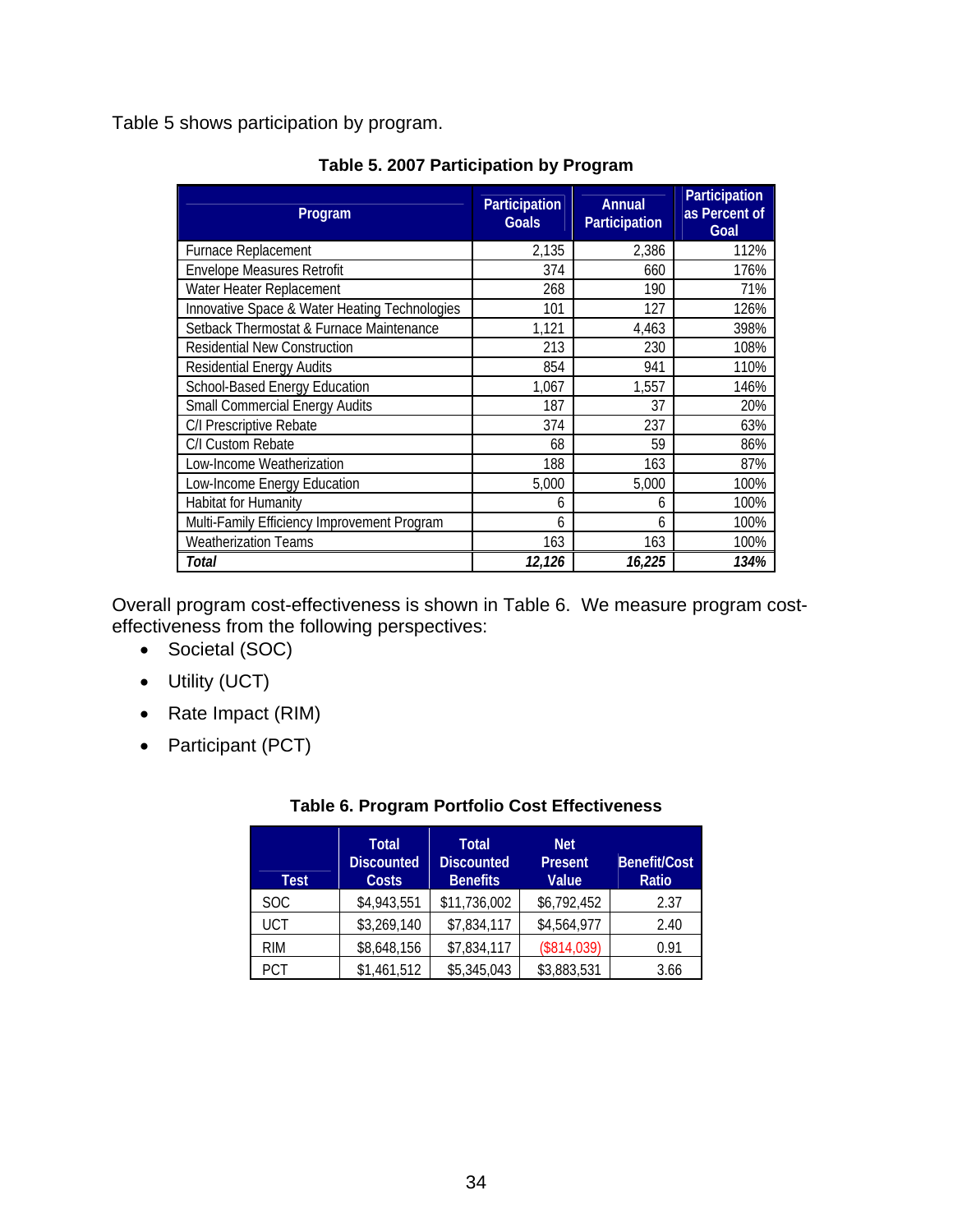Table 5 shows participation by program.

**Table 5. 2007 Participation by Program**

| Program | Participation Goals | Annual Participation | Participation as Percent of Goal |
|---|---|---|---|
| Furnace Replacement | 2,135 | 2,386 | 112% |
| Envelope Measures Retrofit | 374 | 660 | 176% |
| Water Heater Replacement | 268 | 190 | 71% |
| Innovative Space & Water Heating Technologies | 101 | 127 | 126% |
| Setback Thermostat & Furnace Maintenance | 1,121 | 4,463 | 398% |
| Residential New Construction | 213 | 230 | 108% |
| Residential Energy Audits | 854 | 941 | 110% |
| School-Based Energy Education | 1,067 | 1,557 | 146% |
| Small Commercial Energy Audits | 187 | 37 | 20% |
| C/I Prescriptive Rebate | 374 | 237 | 63% |
| C/I Custom Rebate | 68 | 59 | 86% |
| Low-Income Weatherization | 188 | 163 | 87% |
| Low-Income Energy Education | 5,000 | 5,000 | 100% |
| Habitat for Humanity | 6 | 6 | 100% |
| Multi-Family Efficiency Improvement Program | 6 | 6 | 100% |
| Weatherization Teams | 163 | 163 | 100% |
| ***Total*** | ***12,126*** | ***16,225*** | ***134%*** |

Overall program cost-effectiveness is shown in Table 6. We measure program cost-effectiveness from the following perspectives:

- Societal (SOC)
- Utility (UCT)
- Rate Impact (RIM)
- Participant (PCT)

**Table 6. Program Portfolio Cost Effectiveness**

| Test | Total Discounted Costs | Total Discounted Benefits | Net Present Value | Benefit/Cost Ratio |
|---|---|---|---|---|
| SOC | $4,943,551 | $11,736,002 | $6,792,452 | 2.37 |
| UCT | $3,269,140 | $7,834,117 | $4,564,977 | 2.40 |
| RIM | $8,648,156 | $7,834,117 | ($814,039) | 0.91 |
| PCT | $1,461,512 | $5,345,043 | $3,883,531 | 3.66 |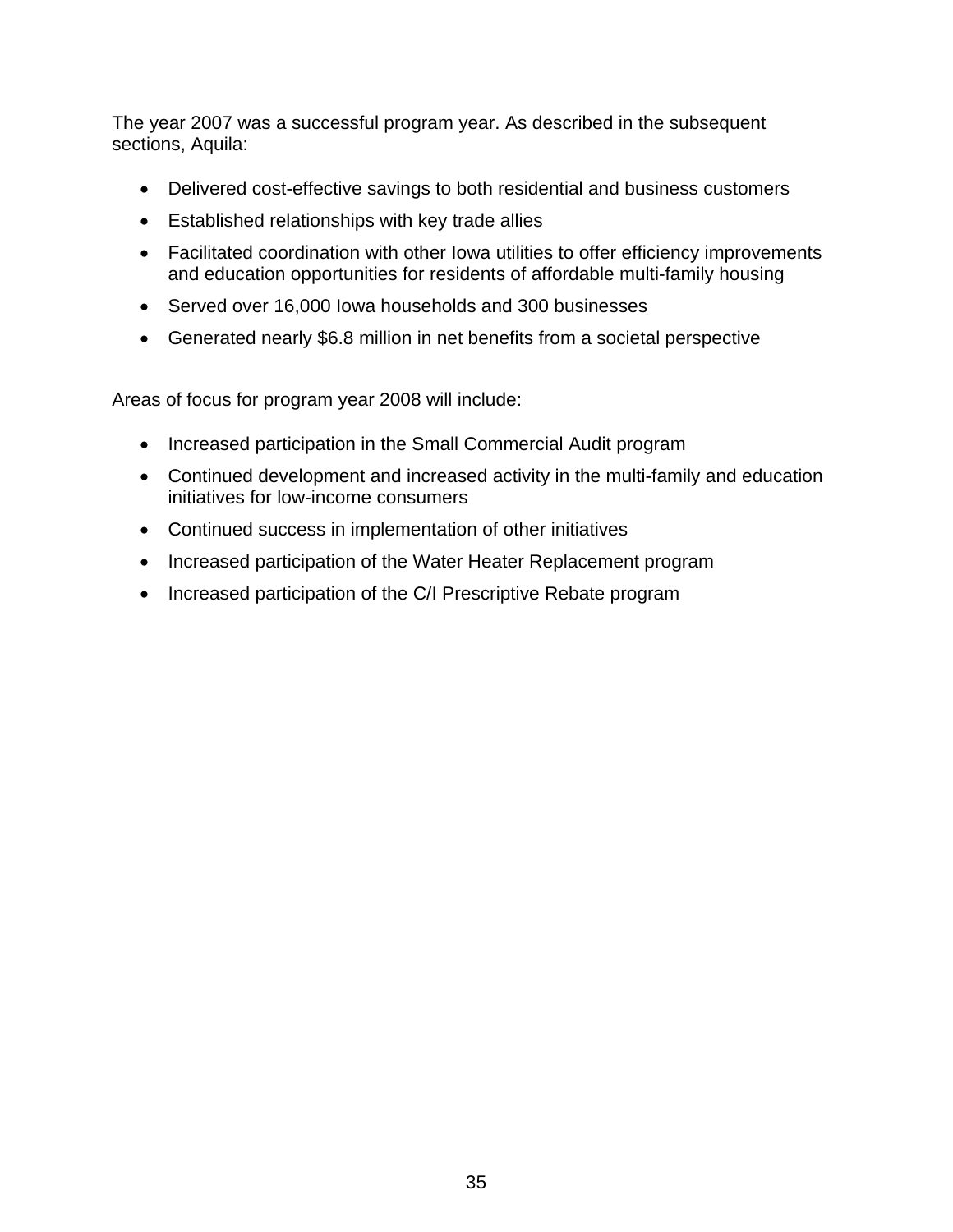The year 2007 was a successful program year. As described in the subsequent sections, Aquila:

- Delivered cost-effective savings to both residential and business customers
- Established relationships with key trade allies
- Facilitated coordination with other Iowa utilities to offer efficiency improvements and education opportunities for residents of affordable multi-family housing
- Served over 16,000 Iowa households and 300 businesses
- Generated nearly $6.8 million in net benefits from a societal perspective

Areas of focus for program year 2008 will include:

- Increased participation in the Small Commercial Audit program
- Continued development and increased activity in the multi-family and education initiatives for low-income consumers
- Continued success in implementation of other initiatives
- Increased participation of the Water Heater Replacement program
- Increased participation of the C/I Prescriptive Rebate program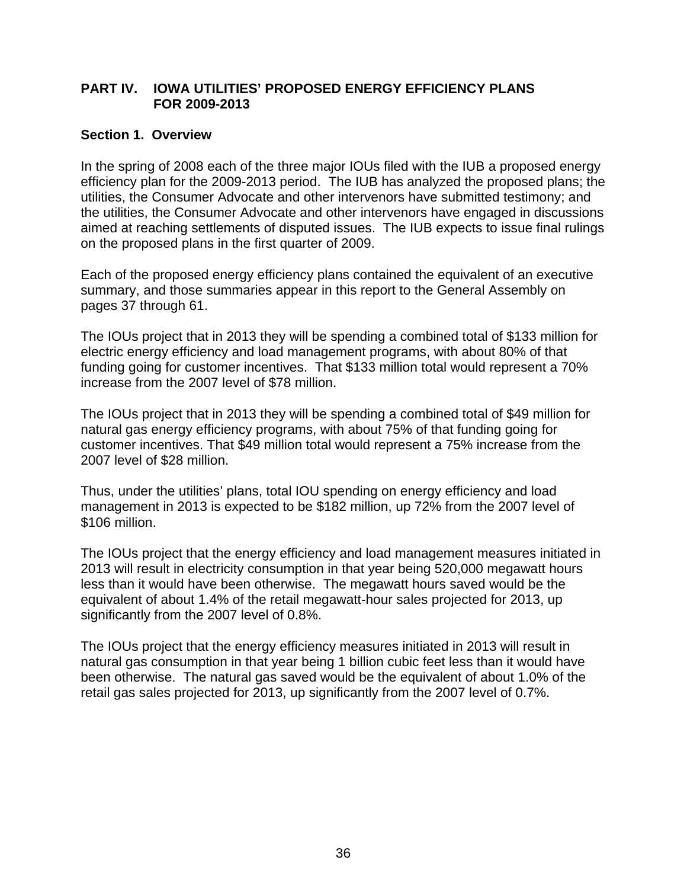## PART IV. IOWA UTILITIES' PROPOSED ENERGY EFFICIENCY PLANS FOR 2009-2013

### Section 1. Overview

In the spring of 2008 each of the three major IOUs filed with the IUB a proposed energy efficiency plan for the 2009-2013 period. The IUB has analyzed the proposed plans; the utilities, the Consumer Advocate and other intervenors have submitted testimony; and the utilities, the Consumer Advocate and other intervenors have engaged in discussions aimed at reaching settlements of disputed issues. The IUB expects to issue final rulings on the proposed plans in the first quarter of 2009.

Each of the proposed energy efficiency plans contained the equivalent of an executive summary, and those summaries appear in this report to the General Assembly on pages 37 through 61.

The IOUs project that in 2013 they will be spending a combined total of $133 million for electric energy efficiency and load management programs, with about 80% of that funding going for customer incentives. That $133 million total would represent a 70% increase from the 2007 level of $78 million.

The IOUs project that in 2013 they will be spending a combined total of $49 million for natural gas energy efficiency programs, with about 75% of that funding going for customer incentives. That $49 million total would represent a 75% increase from the 2007 level of $28 million.

Thus, under the utilities' plans, total IOU spending on energy efficiency and load management in 2013 is expected to be $182 million, up 72% from the 2007 level of $106 million.

The IOUs project that the energy efficiency and load management measures initiated in 2013 will result in electricity consumption in that year being 520,000 megawatt hours less than it would have been otherwise. The megawatt hours saved would be the equivalent of about 1.4% of the retail megawatt-hour sales projected for 2013, up significantly from the 2007 level of 0.8%.

The IOUs project that the energy efficiency measures initiated in 2013 will result in natural gas consumption in that year being 1 billion cubic feet less than it would have been otherwise. The natural gas saved would be the equivalent of about 1.0% of the retail gas sales projected for 2013, up significantly from the 2007 level of 0.7%.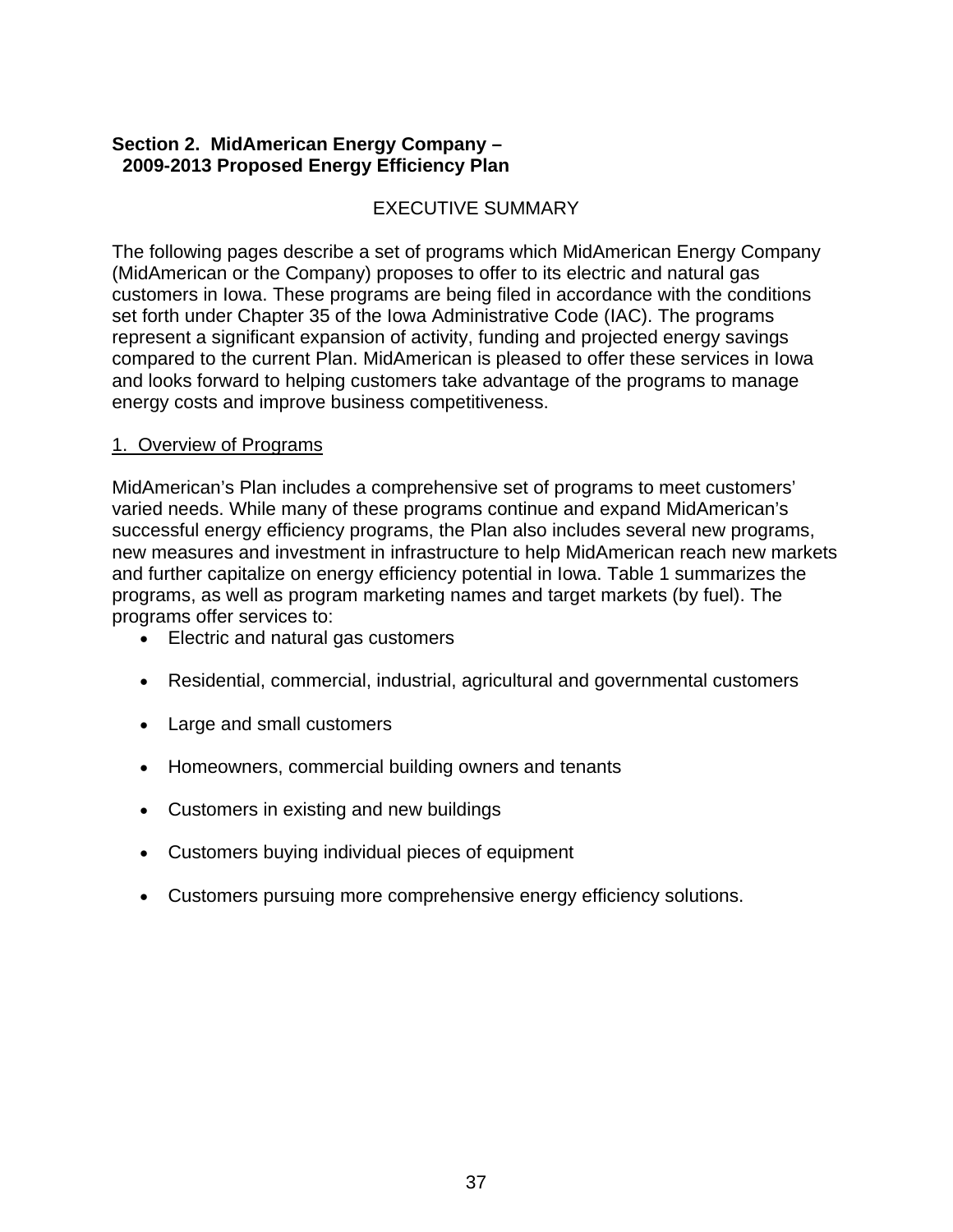**Section 2. MidAmerican Energy Company – 2009-2013 Proposed Energy Efficiency Plan**

EXECUTIVE SUMMARY

The following pages describe a set of programs which MidAmerican Energy Company (MidAmerican or the Company) proposes to offer to its electric and natural gas customers in Iowa. These programs are being filed in accordance with the conditions set forth under Chapter 35 of the Iowa Administrative Code (IAC). The programs represent a significant expansion of activity, funding and projected energy savings compared to the current Plan. MidAmerican is pleased to offer these services in Iowa and looks forward to helping customers take advantage of the programs to manage energy costs and improve business competitiveness.

1. Overview of Programs

MidAmerican's Plan includes a comprehensive set of programs to meet customers' varied needs. While many of these programs continue and expand MidAmerican's successful energy efficiency programs, the Plan also includes several new programs, new measures and investment in infrastructure to help MidAmerican reach new markets and further capitalize on energy efficiency potential in Iowa. Table 1 summarizes the programs, as well as program marketing names and target markets (by fuel). The programs offer services to:

- Electric and natural gas customers
- Residential, commercial, industrial, agricultural and governmental customers
- Large and small customers
- Homeowners, commercial building owners and tenants
- Customers in existing and new buildings
- Customers buying individual pieces of equipment
- Customers pursuing more comprehensive energy efficiency solutions.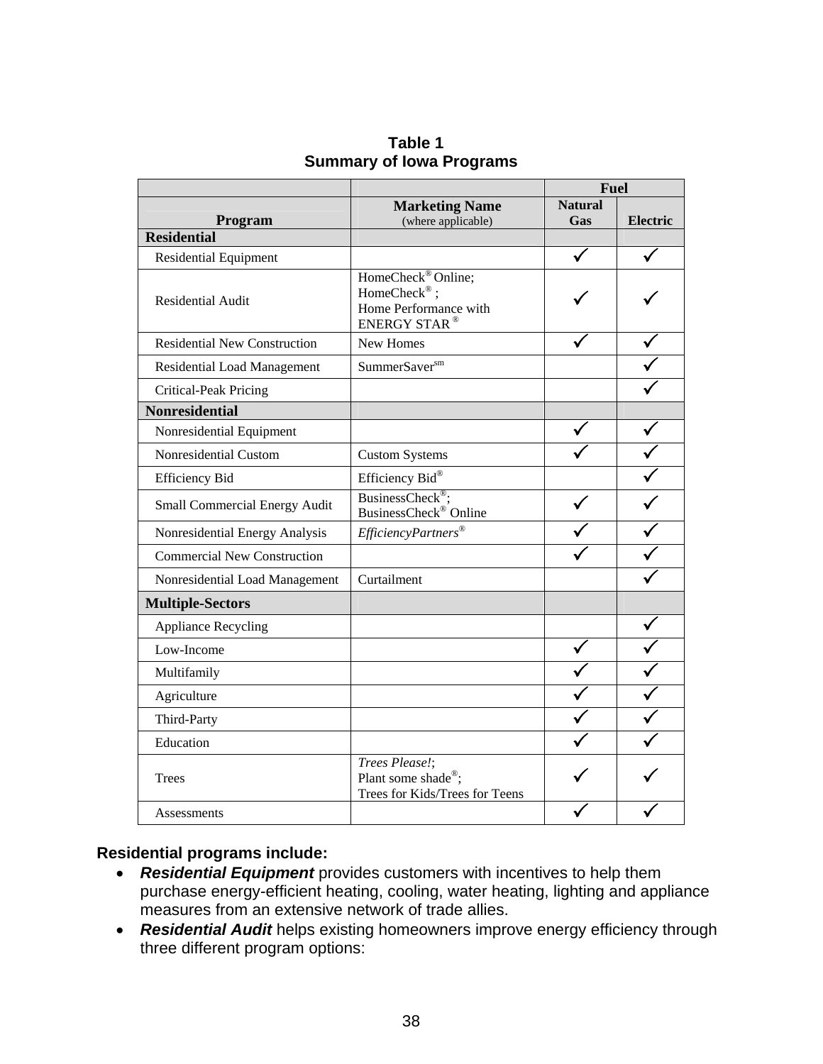**Table 1**
**Summary of Iowa Programs**

| Program | Marketing Name (where applicable) | Fuel | |
|---|---|---|---|
| | | Natural Gas | Electric |
| **Residential** | | | |
| Residential Equipment | | ✓ | ✓ |
| Residential Audit | HomeCheck® Online; HomeCheck®; Home Performance with ENERGY STAR® | ✓ | ✓ |
| Residential New Construction | New Homes | ✓ | ✓ |
| Residential Load Management | SummerSaver℠ | | ✓ |
| Critical-Peak Pricing | | | ✓ |
| **Nonresidential** | | | |
| Nonresidential Equipment | | ✓ | ✓ |
| Nonresidential Custom | Custom Systems | ✓ | ✓ |
| Efficiency Bid | Efficiency Bid® | | ✓ |
| Small Commercial Energy Audit | BusinessCheck®; BusinessCheck® Online | ✓ | ✓ |
| Nonresidential Energy Analysis | *EfficiencyPartners®* | ✓ | ✓ |
| Commercial New Construction | | ✓ | ✓ |
| Nonresidential Load Management | Curtailment | | ✓ |
| **Multiple-Sectors** | | | |
| Appliance Recycling | | | ✓ |
| Low-Income | | ✓ | ✓ |
| Multifamily | | ✓ | ✓ |
| Agriculture | | ✓ | ✓ |
| Third-Party | | ✓ | ✓ |
| Education | | ✓ | ✓ |
| Trees | *Trees Please!*; Plant some shade®; Trees for Kids/Trees for Teens | ✓ | ✓ |
| Assessments | | ✓ | ✓ |

**Residential programs include:**

- ***Residential Equipment*** provides customers with incentives to help them purchase energy-efficient heating, cooling, water heating, lighting and appliance measures from an extensive network of trade allies.
- ***Residential Audit*** helps existing homeowners improve energy efficiency through three different program options: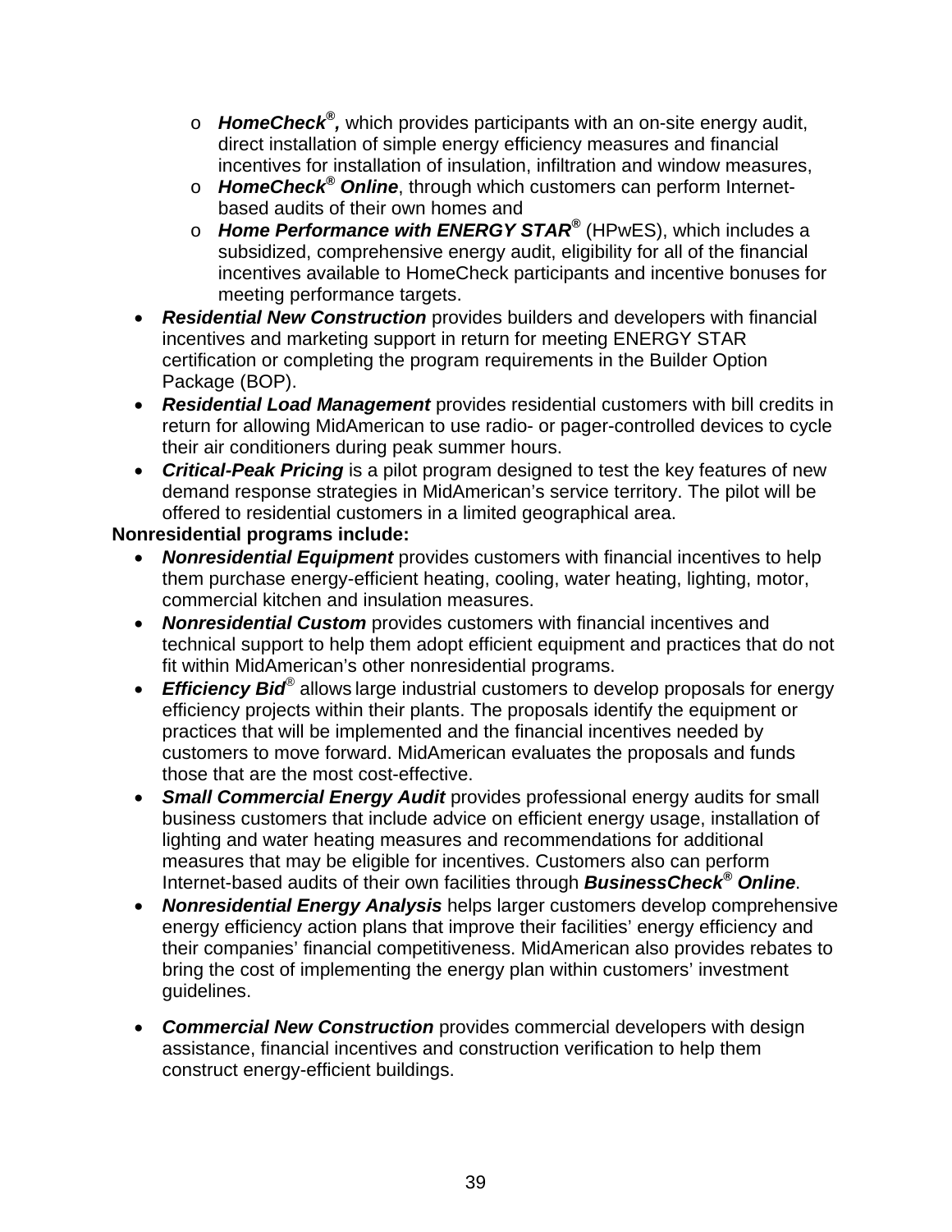- ***HomeCheck®,*** which provides participants with an on-site energy audit, direct installation of simple energy efficiency measures and financial incentives for installation of insulation, infiltration and window measures,
   - ***HomeCheck® Online***, through which customers can perform Internet-based audits of their own homes and
   - ***Home Performance with ENERGY STAR®*** (HPwES), which includes a subsidized, comprehensive energy audit, eligibility for all of the financial incentives available to HomeCheck participants and incentive bonuses for meeting performance targets.
- ***Residential New Construction*** provides builders and developers with financial incentives and marketing support in return for meeting ENERGY STAR certification or completing the program requirements in the Builder Option Package (BOP).
- ***Residential Load Management*** provides residential customers with bill credits in return for allowing MidAmerican to use radio- or pager-controlled devices to cycle their air conditioners during peak summer hours.
- ***Critical-Peak Pricing*** is a pilot program designed to test the key features of new demand response strategies in MidAmerican's service territory. The pilot will be offered to residential customers in a limited geographical area.

**Nonresidential programs include:**

- ***Nonresidential Equipment*** provides customers with financial incentives to help them purchase energy-efficient heating, cooling, water heating, lighting, motor, commercial kitchen and insulation measures.
- ***Nonresidential Custom*** provides customers with financial incentives and technical support to help them adopt efficient equipment and practices that do not fit within MidAmerican's other nonresidential programs.
- ***Efficiency Bid®*** allows large industrial customers to develop proposals for energy efficiency projects within their plants. The proposals identify the equipment or practices that will be implemented and the financial incentives needed by customers to move forward. MidAmerican evaluates the proposals and funds those that are the most cost-effective.
- ***Small Commercial Energy Audit*** provides professional energy audits for small business customers that include advice on efficient energy usage, installation of lighting and water heating measures and recommendations for additional measures that may be eligible for incentives. Customers also can perform Internet-based audits of their own facilities through ***BusinessCheck® Online***.
- ***Nonresidential Energy Analysis*** helps larger customers develop comprehensive energy efficiency action plans that improve their facilities' energy efficiency and their companies' financial competitiveness. MidAmerican also provides rebates to bring the cost of implementing the energy plan within customers' investment guidelines.
- ***Commercial New Construction*** provides commercial developers with design assistance, financial incentives and construction verification to help them construct energy-efficient buildings.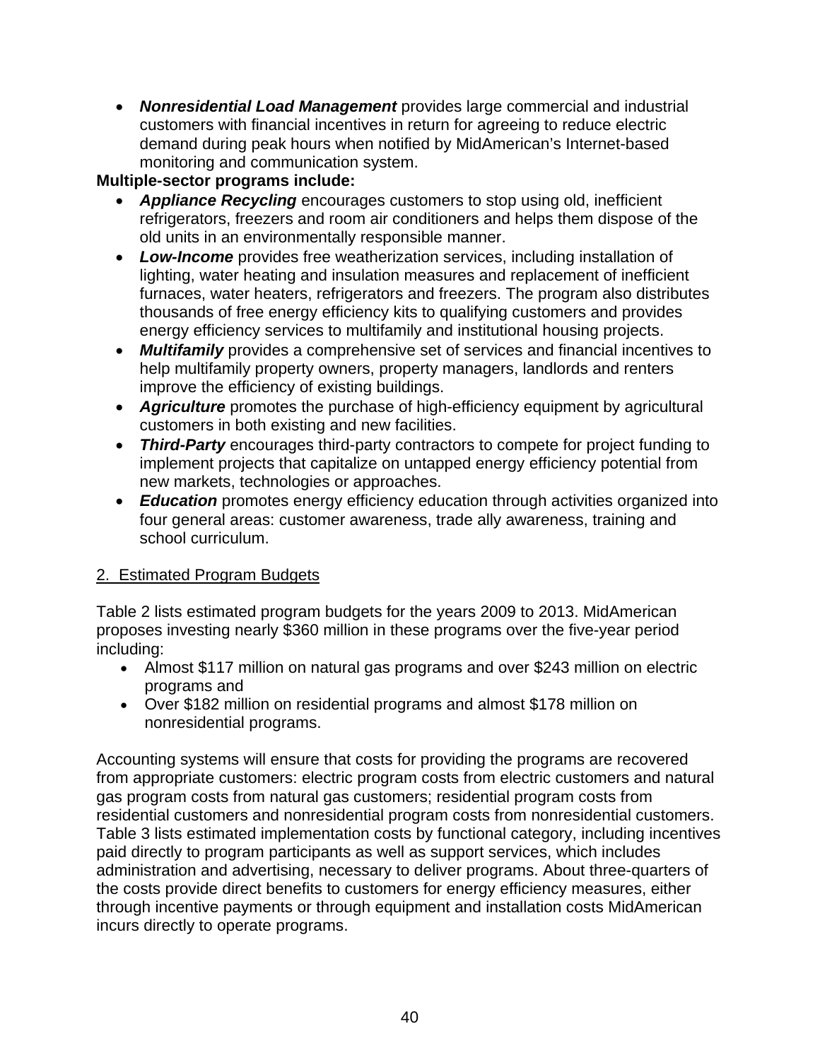- ***Nonresidential Load Management*** provides large commercial and industrial customers with financial incentives in return for agreeing to reduce electric demand during peak hours when notified by MidAmerican's Internet-based monitoring and communication system.

**Multiple-sector programs include:**

- ***Appliance Recycling*** encourages customers to stop using old, inefficient refrigerators, freezers and room air conditioners and helps them dispose of the old units in an environmentally responsible manner.
- ***Low-Income*** provides free weatherization services, including installation of lighting, water heating and insulation measures and replacement of inefficient furnaces, water heaters, refrigerators and freezers. The program also distributes thousands of free energy efficiency kits to qualifying customers and provides energy efficiency services to multifamily and institutional housing projects.
- ***Multifamily*** provides a comprehensive set of services and financial incentives to help multifamily property owners, property managers, landlords and renters improve the efficiency of existing buildings.
- ***Agriculture*** promotes the purchase of high-efficiency equipment by agricultural customers in both existing and new facilities.
- ***Third-Party*** encourages third-party contractors to compete for project funding to implement projects that capitalize on untapped energy efficiency potential from new markets, technologies or approaches.
- ***Education*** promotes energy efficiency education through activities organized into four general areas: customer awareness, trade ally awareness, training and school curriculum.

2. Estimated Program Budgets

Table 2 lists estimated program budgets for the years 2009 to 2013. MidAmerican proposes investing nearly $360 million in these programs over the five-year period including:

- Almost $117 million on natural gas programs and over $243 million on electric programs and
- Over $182 million on residential programs and almost $178 million on nonresidential programs.

Accounting systems will ensure that costs for providing the programs are recovered from appropriate customers: electric program costs from electric customers and natural gas program costs from natural gas customers; residential program costs from residential customers and nonresidential program costs from nonresidential customers. Table 3 lists estimated implementation costs by functional category, including incentives paid directly to program participants as well as support services, which includes administration and advertising, necessary to deliver programs. About three-quarters of the costs provide direct benefits to customers for energy efficiency measures, either through incentive payments or through equipment and installation costs MidAmerican incurs directly to operate programs.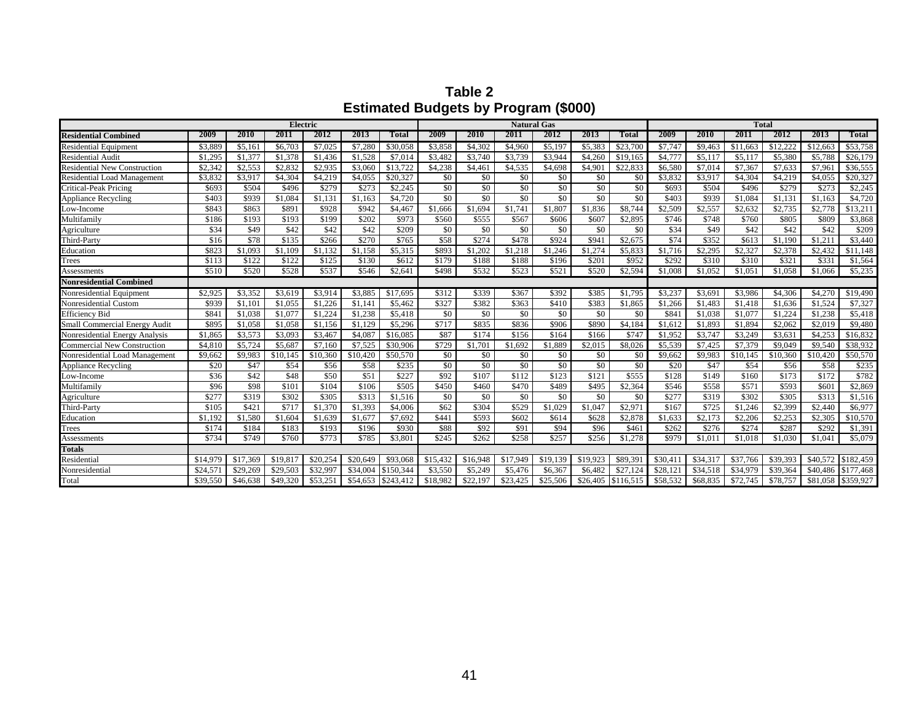# Table 2
## Estimated Budgets by Program ($000)

| | Electric | | | | | | Natural Gas | | | | | | Total | | | | | |
|---|---|---|---|---|---|---|---|---|---|---|---|---|---|---|---|---|---|---|
| **Residential Combined** | **2009** | **2010** | **2011** | **2012** | **2013** | **Total** | **2009** | **2010** | **2011** | **2012** | **2013** | **Total** | **2009** | **2010** | **2011** | **2012** | **2013** | **Total** |
| Residential Equipment | $3,889 | $5,161 | $6,703 | $7,025 | $7,280 | $30,058 | $3,858 | $4,302 | $4,960 | $5,197 | $5,383 | $23,700 | $7,747 | $9,463 | $11,663 | $12,222 | $12,663 | $53,758 |
| Residential Audit | $1,295 | $1,377 | $1,378 | $1,436 | $1,528 | $7,014 | $3,482 | $3,740 | $3,739 | $3,944 | $4,260 | $19,165 | $4,777 | $5,117 | $5,117 | $5,380 | $5,788 | $26,179 |
| Residential New Construction | $2,342 | $2,553 | $2,832 | $2,935 | $3,060 | $13,722 | $4,238 | $4,461 | $4,535 | $4,698 | $4,901 | $22,833 | $6,580 | $7,014 | $7,367 | $7,633 | $7,961 | $36,555 |
| Residential Load Management | $3,832 | $3,917 | $4,304 | $4,219 | $4,055 | $20,327 | $0 | $0 | $0 | $0 | $0 | $0 | $3,832 | $3,917 | $4,304 | $4,219 | $4,055 | $20,327 |
| Critical-Peak Pricing | $693 | $504 | $496 | $279 | $273 | $2,245 | $0 | $0 | $0 | $0 | $0 | $0 | $693 | $504 | $496 | $279 | $273 | $2,245 |
| Appliance Recycling | $403 | $939 | $1,084 | $1,131 | $1,163 | $4,720 | $0 | $0 | $0 | $0 | $0 | $0 | $403 | $939 | $1,084 | $1,131 | $1,163 | $4,720 |
| Low-Income | $843 | $863 | $891 | $928 | $942 | $4,467 | $1,666 | $1,694 | $1,741 | $1,807 | $1,836 | $8,744 | $2,509 | $2,557 | $2,632 | $2,735 | $2,778 | $13,211 |
| Multifamily | $186 | $193 | $193 | $199 | $202 | $973 | $560 | $555 | $567 | $606 | $607 | $2,895 | $746 | $748 | $760 | $805 | $809 | $3,868 |
| Agriculture | $34 | $49 | $42 | $42 | $42 | $209 | $0 | $0 | $0 | $0 | $0 | $0 | $34 | $49 | $42 | $42 | $42 | $209 |
| Third-Party | $16 | $78 | $135 | $266 | $270 | $765 | $58 | $274 | $478 | $924 | $941 | $2,675 | $74 | $352 | $613 | $1,190 | $1,211 | $3,440 |
| Education | $823 | $1,093 | $1,109 | $1,132 | $1,158 | $5,315 | $893 | $1,202 | $1,218 | $1,246 | $1,274 | $5,833 | $1,716 | $2,295 | $2,327 | $2,378 | $2,432 | $11,148 |
| Trees | $113 | $122 | $122 | $125 | $130 | $612 | $179 | $188 | $188 | $196 | $201 | $952 | $292 | $310 | $310 | $321 | $331 | $1,564 |
| Assessments | $510 | $520 | $528 | $537 | $546 | $2,641 | $498 | $532 | $523 | $521 | $520 | $2,594 | $1,008 | $1,052 | $1,051 | $1,058 | $1,066 | $5,235 |
| **Nonresidential Combined** | | | | | | | | | | | | | | | | | | |
| Nonresidential Equipment | $2,925 | $3,352 | $3,619 | $3,914 | $3,885 | $17,695 | $312 | $339 | $367 | $392 | $385 | $1,795 | $3,237 | $3,691 | $3,986 | $4,306 | $4,270 | $19,490 |
| Nonresidential Custom | $939 | $1,101 | $1,055 | $1,226 | $1,141 | $5,462 | $327 | $382 | $363 | $410 | $383 | $1,865 | $1,266 | $1,483 | $1,418 | $1,636 | $1,524 | $7,327 |
| Efficiency Bid | $841 | $1,038 | $1,077 | $1,224 | $1,238 | $5,418 | $0 | $0 | $0 | $0 | $0 | $0 | $841 | $1,038 | $1,077 | $1,224 | $1,238 | $5,418 |
| Small Commercial Energy Audit | $895 | $1,058 | $1,058 | $1,156 | $1,129 | $5,296 | $717 | $835 | $836 | $906 | $890 | $4,184 | $1,612 | $1,893 | $1,894 | $2,062 | $2,019 | $9,480 |
| Nonresidential Energy Analysis | $1,865 | $3,573 | $3,093 | $3,467 | $4,087 | $16,085 | $87 | $174 | $156 | $164 | $166 | $747 | $1,952 | $3,747 | $3,249 | $3,631 | $4,253 | $16,832 |
| Commercial New Construction | $4,810 | $5,724 | $5,687 | $7,160 | $7,525 | $30,906 | $729 | $1,701 | $1,692 | $1,889 | $2,015 | $8,026 | $5,539 | $7,425 | $7,379 | $9,049 | $9,540 | $38,932 |
| Nonresidential Load Management | $9,662 | $9,983 | $10,145 | $10,360 | $10,420 | $50,570 | $0 | $0 | $0 | $0 | $0 | $0 | $9,662 | $9,983 | $10,145 | $10,360 | $10,420 | $50,570 |
| Appliance Recycling | $20 | $47 | $54 | $56 | $58 | $235 | $0 | $0 | $0 | $0 | $0 | $0 | $20 | $47 | $54 | $56 | $58 | $235 |
| Low-Income | $36 | $42 | $48 | $50 | $51 | $227 | $92 | $107 | $112 | $123 | $121 | $555 | $128 | $149 | $160 | $173 | $172 | $782 |
| Multifamily | $96 | $98 | $101 | $104 | $106 | $505 | $450 | $460 | $470 | $489 | $495 | $2,364 | $546 | $558 | $571 | $593 | $601 | $2,869 |
| Agriculture | $277 | $319 | $302 | $305 | $313 | $1,516 | $0 | $0 | $0 | $0 | $0 | $0 | $277 | $319 | $302 | $305 | $313 | $1,516 |
| Third-Party | $105 | $421 | $717 | $1,370 | $1,393 | $4,006 | $62 | $304 | $529 | $1,029 | $1,047 | $2,971 | $167 | $725 | $1,246 | $2,399 | $2,440 | $6,977 |
| Education | $1,192 | $1,580 | $1,604 | $1,639 | $1,677 | $7,692 | $441 | $593 | $602 | $614 | $628 | $2,878 | $1,633 | $2,173 | $2,206 | $2,253 | $2,305 | $10,570 |
| Trees | $174 | $184 | $183 | $193 | $196 | $930 | $88 | $92 | $91 | $94 | $96 | $461 | $262 | $276 | $274 | $287 | $292 | $1,391 |
| Assessments | $734 | $749 | $760 | $773 | $785 | $3,801 | $245 | $262 | $258 | $257 | $256 | $1,278 | $979 | $1,011 | $1,018 | $1,030 | $1,041 | $5,079 |
| **Totals** | | | | | | | | | | | | | | | | | | |
| Residential | $14,979 | $17,369 | $19,817 | $20,254 | $20,649 | $93,068 | $15,432 | $16,948 | $17,949 | $19,139 | $19,923 | $89,391 | $30,411 | $34,317 | $37,766 | $39,393 | $40,572 | $182,459 |
| Nonresidential | $24,571 | $29,269 | $29,503 | $32,997 | $34,004 | $150,344 | $3,550 | $5,249 | $5,476 | $6,367 | $6,482 | $27,124 | $28,121 | $34,518 | $34,979 | $39,364 | $40,486 | $177,468 |
| Total | $39,550 | $46,638 | $49,320 | $53,251 | $54,653 | $243,412 | $18,982 | $22,197 | $23,425 | $25,506 | $26,405 | $116,515 | $58,532 | $68,835 | $72,745 | $78,757 | $81,058 | $359,927 |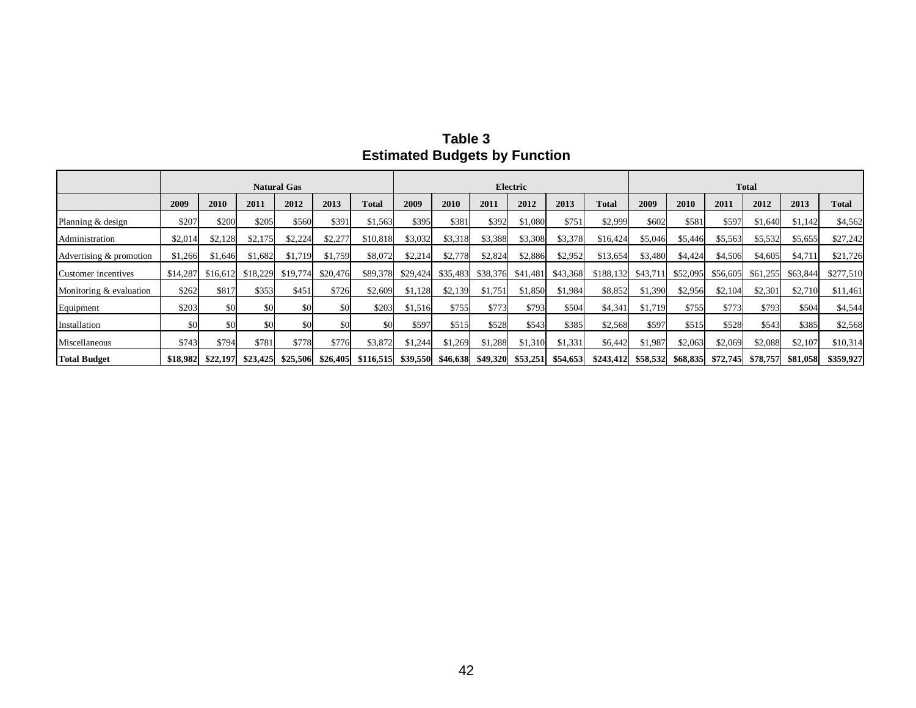**Table 3**
**Estimated Budgets by Function**

| | Natural Gas | | | | | | Electric | | | | | | Total | | | | | |
|---|---|---|---|---|---|---|---|---|---|---|---|---|---|---|---|---|---|---|
| | 2009 | 2010 | 2011 | 2012 | 2013 | Total | 2009 | 2010 | 2011 | 2012 | 2013 | Total | 2009 | 2010 | 2011 | 2012 | 2013 | Total |
| Planning & design | $207 | $200 | $205 | $560 | $391 | $1,563 | $395 | $381 | $392 | $1,080 | $751 | $2,999 | $602 | $581 | $597 | $1,640 | $1,142 | $4,562 |
| Administration | $2,014 | $2,128 | $2,175 | $2,224 | $2,277 | $10,818 | $3,032 | $3,318 | $3,388 | $3,308 | $3,378 | $16,424 | $5,046 | $5,446 | $5,563 | $5,532 | $5,655 | $27,242 |
| Advertising & promotion | $1,266 | $1,646 | $1,682 | $1,719 | $1,759 | $8,072 | $2,214 | $2,778 | $2,824 | $2,886 | $2,952 | $13,654 | $3,480 | $4,424 | $4,506 | $4,605 | $4,711 | $21,726 |
| Customer incentives | $14,287 | $16,612 | $18,229 | $19,774 | $20,476 | $89,378 | $29,424 | $35,483 | $38,376 | $41,481 | $43,368 | $188,132 | $43,711 | $52,095 | $56,605 | $61,255 | $63,844 | $277,510 |
| Monitoring & evaluation | $262 | $817 | $353 | $451 | $726 | $2,609 | $1,128 | $2,139 | $1,751 | $1,850 | $1,984 | $8,852 | $1,390 | $2,956 | $2,104 | $2,301 | $2,710 | $11,461 |
| Equipment | $203 | $0 | $0 | $0 | $0 | $203 | $1,516 | $755 | $773 | $793 | $504 | $4,341 | $1,719 | $755 | $773 | $793 | $504 | $4,544 |
| Installation | $0 | $0 | $0 | $0 | $0 | $0 | $597 | $515 | $528 | $543 | $385 | $2,568 | $597 | $515 | $528 | $543 | $385 | $2,568 |
| Miscellaneous | $743 | $794 | $781 | $778 | $776 | $3,872 | $1,244 | $1,269 | $1,288 | $1,310 | $1,331 | $6,442 | $1,987 | $2,063 | $2,069 | $2,088 | $2,107 | $10,314 |
| **Total Budget** | **$18,982** | **$22,197** | **$23,425** | **$25,506** | **$26,405** | **$116,515** | **$39,550** | **$46,638** | **$49,320** | **$53,251** | **$54,653** | **$243,412** | **$58,532** | **$68,835** | **$72,745** | **$78,757** | **$81,058** | **$359,927** |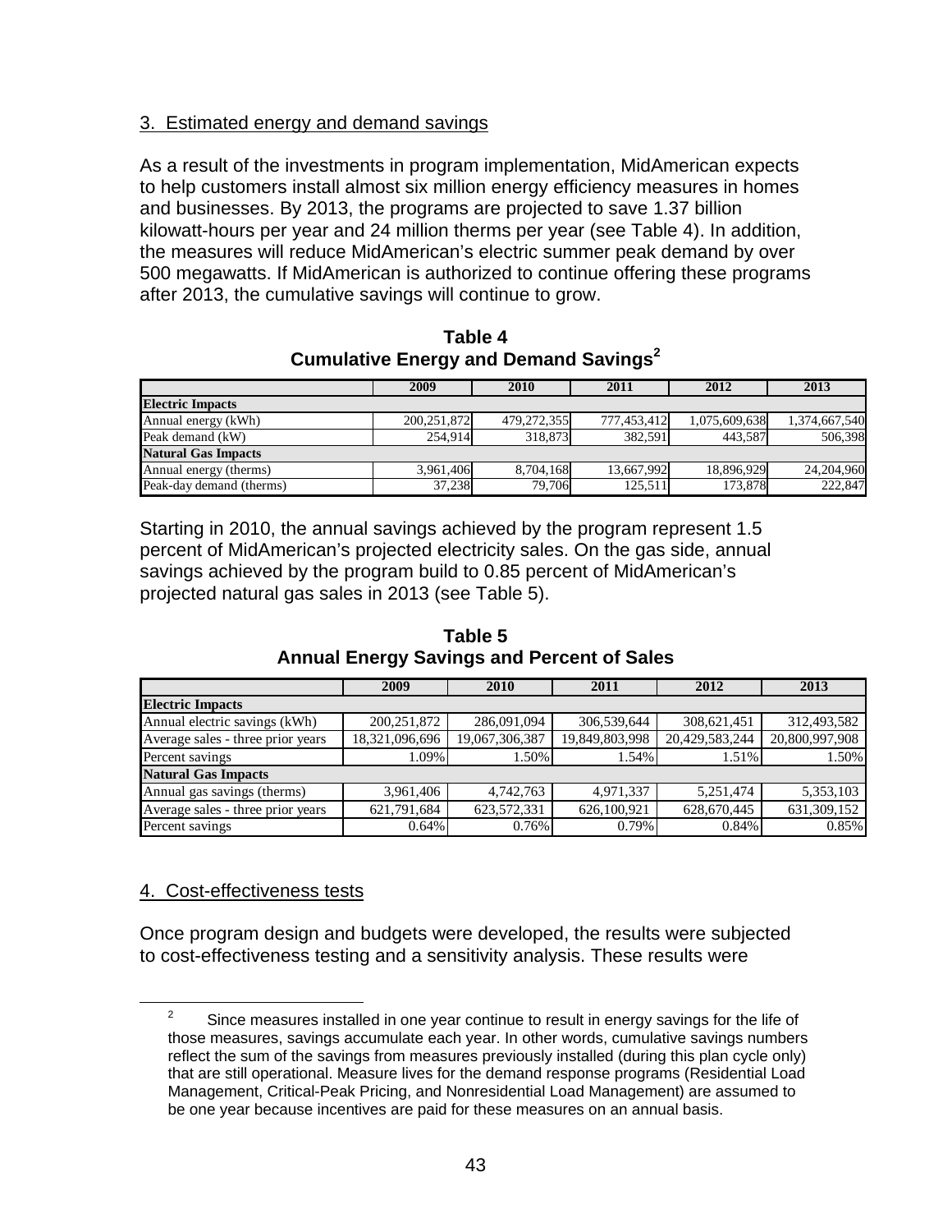3. Estimated energy and demand savings

As a result of the investments in program implementation, MidAmerican expects to help customers install almost six million energy efficiency measures in homes and businesses. By 2013, the programs are projected to save 1.37 billion kilowatt-hours per year and 24 million therms per year (see Table 4). In addition, the measures will reduce MidAmerican's electric summer peak demand by over 500 megawatts. If MidAmerican is authorized to continue offering these programs after 2013, the cumulative savings will continue to grow.

**Table 4**
**Cumulative Energy and Demand Savings[2]**

| | 2009 | 2010 | 2011 | 2012 | 2013 |
|---|---|---|---|---|---|
| **Electric Impacts** | | | | | |
| Annual energy (kWh) | 200,251,872 | 479,272,355 | 777,453,412 | 1,075,609,638 | 1,374,667,540 |
| Peak demand (kW) | 254,914 | 318,873 | 382,591 | 443,587 | 506,398 |
| **Natural Gas Impacts** | | | | | |
| Annual energy (therms) | 3,961,406 | 8,704,168 | 13,667,992 | 18,896,929 | 24,204,960 |
| Peak-day demand (therms) | 37,238 | 79,706 | 125,511 | 173,878 | 222,847 |

Starting in 2010, the annual savings achieved by the program represent 1.5 percent of MidAmerican's projected electricity sales. On the gas side, annual savings achieved by the program build to 0.85 percent of MidAmerican's projected natural gas sales in 2013 (see Table 5).

**Table 5**
**Annual Energy Savings and Percent of Sales**

| | 2009 | 2010 | 2011 | 2012 | 2013 |
|---|---|---|---|---|---|
| **Electric Impacts** | | | | | |
| Annual electric savings (kWh) | 200,251,872 | 286,091,094 | 306,539,644 | 308,621,451 | 312,493,582 |
| Average sales - three prior years | 18,321,096,696 | 19,067,306,387 | 19,849,803,998 | 20,429,583,244 | 20,800,997,908 |
| Percent savings | 1.09% | 1.50% | 1.54% | 1.51% | 1.50% |
| **Natural Gas Impacts** | | | | | |
| Annual gas savings (therms) | 3,961,406 | 4,742,763 | 4,971,337 | 5,251,474 | 5,353,103 |
| Average sales - three prior years | 621,791,684 | 623,572,331 | 626,100,921 | 628,670,445 | 631,309,152 |
| Percent savings | 0.64% | 0.76% | 0.79% | 0.84% | 0.85% |

4. Cost-effectiveness tests

Once program design and budgets were developed, the results were subjected to cost-effectiveness testing and a sensitivity analysis. These results were

[2] Since measures installed in one year continue to result in energy savings for the life of those measures, savings accumulate each year. In other words, cumulative savings numbers reflect the sum of the savings from measures previously installed (during this plan cycle only) that are still operational. Measure lives for the demand response programs (Residential Load Management, Critical-Peak Pricing, and Nonresidential Load Management) are assumed to be one year because incentives are paid for these measures on an annual basis.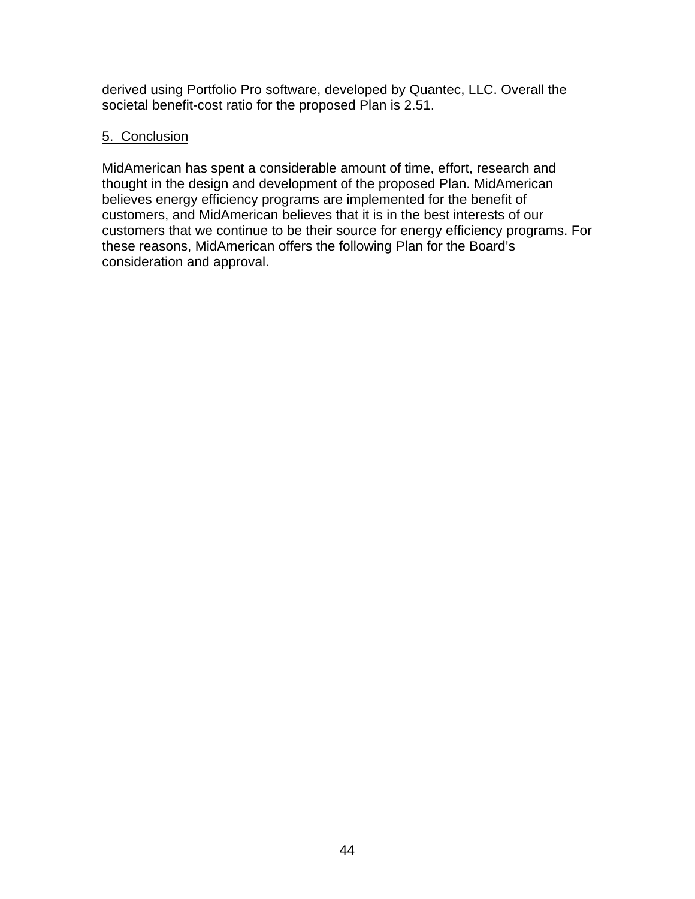derived using Portfolio Pro software, developed by Quantec, LLC. Overall the societal benefit-cost ratio for the proposed Plan is 2.51.

## 5. Conclusion

MidAmerican has spent a considerable amount of time, effort, research and thought in the design and development of the proposed Plan. MidAmerican believes energy efficiency programs are implemented for the benefit of customers, and MidAmerican believes that it is in the best interests of our customers that we continue to be their source for energy efficiency programs. For these reasons, MidAmerican offers the following Plan for the Board's consideration and approval.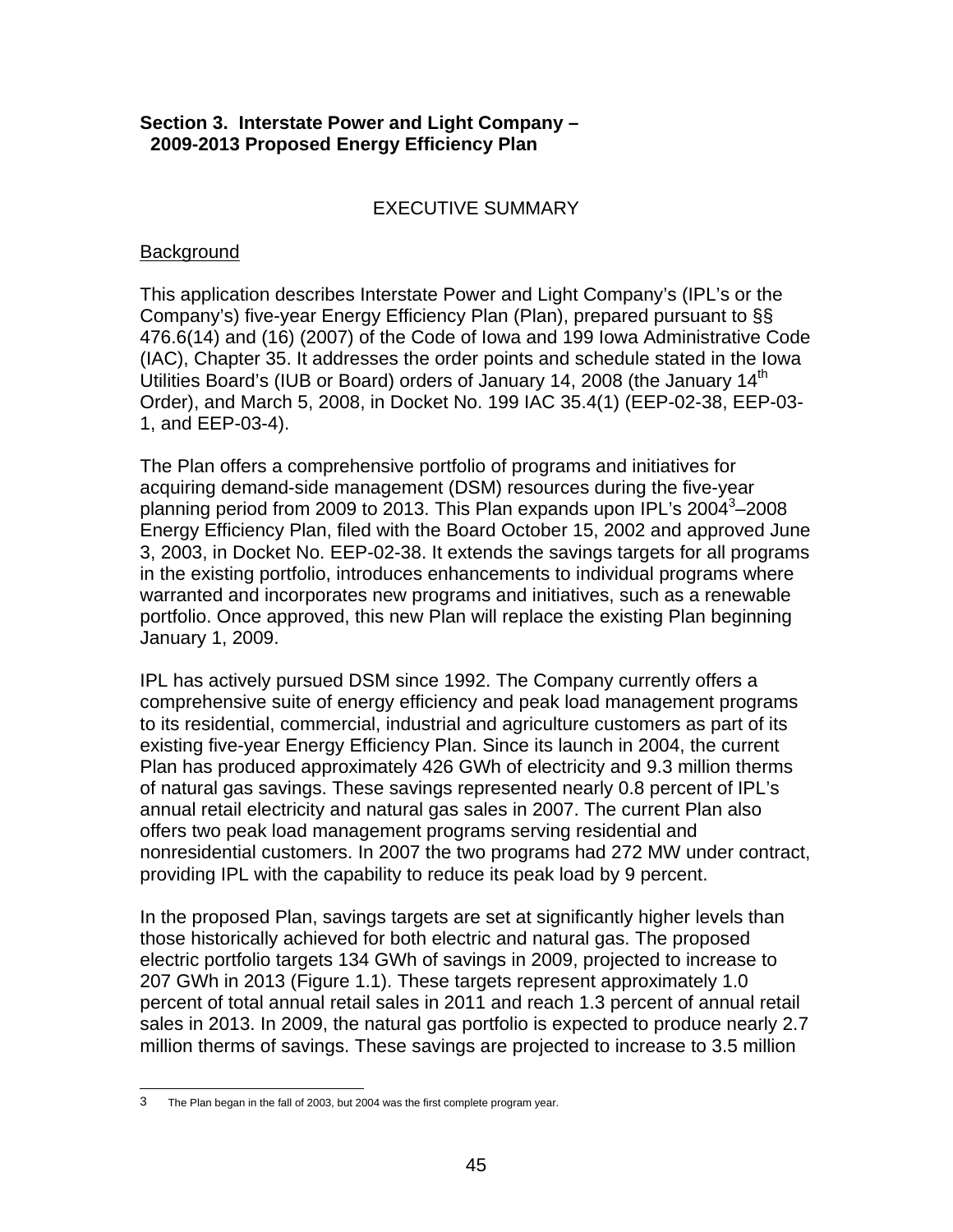**Section 3. Interstate Power and Light Company – 2009-2013 Proposed Energy Efficiency Plan**

## EXECUTIVE SUMMARY

### Background

This application describes Interstate Power and Light Company's (IPL's or the Company's) five-year Energy Efficiency Plan (Plan), prepared pursuant to §§ 476.6(14) and (16) (2007) of the Code of Iowa and 199 Iowa Administrative Code (IAC), Chapter 35. It addresses the order points and schedule stated in the Iowa Utilities Board's (IUB or Board) orders of January 14, 2008 (the January 14th Order), and March 5, 2008, in Docket No. 199 IAC 35.4(1) (EEP-02-38, EEP-03-1, and EEP-03-4).

The Plan offers a comprehensive portfolio of programs and initiatives for acquiring demand-side management (DSM) resources during the five-year planning period from 2009 to 2013. This Plan expands upon IPL's 2004[3]–2008 Energy Efficiency Plan, filed with the Board October 15, 2002 and approved June 3, 2003, in Docket No. EEP-02-38. It extends the savings targets for all programs in the existing portfolio, introduces enhancements to individual programs where warranted and incorporates new programs and initiatives, such as a renewable portfolio. Once approved, this new Plan will replace the existing Plan beginning January 1, 2009.

IPL has actively pursued DSM since 1992. The Company currently offers a comprehensive suite of energy efficiency and peak load management programs to its residential, commercial, industrial and agriculture customers as part of its existing five-year Energy Efficiency Plan. Since its launch in 2004, the current Plan has produced approximately 426 GWh of electricity and 9.3 million therms of natural gas savings. These savings represented nearly 0.8 percent of IPL's annual retail electricity and natural gas sales in 2007. The current Plan also offers two peak load management programs serving residential and nonresidential customers. In 2007 the two programs had 272 MW under contract, providing IPL with the capability to reduce its peak load by 9 percent.

In the proposed Plan, savings targets are set at significantly higher levels than those historically achieved for both electric and natural gas. The proposed electric portfolio targets 134 GWh of savings in 2009, projected to increase to 207 GWh in 2013 (Figure 1.1). These targets represent approximately 1.0 percent of total annual retail sales in 2011 and reach 1.3 percent of annual retail sales in 2013. In 2009, the natural gas portfolio is expected to produce nearly 2.7 million therms of savings. These savings are projected to increase to 3.5 million

---

3 The Plan began in the fall of 2003, but 2004 was the first complete program year.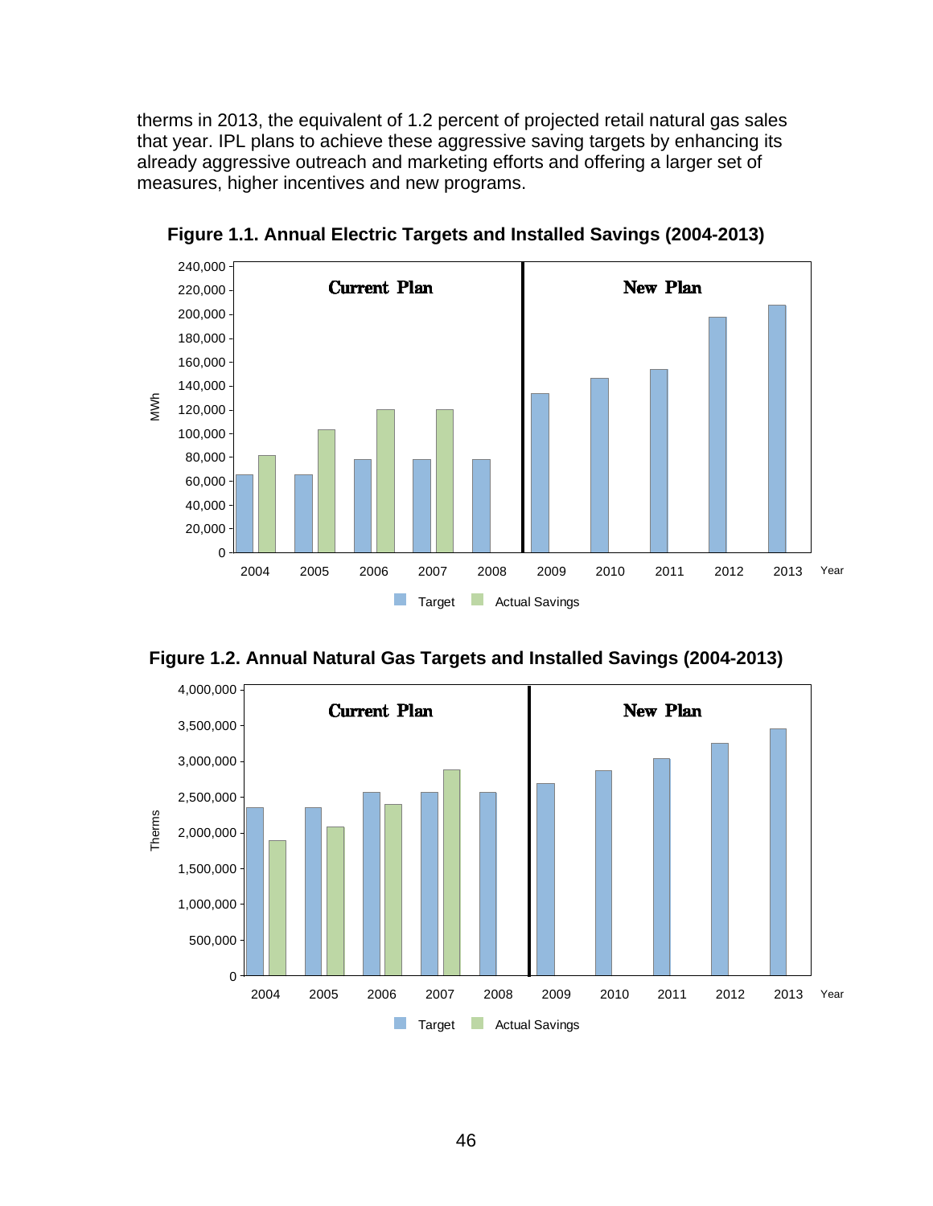therms in 2013, the equivalent of 1.2 percent of projected retail natural gas sales that year. IPL plans to achieve these aggressive saving targets by enhancing its already aggressive outreach and marketing efforts and offering a larger set of measures, higher incentives and new programs.

**Figure 1.1. Annual Electric Targets and Installed Savings (2004-2013)**

**Figure 1.2. Annual Natural Gas Targets and Installed Savings (2004-2013)**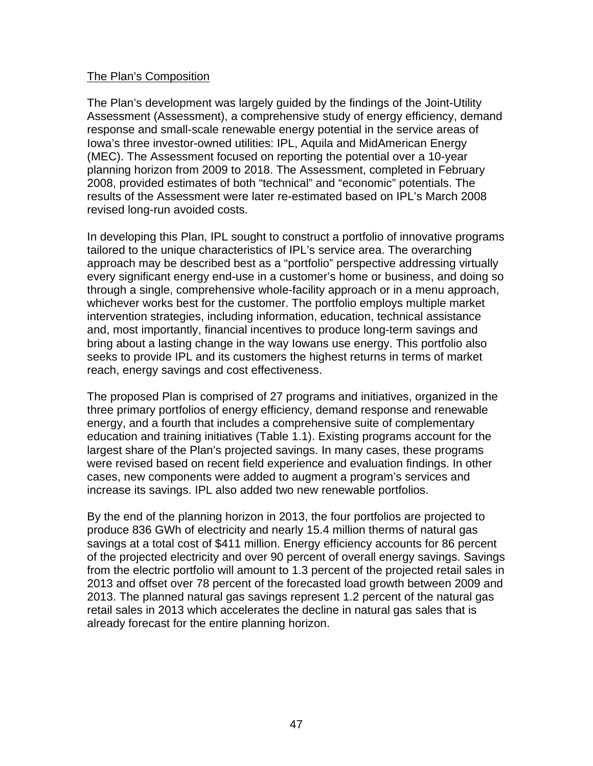## The Plan's Composition

The Plan's development was largely guided by the findings of the Joint-Utility Assessment (Assessment), a comprehensive study of energy efficiency, demand response and small-scale renewable energy potential in the service areas of Iowa's three investor-owned utilities: IPL, Aquila and MidAmerican Energy (MEC). The Assessment focused on reporting the potential over a 10-year planning horizon from 2009 to 2018. The Assessment, completed in February 2008, provided estimates of both "technical" and "economic" potentials. The results of the Assessment were later re-estimated based on IPL's March 2008 revised long-run avoided costs.

In developing this Plan, IPL sought to construct a portfolio of innovative programs tailored to the unique characteristics of IPL's service area. The overarching approach may be described best as a "portfolio" perspective addressing virtually every significant energy end-use in a customer's home or business, and doing so through a single, comprehensive whole-facility approach or in a menu approach, whichever works best for the customer. The portfolio employs multiple market intervention strategies, including information, education, technical assistance and, most importantly, financial incentives to produce long-term savings and bring about a lasting change in the way Iowans use energy. This portfolio also seeks to provide IPL and its customers the highest returns in terms of market reach, energy savings and cost effectiveness.

The proposed Plan is comprised of 27 programs and initiatives, organized in the three primary portfolios of energy efficiency, demand response and renewable energy, and a fourth that includes a comprehensive suite of complementary education and training initiatives (Table 1.1). Existing programs account for the largest share of the Plan's projected savings. In many cases, these programs were revised based on recent field experience and evaluation findings. In other cases, new components were added to augment a program's services and increase its savings. IPL also added two new renewable portfolios.

By the end of the planning horizon in 2013, the four portfolios are projected to produce 836 GWh of electricity and nearly 15.4 million therms of natural gas savings at a total cost of $411 million. Energy efficiency accounts for 86 percent of the projected electricity and over 90 percent of overall energy savings. Savings from the electric portfolio will amount to 1.3 percent of the projected retail sales in 2013 and offset over 78 percent of the forecasted load growth between 2009 and 2013. The planned natural gas savings represent 1.2 percent of the natural gas retail sales in 2013 which accelerates the decline in natural gas sales that is already forecast for the entire planning horizon.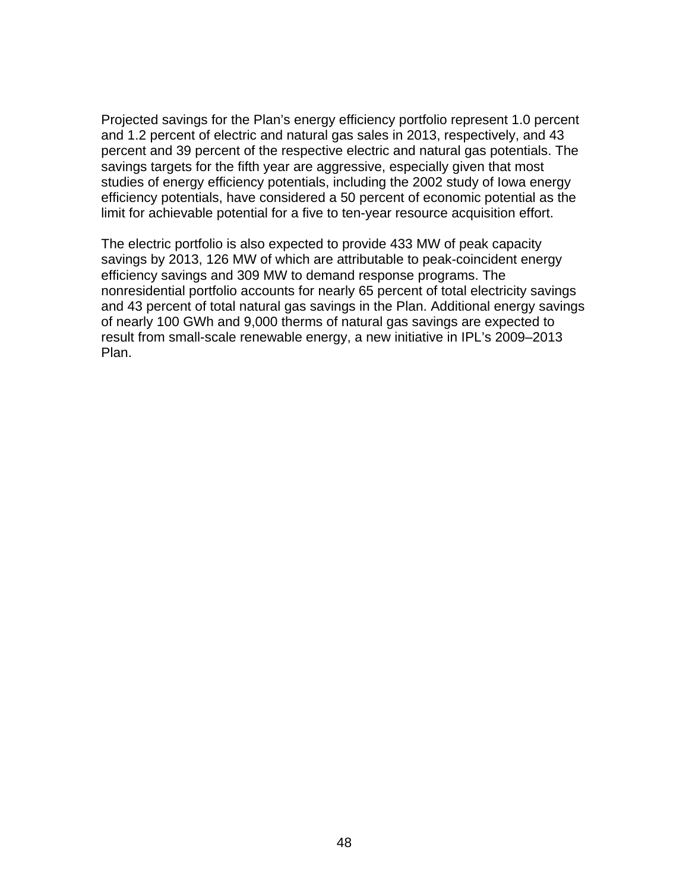Projected savings for the Plan's energy efficiency portfolio represent 1.0 percent and 1.2 percent of electric and natural gas sales in 2013, respectively, and 43 percent and 39 percent of the respective electric and natural gas potentials. The savings targets for the fifth year are aggressive, especially given that most studies of energy efficiency potentials, including the 2002 study of Iowa energy efficiency potentials, have considered a 50 percent of economic potential as the limit for achievable potential for a five to ten-year resource acquisition effort.

The electric portfolio is also expected to provide 433 MW of peak capacity savings by 2013, 126 MW of which are attributable to peak-coincident energy efficiency savings and 309 MW to demand response programs. The nonresidential portfolio accounts for nearly 65 percent of total electricity savings and 43 percent of total natural gas savings in the Plan. Additional energy savings of nearly 100 GWh and 9,000 therms of natural gas savings are expected to result from small-scale renewable energy, a new initiative in IPL's 2009–2013 Plan.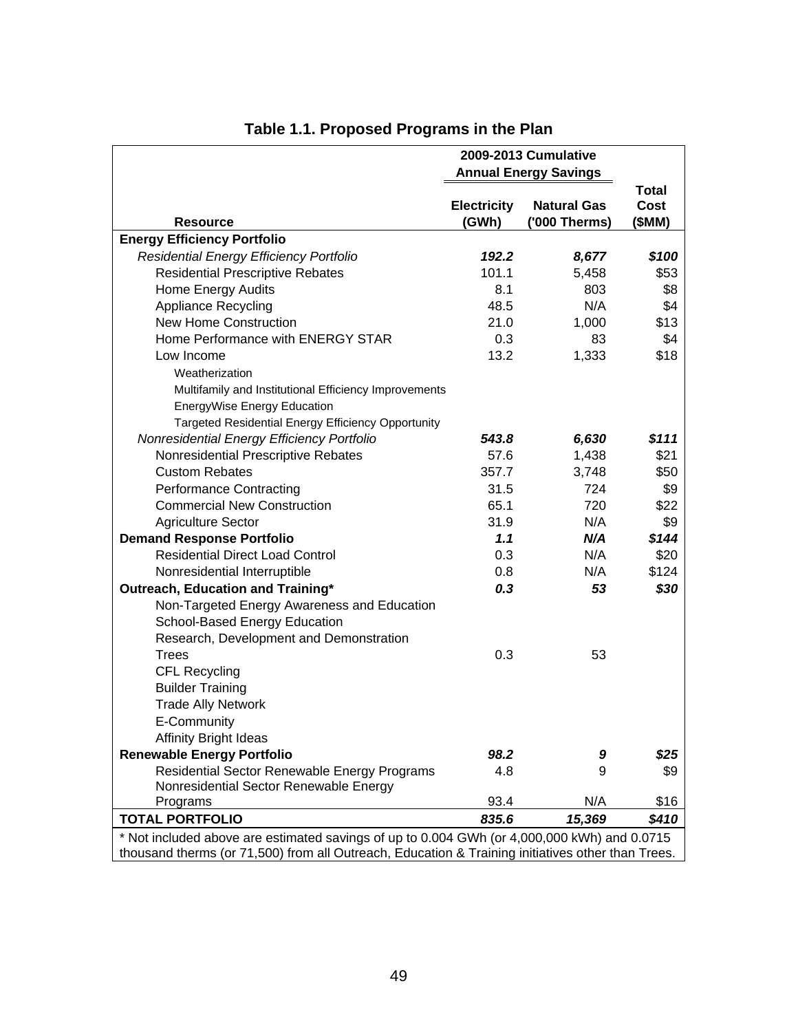# Table 1.1. Proposed Programs in the Plan

| Resource | 2009-2013 Cumulative Annual Energy Savings | | Total Cost ($MM) |
|---|---|---|---|
| | Electricity (GWh) | Natural Gas ('000 Therms) | |
| **Energy Efficiency Portfolio** | | | |
| *Residential Energy Efficiency Portfolio* | ***192.2*** | ***8,677*** | ***$100*** |
| Residential Prescriptive Rebates | 101.1 | 5,458 | $53 |
| Home Energy Audits | 8.1 | 803 | $8 |
| Appliance Recycling | 48.5 | N/A | $4 |
| New Home Construction | 21.0 | 1,000 | $13 |
| Home Performance with ENERGY STAR | 0.3 | 83 | $4 |
| Low Income | 13.2 | 1,333 | $18 |
| Weatherization | | | |
| Multifamily and Institutional Efficiency Improvements | | | |
| EnergyWise Energy Education | | | |
| Targeted Residential Energy Efficiency Opportunity | | | |
| *Nonresidential Energy Efficiency Portfolio* | ***543.8*** | ***6,630*** | ***$111*** |
| Nonresidential Prescriptive Rebates | 57.6 | 1,438 | $21 |
| Custom Rebates | 357.7 | 3,748 | $50 |
| Performance Contracting | 31.5 | 724 | $9 |
| Commercial New Construction | 65.1 | 720 | $22 |
| Agriculture Sector | 31.9 | N/A | $9 |
| **Demand Response Portfolio** | ***1.1*** | ***N/A*** | ***$144*** |
| Residential Direct Load Control | 0.3 | N/A | $20 |
| Nonresidential Interruptible | 0.8 | N/A | $124 |
| **Outreach, Education and Training*** | ***0.3*** | ***53*** | ***$30*** |
| Non-Targeted Energy Awareness and Education | | | |
| School-Based Energy Education | | | |
| Research, Development and Demonstration | | | |
| Trees | 0.3 | 53 | |
| CFL Recycling | | | |
| Builder Training | | | |
| Trade Ally Network | | | |
| E-Community | | | |
| Affinity Bright Ideas | | | |
| **Renewable Energy Portfolio** | ***98.2*** | ***9*** | ***$25*** |
| Residential Sector Renewable Energy Programs | 4.8 | 9 | $9 |
| Nonresidential Sector Renewable Energy Programs | 93.4 | N/A | $16 |
| **TOTAL PORTFOLIO** | ***835.6*** | ***15,369*** | ***$410*** |

* Not included above are estimated savings of up to 0.004 GWh (or 4,000,000 kWh) and 0.0715 thousand therms (or 71,500) from all Outreach, Education & Training initiatives other than Trees.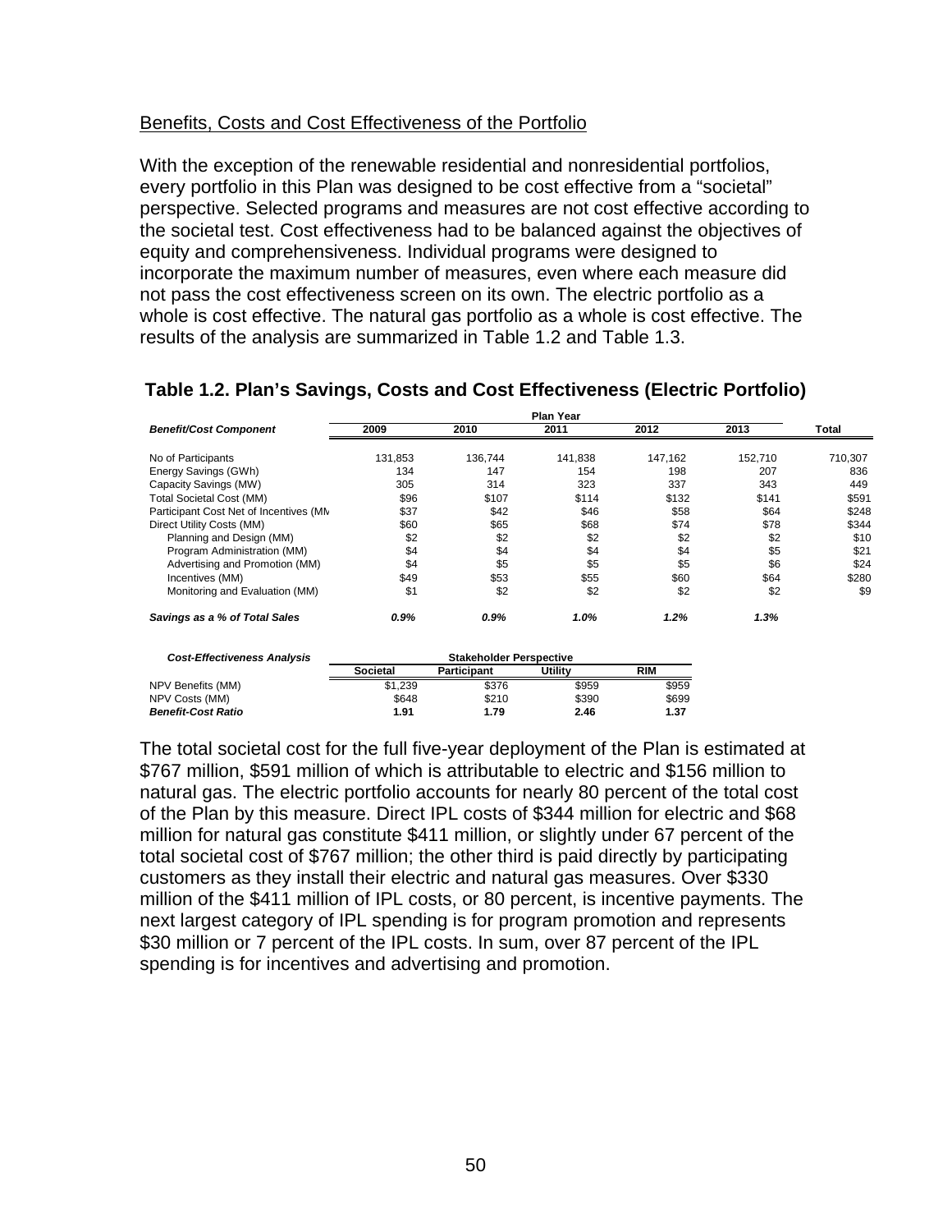Benefits, Costs and Cost Effectiveness of the Portfolio

With the exception of the renewable residential and nonresidential portfolios, every portfolio in this Plan was designed to be cost effective from a "societal" perspective. Selected programs and measures are not cost effective according to the societal test. Cost effectiveness had to be balanced against the objectives of equity and comprehensiveness. Individual programs were designed to incorporate the maximum number of measures, even where each measure did not pass the cost effectiveness screen on its own. The electric portfolio as a whole is cost effective. The natural gas portfolio as a whole is cost effective. The results of the analysis are summarized in Table 1.2 and Table 1.3.

## Table 1.2. Plan's Savings, Costs and Cost Effectiveness (Electric Portfolio)

| | Plan Year | | | | | |
|---|---|---|---|---|---|---|
| ***Benefit/Cost Component*** | **2009** | **2010** | **2011** | **2012** | **2013** | **Total** |
| No of Participants | 131,853 | 136,744 | 141,838 | 147,162 | 152,710 | 710,307 |
| Energy Savings (GWh) | 134 | 147 | 154 | 198 | 207 | 836 |
| Capacity Savings (MW) | 305 | 314 | 323 | 337 | 343 | 449 |
| Total Societal Cost (MM) | $96 | $107 | $114 | $132 | $141 | $591 |
| Participant Cost Net of Incentives (MM | $37 | $42 | $46 | $58 | $64 | $248 |
| Direct Utility Costs (MM) | $60 | $65 | $68 | $74 | $78 | $344 |
| Planning and Design (MM) | $2 | $2 | $2 | $2 | $2 | $10 |
| Program Administration (MM) | $4 | $4 | $4 | $4 | $5 | $21 |
| Advertising and Promotion (MM) | $4 | $5 | $5 | $5 | $6 | $24 |
| Incentives (MM) | $49 | $53 | $55 | $60 | $64 | $280 |
| Monitoring and Evaluation (MM) | $1 | $2 | $2 | $2 | $2 | $9 |
| ***Savings as a % of Total Sales*** | ***0.9%*** | ***0.9%*** | ***1.0%*** | ***1.2%*** | ***1.3%*** | |

| ***Cost-Effectiveness Analysis*** | Stakeholder Perspective | | | |
|---|---|---|---|---|
| | **Societal** | **Participant** | **Utility** | **RIM** |
| NPV Benefits (MM) | $1,239 | $376 | $959 | $959 |
| NPV Costs (MM) | $648 | $210 | $390 | $699 |
| ***Benefit-Cost Ratio*** | **1.91** | **1.79** | **2.46** | **1.37** |

The total societal cost for the full five-year deployment of the Plan is estimated at $767 million, $591 million of which is attributable to electric and $156 million to natural gas. The electric portfolio accounts for nearly 80 percent of the total cost of the Plan by this measure. Direct IPL costs of $344 million for electric and $68 million for natural gas constitute $411 million, or slightly under 67 percent of the total societal cost of $767 million; the other third is paid directly by participating customers as they install their electric and natural gas measures. Over $330 million of the $411 million of IPL costs, or 80 percent, is incentive payments. The next largest category of IPL spending is for program promotion and represents $30 million or 7 percent of the IPL costs. In sum, over 87 percent of the IPL spending is for incentives and advertising and promotion.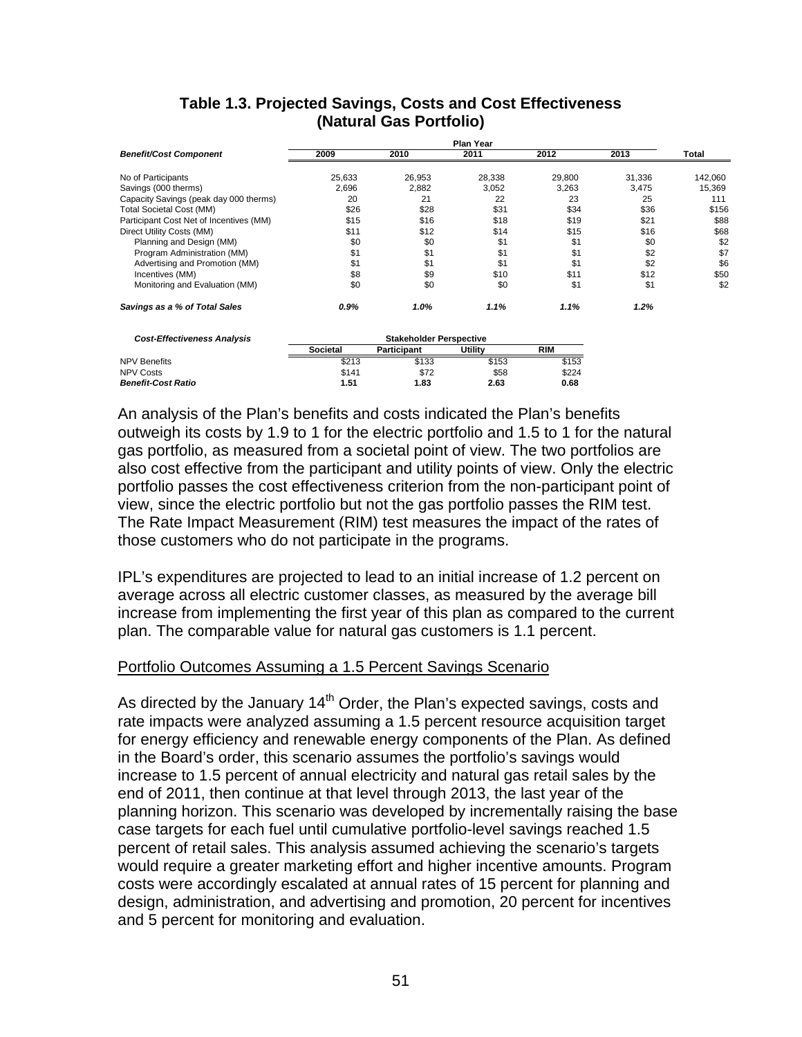## Table 1.3. Projected Savings, Costs and Cost Effectiveness (Natural Gas Portfolio)

| Benefit/Cost Component | Plan Year | | | | | |
|---|---|---|---|---|---|---|
| | 2009 | 2010 | 2011 | 2012 | 2013 | Total |
| No of Participants | 25,633 | 26,953 | 28,338 | 29,800 | 31,336 | 142,060 |
| Savings (000 therms) | 2,696 | 2,882 | 3,052 | 3,263 | 3,475 | 15,369 |
| Capacity Savings (peak day 000 therms) | 20 | 21 | 22 | 23 | 25 | 111 |
| Total Societal Cost (MM) | $26 | $28 | $31 | $34 | $36 | $156 |
| Participant Cost Net of Incentives (MM) | $15 | $16 | $18 | $19 | $21 | $88 |
| Direct Utility Costs (MM) | $11 | $12 | $14 | $15 | $16 | $68 |
| Planning and Design (MM) | $0 | $0 | $1 | $1 | $0 | $2 |
| Program Administration (MM) | $1 | $1 | $1 | $1 | $2 | $7 |
| Advertising and Promotion (MM) | $1 | $1 | $1 | $1 | $2 | $6 |
| Incentives (MM) | $8 | $9 | $10 | $11 | $12 | $50 |
| Monitoring and Evaluation (MM) | $0 | $0 | $0 | $1 | $1 | $2 |
| ***Savings as a % of Total Sales*** | ***0.9%*** | ***1.0%*** | ***1.1%*** | ***1.1%*** | ***1.2%*** | |

| Cost-Effectiveness Analysis | Stakeholder Perspective | | | |
|---|---|---|---|---|
| | Societal | Participant | Utility | RIM |
| NPV Benefits | $213 | $133 | $153 | $153 |
| NPV Costs | $141 | $72 | $58 | $224 |
| ***Benefit-Cost Ratio*** | **1.51** | **1.83** | **2.63** | **0.68** |

An analysis of the Plan's benefits and costs indicated the Plan's benefits outweigh its costs by 1.9 to 1 for the electric portfolio and 1.5 to 1 for the natural gas portfolio, as measured from a societal point of view. The two portfolios are also cost effective from the participant and utility points of view. Only the electric portfolio passes the cost effectiveness criterion from the non-participant point of view, since the electric portfolio but not the gas portfolio passes the RIM test. The Rate Impact Measurement (RIM) test measures the impact of the rates of those customers who do not participate in the programs.

IPL's expenditures are projected to lead to an initial increase of 1.2 percent on average across all electric customer classes, as measured by the average bill increase from implementing the first year of this plan as compared to the current plan. The comparable value for natural gas customers is 1.1 percent.

Portfolio Outcomes Assuming a 1.5 Percent Savings Scenario

As directed by the January 14th Order, the Plan's expected savings, costs and rate impacts were analyzed assuming a 1.5 percent resource acquisition target for energy efficiency and renewable energy components of the Plan. As defined in the Board's order, this scenario assumes the portfolio's savings would increase to 1.5 percent of annual electricity and natural gas retail sales by the end of 2011, then continue at that level through 2013, the last year of the planning horizon. This scenario was developed by incrementally raising the base case targets for each fuel until cumulative portfolio-level savings reached 1.5 percent of retail sales. This analysis assumed achieving the scenario's targets would require a greater marketing effort and higher incentive amounts. Program costs were accordingly escalated at annual rates of 15 percent for planning and design, administration, and advertising and promotion, 20 percent for incentives and 5 percent for monitoring and evaluation.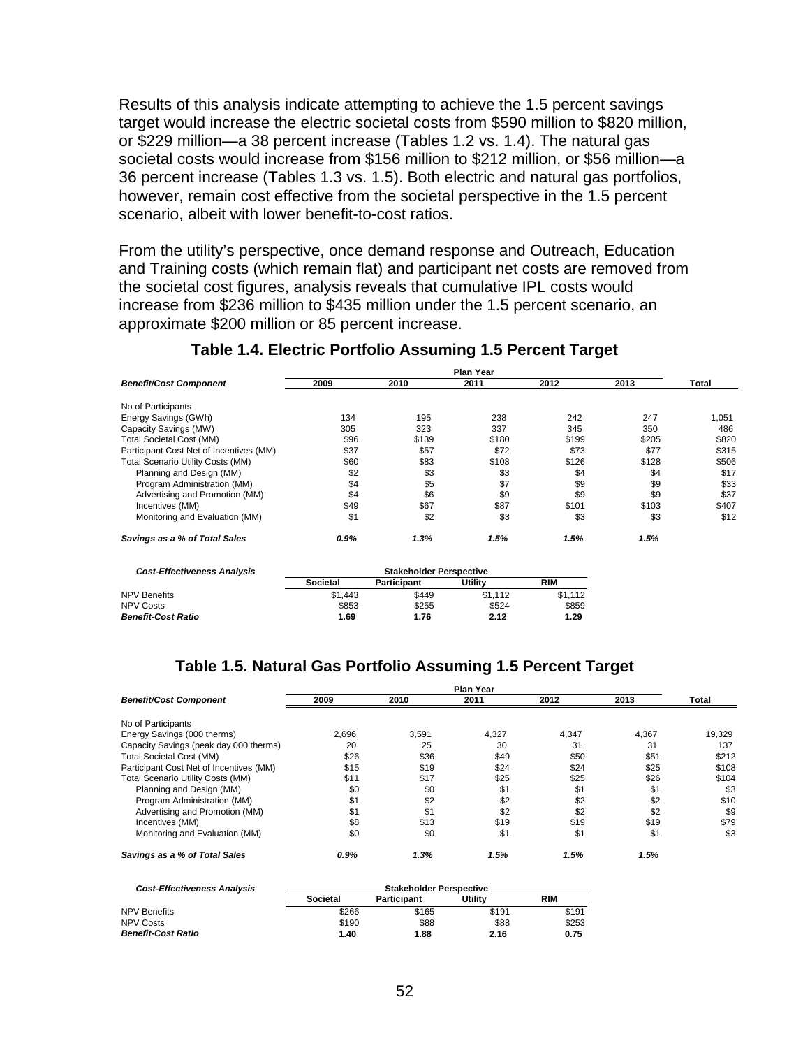Results of this analysis indicate attempting to achieve the 1.5 percent savings target would increase the electric societal costs from $590 million to $820 million, or $229 million—a 38 percent increase (Tables 1.2 vs. 1.4). The natural gas societal costs would increase from $156 million to $212 million, or $56 million—a 36 percent increase (Tables 1.3 vs. 1.5). Both electric and natural gas portfolios, however, remain cost effective from the societal perspective in the 1.5 percent scenario, albeit with lower benefit-to-cost ratios.

From the utility's perspective, once demand response and Outreach, Education and Training costs (which remain flat) and participant net costs are removed from the societal cost figures, analysis reveals that cumulative IPL costs would increase from $236 million to $435 million under the 1.5 percent scenario, an approximate $200 million or 85 percent increase.

### Table 1.4. Electric Portfolio Assuming 1.5 Percent Target

| | Plan Year | | | | | |
|---|---|---|---|---|---|---|
| ***Benefit/Cost Component*** | **2009** | **2010** | **2011** | **2012** | **2013** | **Total** |
| No of Participants | | | | | | |
| Energy Savings (GWh) | 134 | 195 | 238 | 242 | 247 | 1,051 |
| Capacity Savings (MW) | 305 | 323 | 337 | 345 | 350 | 486 |
| Total Societal Cost (MM) | $96 | $139 | $180 | $199 | $205 | $820 |
| Participant Cost Net of Incentives (MM) | $37 | $57 | $72 | $73 | $77 | $315 |
| Total Scenario Utility Costs (MM) | $60 | $83 | $108 | $126 | $128 | $506 |
| Planning and Design (MM) | $2 | $3 | $3 | $4 | $4 | $17 |
| Program Administration (MM) | $4 | $5 | $7 | $9 | $9 | $33 |
| Advertising and Promotion (MM) | $4 | $6 | $9 | $9 | $9 | $37 |
| Incentives (MM) | $49 | $67 | $87 | $101 | $103 | $407 |
| Monitoring and Evaluation (MM) | $1 | $2 | $3 | $3 | $3 | $12 |
| ***Savings as a % of Total Sales*** | ***0.9%*** | ***1.3%*** | ***1.5%*** | ***1.5%*** | ***1.5%*** | |

| ***Cost-Effectiveness Analysis*** | Stakeholder Perspective | | | |
|---|---|---|---|---|
| | **Societal** | **Participant** | **Utility** | **RIM** |
| NPV Benefits | $1,443 | $449 | $1,112 | $1,112 |
| NPV Costs | $853 | $255 | $524 | $859 |
| ***Benefit-Cost Ratio*** | **1.69** | **1.76** | **2.12** | **1.29** |

### Table 1.5. Natural Gas Portfolio Assuming 1.5 Percent Target

| | Plan Year | | | | | |
|---|---|---|---|---|---|---|
| ***Benefit/Cost Component*** | **2009** | **2010** | **2011** | **2012** | **2013** | **Total** |
| No of Participants | | | | | | |
| Energy Savings (000 therms) | 2,696 | 3,591 | 4,327 | 4,347 | 4,367 | 19,329 |
| Capacity Savings (peak day 000 therms) | 20 | 25 | 30 | 31 | 31 | 137 |
| Total Societal Cost (MM) | $26 | $36 | $49 | $50 | $51 | $212 |
| Participant Cost Net of Incentives (MM) | $15 | $19 | $24 | $24 | $25 | $108 |
| Total Scenario Utility Costs (MM) | $11 | $17 | $25 | $25 | $26 | $104 |
| Planning and Design (MM) | $0 | $0 | $1 | $1 | $1 | $3 |
| Program Administration (MM) | $1 | $2 | $2 | $2 | $2 | $10 |
| Advertising and Promotion (MM) | $1 | $1 | $2 | $2 | $2 | $9 |
| Incentives (MM) | $8 | $13 | $19 | $19 | $19 | $79 |
| Monitoring and Evaluation (MM) | $0 | $0 | $1 | $1 | $1 | $3 |
| ***Savings as a % of Total Sales*** | ***0.9%*** | ***1.3%*** | ***1.5%*** | ***1.5%*** | ***1.5%*** | |

| ***Cost-Effectiveness Analysis*** | Stakeholder Perspective | | | |
|---|---|---|---|---|
| | **Societal** | **Participant** | **Utility** | **RIM** |
| NPV Benefits | $266 | $165 | $191 | $191 |
| NPV Costs | $190 | $88 | $88 | $253 |
| ***Benefit-Cost Ratio*** | **1.40** | **1.88** | **2.16** | **0.75** |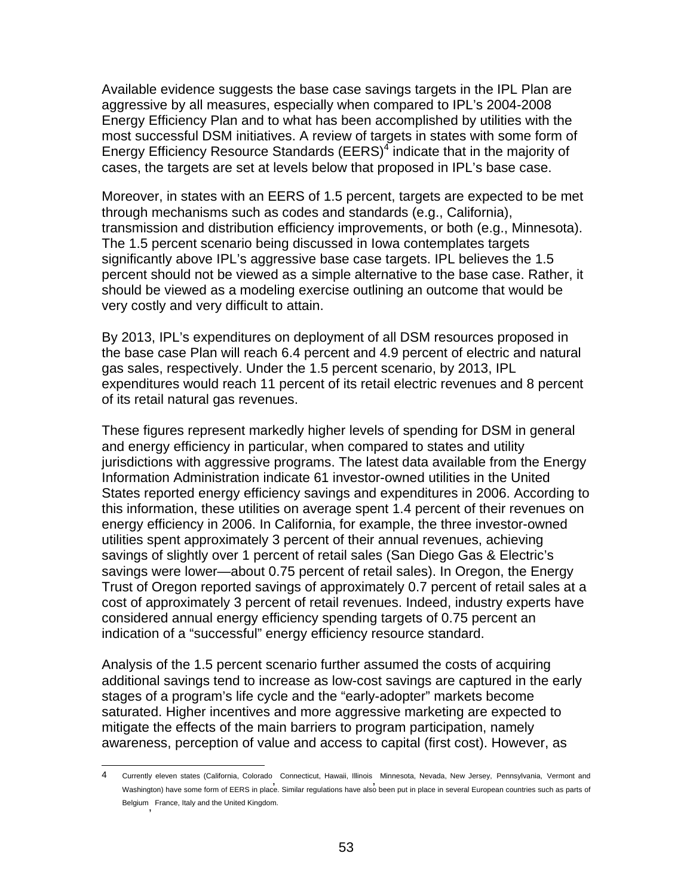Available evidence suggests the base case savings targets in the IPL Plan are aggressive by all measures, especially when compared to IPL's 2004-2008 Energy Efficiency Plan and to what has been accomplished by utilities with the most successful DSM initiatives. A review of targets in states with some form of Energy Efficiency Resource Standards (EERS)[4] indicate that in the majority of cases, the targets are set at levels below that proposed in IPL's base case.

Moreover, in states with an EERS of 1.5 percent, targets are expected to be met through mechanisms such as codes and standards (e.g., California), transmission and distribution efficiency improvements, or both (e.g., Minnesota). The 1.5 percent scenario being discussed in Iowa contemplates targets significantly above IPL's aggressive base case targets. IPL believes the 1.5 percent should not be viewed as a simple alternative to the base case. Rather, it should be viewed as a modeling exercise outlining an outcome that would be very costly and very difficult to attain.

By 2013, IPL's expenditures on deployment of all DSM resources proposed in the base case Plan will reach 6.4 percent and 4.9 percent of electric and natural gas sales, respectively. Under the 1.5 percent scenario, by 2013, IPL expenditures would reach 11 percent of its retail electric revenues and 8 percent of its retail natural gas revenues.

These figures represent markedly higher levels of spending for DSM in general and energy efficiency in particular, when compared to states and utility jurisdictions with aggressive programs. The latest data available from the Energy Information Administration indicate 61 investor-owned utilities in the United States reported energy efficiency savings and expenditures in 2006. According to this information, these utilities on average spent 1.4 percent of their revenues on energy efficiency in 2006. In California, for example, the three investor-owned utilities spent approximately 3 percent of their annual revenues, achieving savings of slightly over 1 percent of retail sales (San Diego Gas & Electric's savings were lower—about 0.75 percent of retail sales). In Oregon, the Energy Trust of Oregon reported savings of approximately 0.7 percent of retail sales at a cost of approximately 3 percent of retail revenues. Indeed, industry experts have considered annual energy efficiency spending targets of 0.75 percent an indication of a "successful" energy efficiency resource standard.

Analysis of the 1.5 percent scenario further assumed the costs of acquiring additional savings tend to increase as low-cost savings are captured in the early stages of a program's life cycle and the "early-adopter" markets become saturated. Higher incentives and more aggressive marketing are expected to mitigate the effects of the main barriers to program participation, namely awareness, perception of value and access to capital (first cost). However, as

---

[4] Currently eleven states (California, Colorado, Connecticut, Hawaii, Illinois, Minnesota, Nevada, New Jersey, Pennsylvania, Vermont and Washington) have some form of EERS in place. Similar regulations have also been put in place in several European countries such as parts of Belgium, France, Italy and the United Kingdom.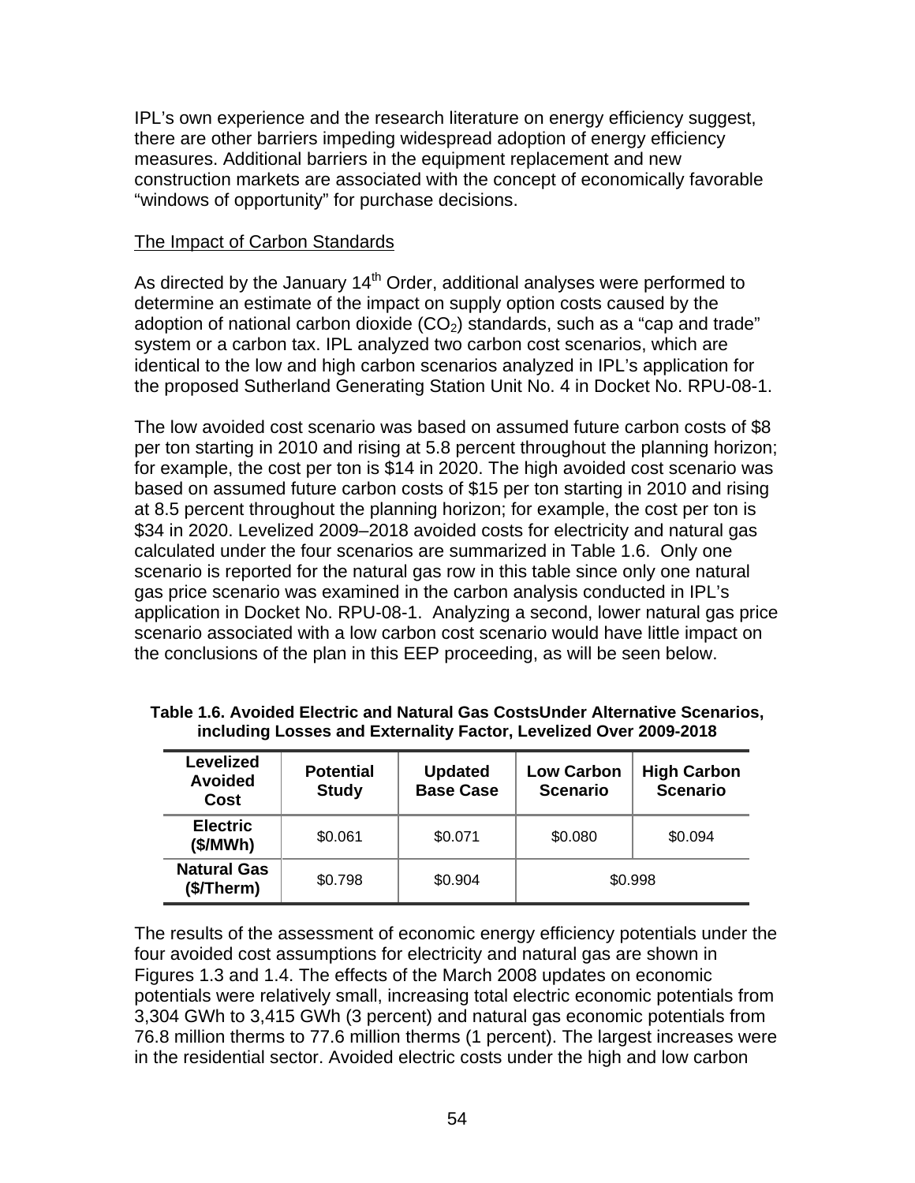IPL's own experience and the research literature on energy efficiency suggest, there are other barriers impeding widespread adoption of energy efficiency measures. Additional barriers in the equipment replacement and new construction markets are associated with the concept of economically favorable "windows of opportunity" for purchase decisions.

<u>The Impact of Carbon Standards</u>

As directed by the January 14th Order, additional analyses were performed to determine an estimate of the impact on supply option costs caused by the adoption of national carbon dioxide ($CO_2$) standards, such as a "cap and trade" system or a carbon tax. IPL analyzed two carbon cost scenarios, which are identical to the low and high carbon scenarios analyzed in IPL's application for the proposed Sutherland Generating Station Unit No. 4 in Docket No. RPU-08-1.

The low avoided cost scenario was based on assumed future carbon costs of $8 per ton starting in 2010 and rising at 5.8 percent throughout the planning horizon; for example, the cost per ton is $14 in 2020. The high avoided cost scenario was based on assumed future carbon costs of $15 per ton starting in 2010 and rising at 8.5 percent throughout the planning horizon; for example, the cost per ton is $34 in 2020. Levelized 2009–2018 avoided costs for electricity and natural gas calculated under the four scenarios are summarized in Table 1.6. Only one scenario is reported for the natural gas row in this table since only one natural gas price scenario was examined in the carbon analysis conducted in IPL's application in Docket No. RPU-08-1. Analyzing a second, lower natural gas price scenario associated with a low carbon cost scenario would have little impact on the conclusions of the plan in this EEP proceeding, as will be seen below.

**Table 1.6. Avoided Electric and Natural Gas CostsUnder Alternative Scenarios, including Losses and Externality Factor, Levelized Over 2009-2018**

| Levelized Avoided Cost | Potential Study | Updated Base Case | Low Carbon Scenario | High Carbon Scenario |
|---|---|---|---|---|
| Electric ($/MWh) | $0.061 | $0.071 | $0.080 | $0.094 |
| Natural Gas ($/Therm) | $0.798 | $0.904 | $0.998 | |

The results of the assessment of economic energy efficiency potentials under the four avoided cost assumptions for electricity and natural gas are shown in Figures 1.3 and 1.4. The effects of the March 2008 updates on economic potentials were relatively small, increasing total electric economic potentials from 3,304 GWh to 3,415 GWh (3 percent) and natural gas economic potentials from 76.8 million therms to 77.6 million therms (1 percent). The largest increases were in the residential sector. Avoided electric costs under the high and low carbon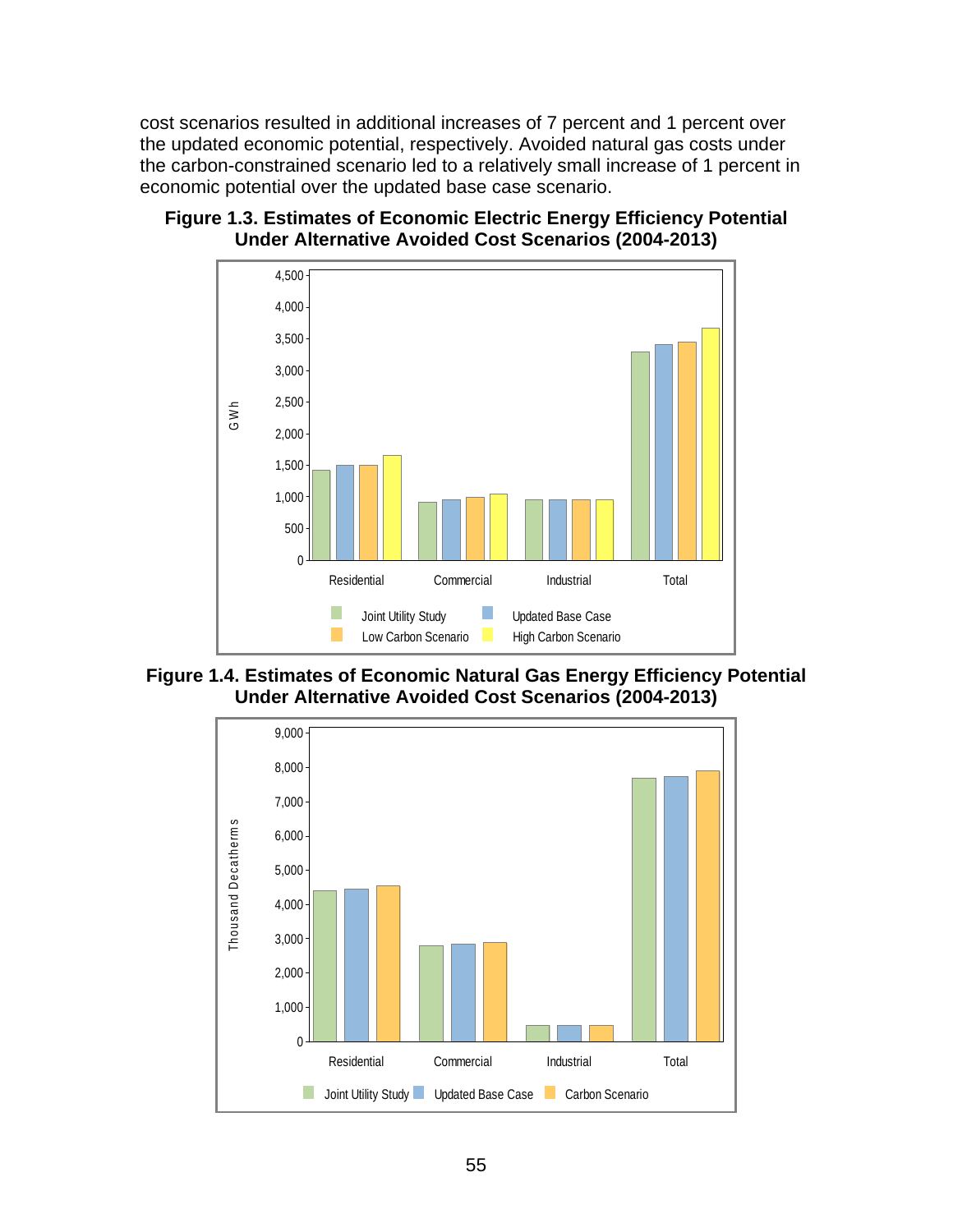cost scenarios resulted in additional increases of 7 percent and 1 percent over the updated economic potential, respectively. Avoided natural gas costs under the carbon-constrained scenario led to a relatively small increase of 1 percent in economic potential over the updated base case scenario.

**Figure 1.3. Estimates of Economic Electric Energy Efficiency Potential Under Alternative Avoided Cost Scenarios (2004-2013)**

**Figure 1.4. Estimates of Economic Natural Gas Energy Efficiency Potential Under Alternative Avoided Cost Scenarios (2004-2013)**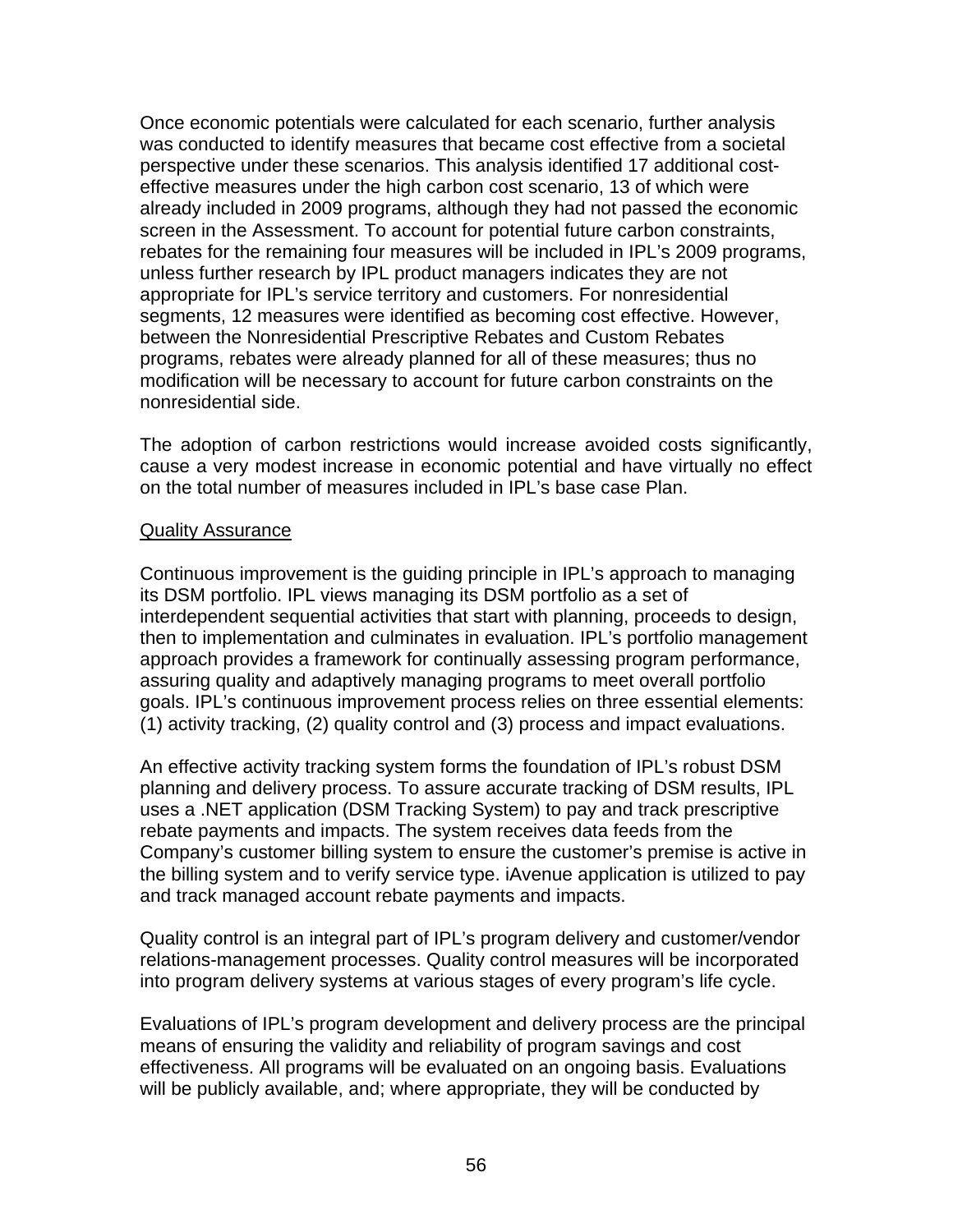Once economic potentials were calculated for each scenario, further analysis was conducted to identify measures that became cost effective from a societal perspective under these scenarios. This analysis identified 17 additional cost-effective measures under the high carbon cost scenario, 13 of which were already included in 2009 programs, although they had not passed the economic screen in the Assessment. To account for potential future carbon constraints, rebates for the remaining four measures will be included in IPL's 2009 programs, unless further research by IPL product managers indicates they are not appropriate for IPL's service territory and customers. For nonresidential segments, 12 measures were identified as becoming cost effective. However, between the Nonresidential Prescriptive Rebates and Custom Rebates programs, rebates were already planned for all of these measures; thus no modification will be necessary to account for future carbon constraints on the nonresidential side.

The adoption of carbon restrictions would increase avoided costs significantly, cause a very modest increase in economic potential and have virtually no effect on the total number of measures included in IPL's base case Plan.

Quality Assurance

Continuous improvement is the guiding principle in IPL's approach to managing its DSM portfolio. IPL views managing its DSM portfolio as a set of interdependent sequential activities that start with planning, proceeds to design, then to implementation and culminates in evaluation. IPL's portfolio management approach provides a framework for continually assessing program performance, assuring quality and adaptively managing programs to meet overall portfolio goals. IPL's continuous improvement process relies on three essential elements: (1) activity tracking, (2) quality control and (3) process and impact evaluations.

An effective activity tracking system forms the foundation of IPL's robust DSM planning and delivery process. To assure accurate tracking of DSM results, IPL uses a .NET application (DSM Tracking System) to pay and track prescriptive rebate payments and impacts. The system receives data feeds from the Company's customer billing system to ensure the customer's premise is active in the billing system and to verify service type. iAvenue application is utilized to pay and track managed account rebate payments and impacts.

Quality control is an integral part of IPL's program delivery and customer/vendor relations-management processes. Quality control measures will be incorporated into program delivery systems at various stages of every program's life cycle.

Evaluations of IPL's program development and delivery process are the principal means of ensuring the validity and reliability of program savings and cost effectiveness. All programs will be evaluated on an ongoing basis. Evaluations will be publicly available, and; where appropriate, they will be conducted by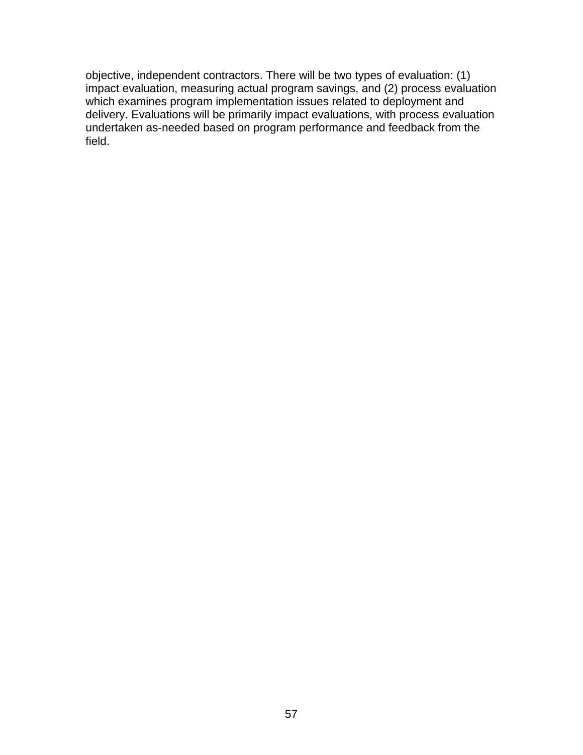objective, independent contractors. There will be two types of evaluation: (1) impact evaluation, measuring actual program savings, and (2) process evaluation which examines program implementation issues related to deployment and delivery. Evaluations will be primarily impact evaluations, with process evaluation undertaken as-needed based on program performance and feedback from the field.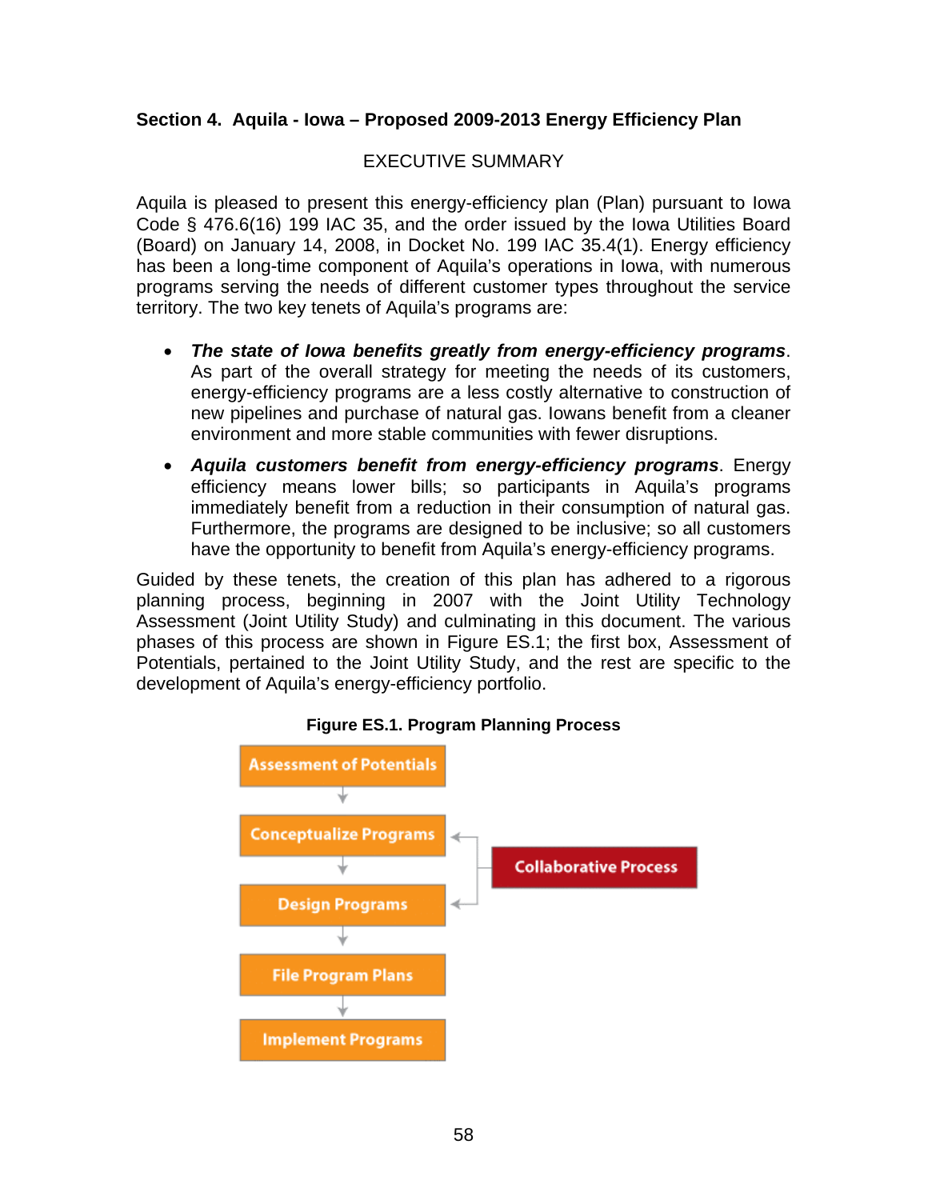## Section 4. Aquila - Iowa – Proposed 2009-2013 Energy Efficiency Plan

EXECUTIVE SUMMARY

Aquila is pleased to present this energy-efficiency plan (Plan) pursuant to Iowa Code § 476.6(16) 199 IAC 35, and the order issued by the Iowa Utilities Board (Board) on January 14, 2008, in Docket No. 199 IAC 35.4(1). Energy efficiency has been a long-time component of Aquila's operations in Iowa, with numerous programs serving the needs of different customer types throughout the service territory. The two key tenets of Aquila's programs are:

- ***The state of Iowa benefits greatly from energy-efficiency programs***. As part of the overall strategy for meeting the needs of its customers, energy-efficiency programs are a less costly alternative to construction of new pipelines and purchase of natural gas. Iowans benefit from a cleaner environment and more stable communities with fewer disruptions.
- ***Aquila customers benefit from energy-efficiency programs***. Energy efficiency means lower bills; so participants in Aquila's programs immediately benefit from a reduction in their consumption of natural gas. Furthermore, the programs are designed to be inclusive; so all customers have the opportunity to benefit from Aquila's energy-efficiency programs.

Guided by these tenets, the creation of this plan has adhered to a rigorous planning process, beginning in 2007 with the Joint Utility Technology Assessment (Joint Utility Study) and culminating in this document. The various phases of this process are shown in Figure ES.1; the first box, Assessment of Potentials, pertained to the Joint Utility Study, and the rest are specific to the development of Aquila's energy-efficiency portfolio.

**Figure ES.1. Program Planning Process**

Assessment of Potentials → Conceptualize Programs → Design Programs → File Program Plans → Implement Programs

Collaborative Process → Conceptualize Programs, Design Programs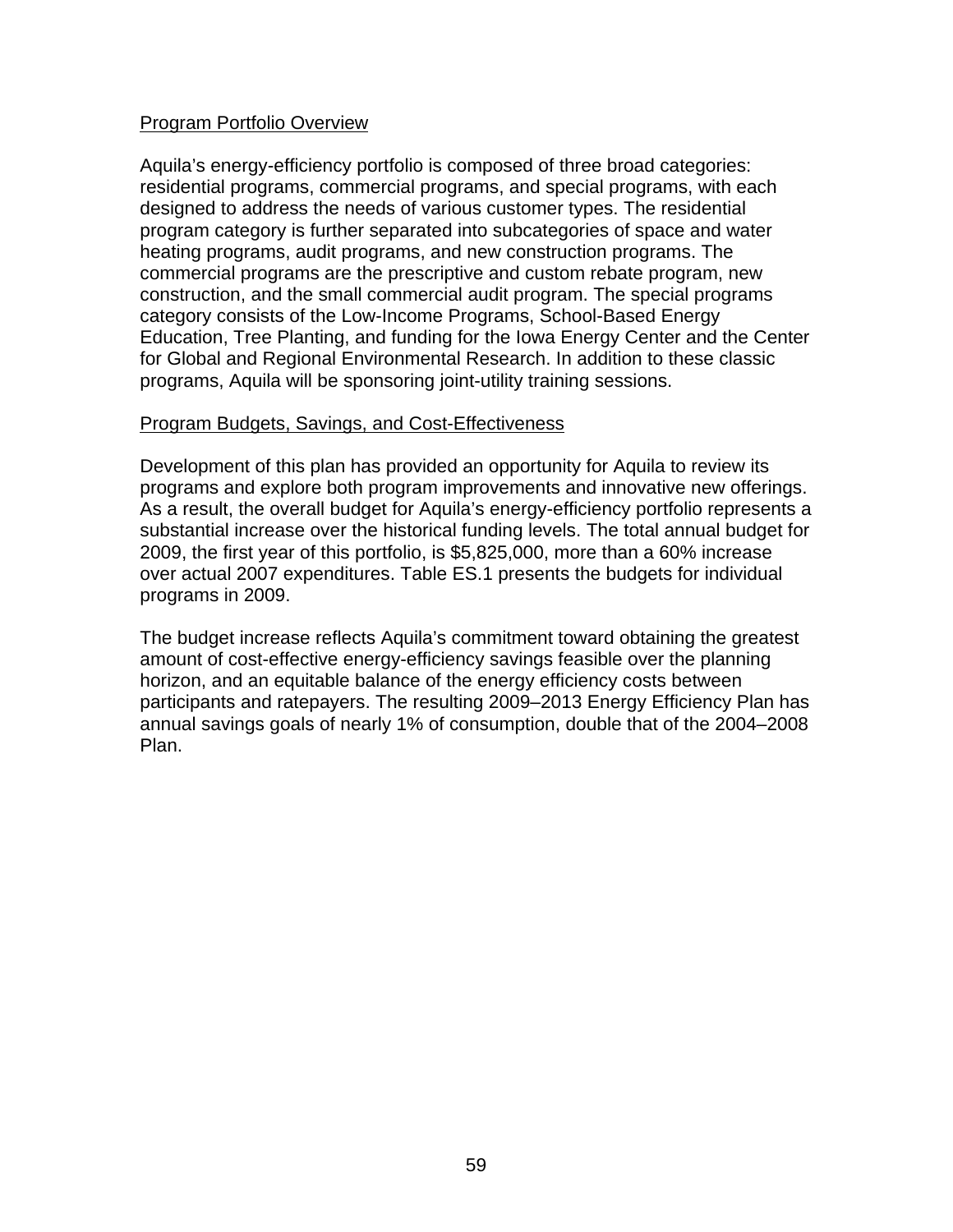<u>Program Portfolio Overview</u>

Aquila's energy-efficiency portfolio is composed of three broad categories: residential programs, commercial programs, and special programs, with each designed to address the needs of various customer types. The residential program category is further separated into subcategories of space and water heating programs, audit programs, and new construction programs. The commercial programs are the prescriptive and custom rebate program, new construction, and the small commercial audit program. The special programs category consists of the Low-Income Programs, School-Based Energy Education, Tree Planting, and funding for the Iowa Energy Center and the Center for Global and Regional Environmental Research. In addition to these classic programs, Aquila will be sponsoring joint-utility training sessions.

<u>Program Budgets, Savings, and Cost-Effectiveness</u>

Development of this plan has provided an opportunity for Aquila to review its programs and explore both program improvements and innovative new offerings. As a result, the overall budget for Aquila's energy-efficiency portfolio represents a substantial increase over the historical funding levels. The total annual budget for 2009, the first year of this portfolio, is $5,825,000, more than a 60% increase over actual 2007 expenditures. Table ES.1 presents the budgets for individual programs in 2009.

The budget increase reflects Aquila's commitment toward obtaining the greatest amount of cost-effective energy-efficiency savings feasible over the planning horizon, and an equitable balance of the energy efficiency costs between participants and ratepayers. The resulting 2009–2013 Energy Efficiency Plan has annual savings goals of nearly 1% of consumption, double that of the 2004–2008 Plan.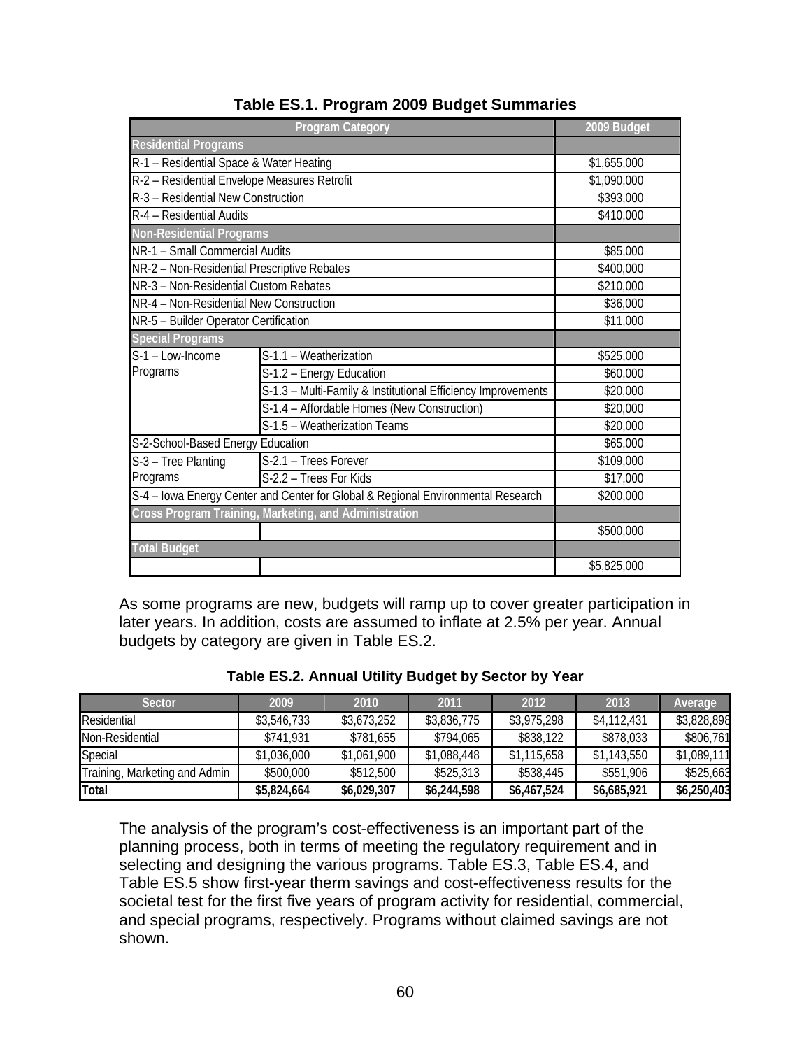**Table ES.1. Program 2009 Budget Summaries**

| Program Category | | 2009 Budget |
|---|---|---|
| **Residential Programs** | | |
| R-1 – Residential Space & Water Heating | | $1,655,000 |
| R-2 – Residential Envelope Measures Retrofit | | $1,090,000 |
| R-3 – Residential New Construction | | $393,000 |
| R-4 – Residential Audits | | $410,000 |
| **Non-Residential Programs** | | |
| NR-1 – Small Commercial Audits | | $85,000 |
| NR-2 – Non-Residential Prescriptive Rebates | | $400,000 |
| NR-3 – Non-Residential Custom Rebates | | $210,000 |
| NR-4 – Non-Residential New Construction | | $36,000 |
| NR-5 – Builder Operator Certification | | $11,000 |
| **Special Programs** | | |
| S-1 – Low-Income Programs | S-1.1 – Weatherization | $525,000 |
| | S-1.2 – Energy Education | $60,000 |
| | S-1.3 – Multi-Family & Institutional Efficiency Improvements | $20,000 |
| | S-1.4 – Affordable Homes (New Construction) | $20,000 |
| | S-1.5 – Weatherization Teams | $20,000 |
| S-2-School-Based Energy Education | | $65,000 |
| S-3 – Tree Planting Programs | S-2.1 – Trees Forever | $109,000 |
| | S-2.2 – Trees For Kids | $17,000 |
| S-4 – Iowa Energy Center and Center for Global & Regional Environmental Research | | $200,000 |
| **Cross Program Training, Marketing, and Administration** | | |
| | | $500,000 |
| **Total Budget** | | |
| | | $5,825,000 |

As some programs are new, budgets will ramp up to cover greater participation in later years. In addition, costs are assumed to inflate at 2.5% per year. Annual budgets by category are given in Table ES.2.

**Table ES.2. Annual Utility Budget by Sector by Year**

| Sector | 2009 | 2010 | 2011 | 2012 | 2013 | Average |
|---|---|---|---|---|---|---|
| Residential | $3,546,733 | $3,673,252 | $3,836,775 | $3,975,298 | $4,112,431 | $3,828,898 |
| Non-Residential | $741,931 | $781,655 | $794,065 | $838,122 | $878,033 | $806,761 |
| Special | $1,036,000 | $1,061,900 | $1,088,448 | $1,115,658 | $1,143,550 | $1,089,111 |
| Training, Marketing and Admin | $500,000 | $512,500 | $525,313 | $538,445 | $551,906 | $525,663 |
| **Total** | **$5,824,664** | **$6,029,307** | **$6,244,598** | **$6,467,524** | **$6,685,921** | **$6,250,403** |

The analysis of the program's cost-effectiveness is an important part of the planning process, both in terms of meeting the regulatory requirement and in selecting and designing the various programs. Table ES.3, Table ES.4, and Table ES.5 show first-year therm savings and cost-effectiveness results for the societal test for the first five years of program activity for residential, commercial, and special programs, respectively. Programs without claimed savings are not shown.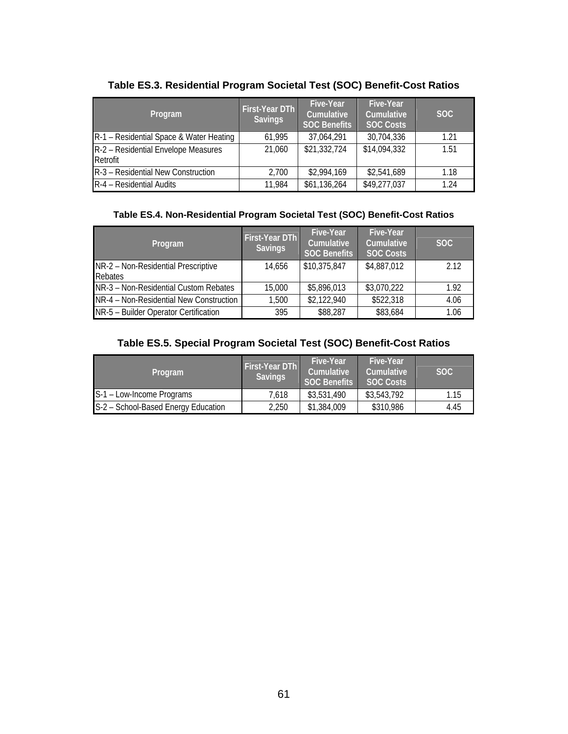**Table ES.3. Residential Program Societal Test (SOC) Benefit-Cost Ratios**

| Program | First-Year DTh Savings | Five-Year Cumulative SOC Benefits | Five-Year Cumulative SOC Costs | SOC |
|---|---|---|---|---|
| R-1 – Residential Space & Water Heating | 61,995 | 37,064,291 | 30,704,336 | 1.21 |
| R-2 – Residential Envelope Measures Retrofit | 21,060 | $21,332,724 | $14,094,332 | 1.51 |
| R-3 – Residential New Construction | 2,700 | $2,994,169 | $2,541,689 | 1.18 |
| R-4 – Residential Audits | 11,984 | $61,136,264 | $49,277,037 | 1.24 |

**Table ES.4. Non-Residential Program Societal Test (SOC) Benefit-Cost Ratios**

| Program | First-Year DTh Savings | Five-Year Cumulative SOC Benefits | Five-Year Cumulative SOC Costs | SOC |
|---|---|---|---|---|
| NR-2 – Non-Residential Prescriptive Rebates | 14,656 | $10,375,847 | $4,887,012 | 2.12 |
| NR-3 – Non-Residential Custom Rebates | 15,000 | $5,896,013 | $3,070,222 | 1.92 |
| NR-4 – Non-Residential New Construction | 1,500 | $2,122,940 | $522,318 | 4.06 |
| NR-5 – Builder Operator Certification | 395 | $88,287 | $83,684 | 1.06 |

**Table ES.5. Special Program Societal Test (SOC) Benefit-Cost Ratios**

| Program | First-Year DTh Savings | Five-Year Cumulative SOC Benefits | Five-Year Cumulative SOC Costs | SOC |
|---|---|---|---|---|
| S-1 – Low-Income Programs | 7,618 | $3,531,490 | $3,543,792 | 1.15 |
| S-2 – School-Based Energy Education | 2,250 | $1,384,009 | $310,986 | 4.45 |